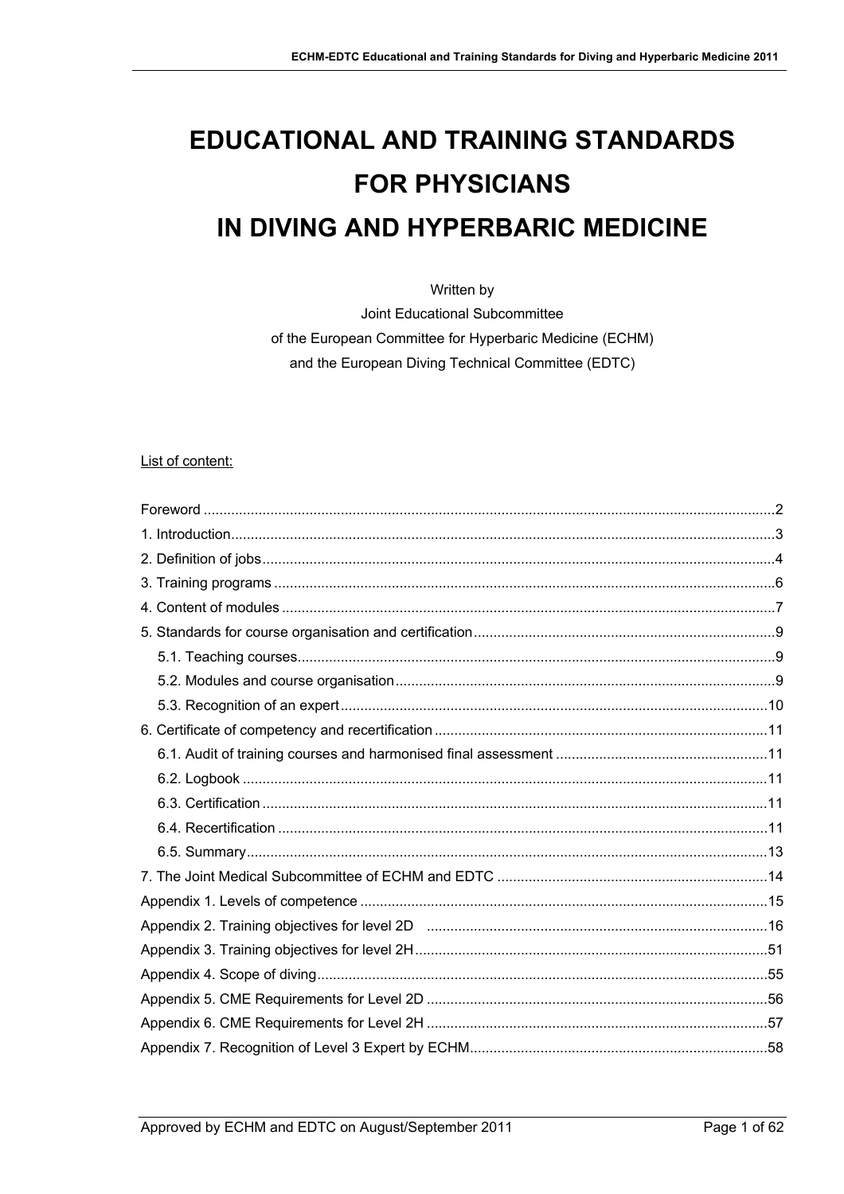# EDUCATIONAL AND TRAINING STANDARDS FOR PHYSICIANS IN DIVING AND HYPERBARIC MEDICINE

Written by
Joint Educational Subcommittee
of the European Committee for Hyperbaric Medicine (ECHM)
and the European Diving Technical Committee (EDTC)

List of content:

Foreword ....................................................................................2
1. Introduction ..............................................................................3
2. Definition of jobs .......................................................................4
3. Training programs .....................................................................6
4. Content of modules ...................................................................7
5. Standards for course organisation and certification ........................9
   5.1. Teaching courses ..................................................................9
   5.2. Modules and course organisation ............................................9
   5.3. Recognition of an expert .......................................................10
6. Certificate of competency and recertification ................................11
   6.1. Audit of training courses and harmonised final assessment .........11
   6.2. Logbook ...............................................................................11
   6.3. Certification .........................................................................11
   6.4. Recertification ......................................................................11
   6.5. Summary ..............................................................................13
7. The Joint Medical Subcommittee of ECHM and EDTC ......................14
Appendix 1. Levels of competence ..................................................15
Appendix 2. Training objectives for level 2D .....................................16
Appendix 3. Training objectives for level 2H .....................................51
Appendix 4. Scope of diving ...........................................................55
Appendix 5. CME Requirements for Level 2D ....................................56
Appendix 6. CME Requirements for Level 2H ....................................57
Appendix 7. Recognition of Level 3 Expert by ECHM ..........................58

Approved by ECHM and EDTC on August/September 2011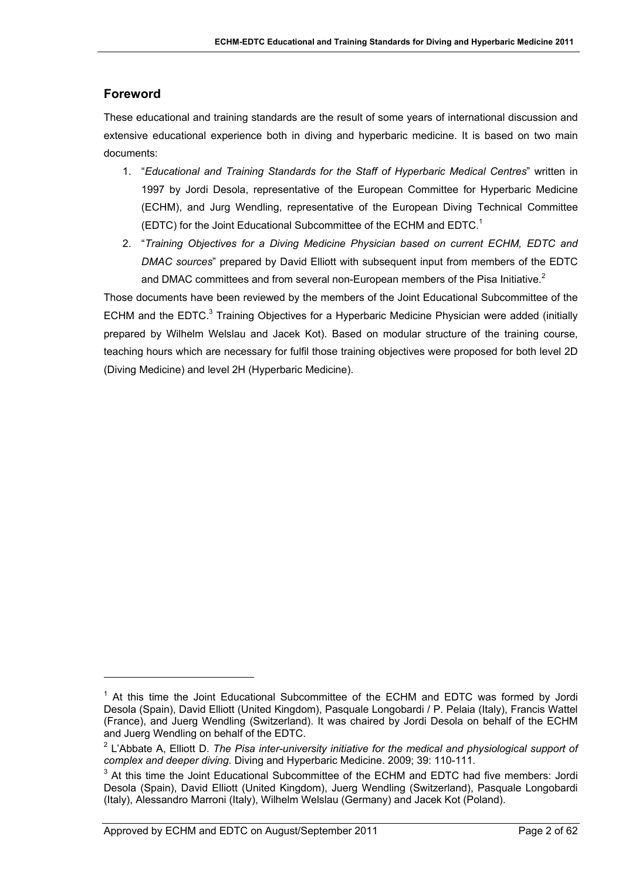## Foreword

These educational and training standards are the result of some years of international discussion and extensive educational experience both in diving and hyperbaric medicine. It is based on two main documents:

1. "*Educational and Training Standards for the Staff of Hyperbaric Medical Centres*" written in 1997 by Jordi Desola, representative of the European Committee for Hyperbaric Medicine (ECHM), and Jurg Wendling, representative of the European Diving Technical Committee (EDTC) for the Joint Educational Subcommittee of the ECHM and EDTC.[1]
2. "*Training Objectives for a Diving Medicine Physician based on current ECHM, EDTC and DMAC sources*" prepared by David Elliott with subsequent input from members of the EDTC and DMAC committees and from several non-European members of the Pisa Initiative.[2]

Those documents have been reviewed by the members of the Joint Educational Subcommittee of the ECHM and the EDTC.[3] Training Objectives for a Hyperbaric Medicine Physician were added (initially prepared by Wilhelm Welslau and Jacek Kot). Based on modular structure of the training course, teaching hours which are necessary for fulfil those training objectives were proposed for both level 2D (Diving Medicine) and level 2H (Hyperbaric Medicine).

---

[1] At this time the Joint Educational Subcommittee of the ECHM and EDTC was formed by Jordi Desola (Spain), David Elliott (United Kingdom), Pasquale Longobardi / P. Pelaia (Italy), Francis Wattel (France), and Juerg Wendling (Switzerland). It was chaired by Jordi Desola on behalf of the ECHM and Juerg Wendling on behalf of the EDTC.

[2] L'Abbate A, Elliott D. *The Pisa inter-university initiative for the medical and physiological support of complex and deeper diving*. Diving and Hyperbaric Medicine. 2009; 39: 110-111.

[3] At this time the Joint Educational Subcommittee of the ECHM and EDTC had five members: Jordi Desola (Spain), David Elliott (United Kingdom), Juerg Wendling (Switzerland), Pasquale Longobardi (Italy), Alessandro Marroni (Italy), Wilhelm Welslau (Germany) and Jacek Kot (Poland).

Approved by ECHM and EDTC on August/September 2011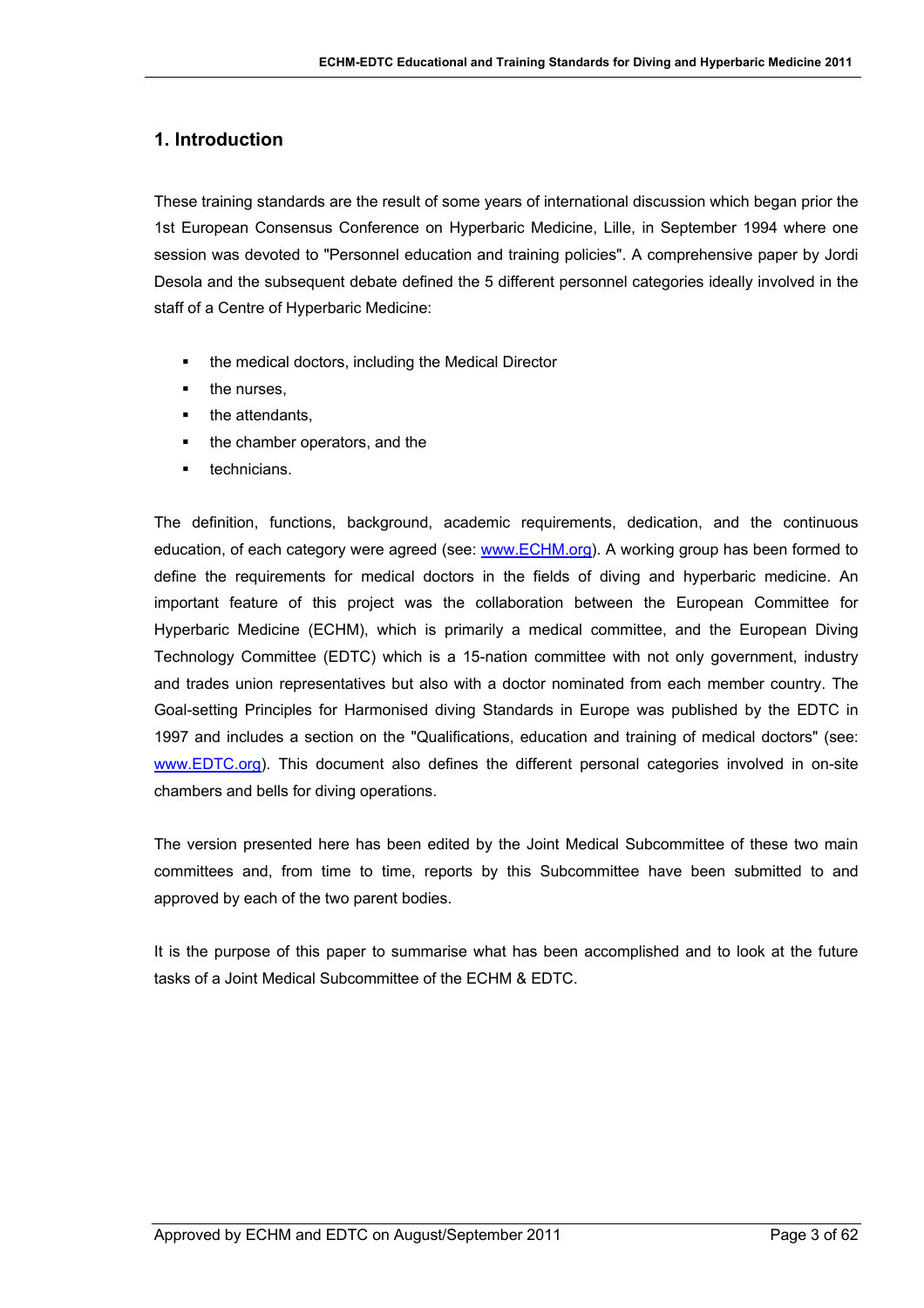## 1. Introduction

These training standards are the result of some years of international discussion which began prior the 1st European Consensus Conference on Hyperbaric Medicine, Lille, in September 1994 where one session was devoted to "Personnel education and training policies". A comprehensive paper by Jordi Desola and the subsequent debate defined the 5 different personnel categories ideally involved in the staff of a Centre of Hyperbaric Medicine:

- the medical doctors, including the Medical Director
- the nurses,
- the attendants,
- the chamber operators, and the
- technicians.

The definition, functions, background, academic requirements, dedication, and the continuous education, of each category were agreed (see: www.ECHM.org). A working group has been formed to define the requirements for medical doctors in the fields of diving and hyperbaric medicine. An important feature of this project was the collaboration between the European Committee for Hyperbaric Medicine (ECHM), which is primarily a medical committee, and the European Diving Technology Committee (EDTC) which is a 15-nation committee with not only government, industry and trades union representatives but also with a doctor nominated from each member country. The Goal-setting Principles for Harmonised diving Standards in Europe was published by the EDTC in 1997 and includes a section on the "Qualifications, education and training of medical doctors" (see: www.EDTC.org). This document also defines the different personal categories involved in on-site chambers and bells for diving operations.

The version presented here has been edited by the Joint Medical Subcommittee of these two main committees and, from time to time, reports by this Subcommittee have been submitted to and approved by each of the two parent bodies.

It is the purpose of this paper to summarise what has been accomplished and to look at the future tasks of a Joint Medical Subcommittee of the ECHM & EDTC.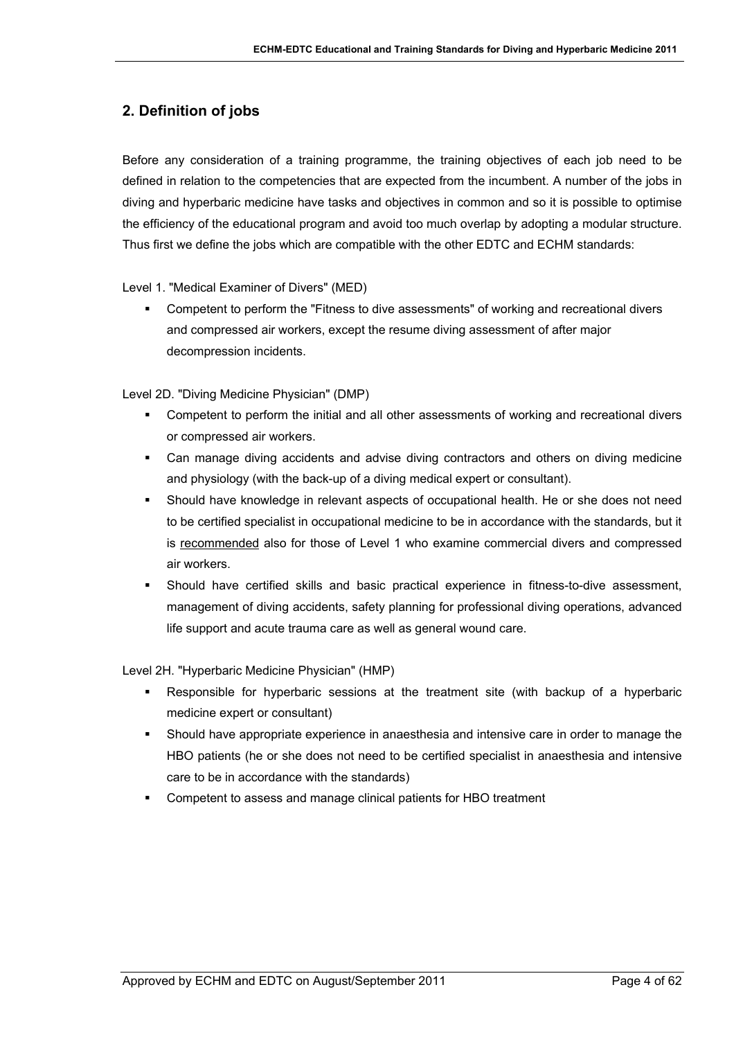## 2. Definition of jobs

Before any consideration of a training programme, the training objectives of each job need to be defined in relation to the competencies that are expected from the incumbent. A number of the jobs in diving and hyperbaric medicine have tasks and objectives in common and so it is possible to optimise the efficiency of the educational program and avoid too much overlap by adopting a modular structure. Thus first we define the jobs which are compatible with the other EDTC and ECHM standards:

Level 1. "Medical Examiner of Divers" (MED)

- Competent to perform the "Fitness to dive assessments" of working and recreational divers and compressed air workers, except the resume diving assessment of after major decompression incidents.

Level 2D. "Diving Medicine Physician" (DMP)

- Competent to perform the initial and all other assessments of working and recreational divers or compressed air workers.
- Can manage diving accidents and advise diving contractors and others on diving medicine and physiology (with the back-up of a diving medical expert or consultant).
- Should have knowledge in relevant aspects of occupational health. He or she does not need to be certified specialist in occupational medicine to be in accordance with the standards, but it is <u>recommended</u> also for those of Level 1 who examine commercial divers and compressed air workers.
- Should have certified skills and basic practical experience in fitness-to-dive assessment, management of diving accidents, safety planning for professional diving operations, advanced life support and acute trauma care as well as general wound care.

Level 2H. "Hyperbaric Medicine Physician" (HMP)

- Responsible for hyperbaric sessions at the treatment site (with backup of a hyperbaric medicine expert or consultant)
- Should have appropriate experience in anaesthesia and intensive care in order to manage the HBO patients (he or she does not need to be certified specialist in anaesthesia and intensive care to be in accordance with the standards)
- Competent to assess and manage clinical patients for HBO treatment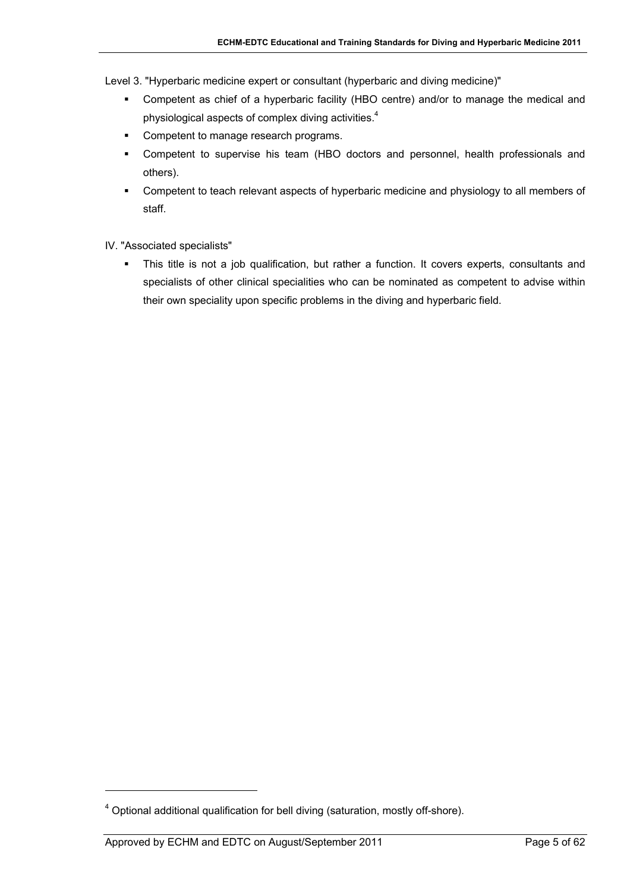Level 3. "Hyperbaric medicine expert or consultant (hyperbaric and diving medicine)"

- Competent as chief of a hyperbaric facility (HBO centre) and/or to manage the medical and physiological aspects of complex diving activities.[4]
- Competent to manage research programs.
- Competent to supervise his team (HBO doctors and personnel, health professionals and others).
- Competent to teach relevant aspects of hyperbaric medicine and physiology to all members of staff.

IV. "Associated specialists"

- This title is not a job qualification, but rather a function. It covers experts, consultants and specialists of other clinical specialities who can be nominated as competent to advise within their own speciality upon specific problems in the diving and hyperbaric field.

---

[4] Optional additional qualification for bell diving (saturation, mostly off-shore).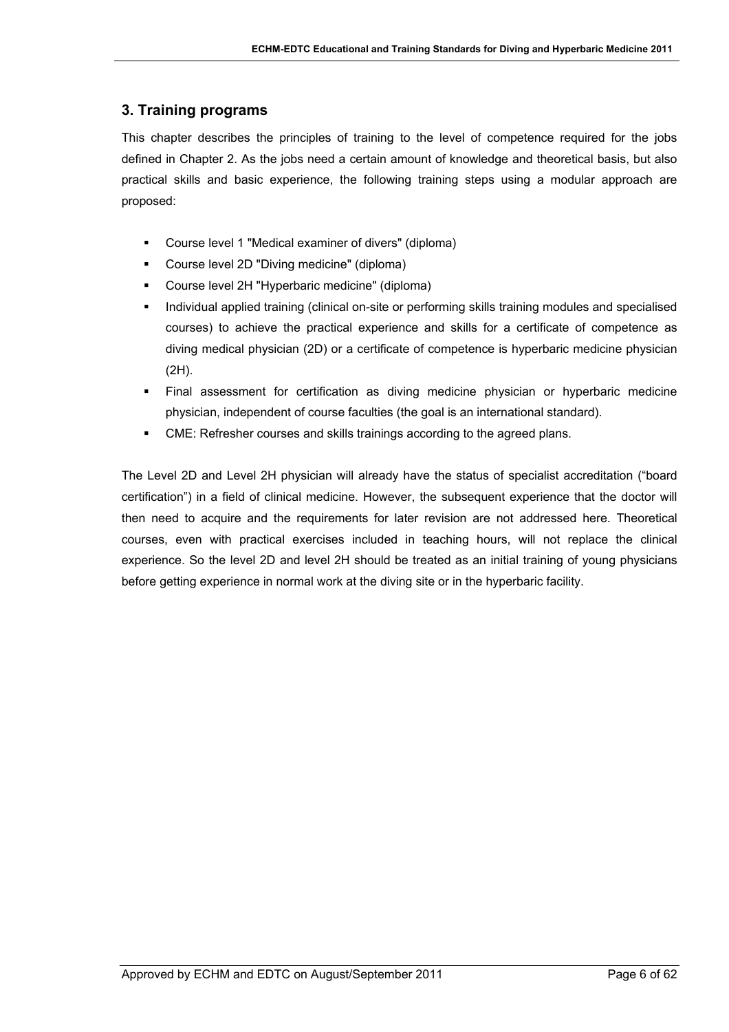## 3. Training programs

This chapter describes the principles of training to the level of competence required for the jobs defined in Chapter 2. As the jobs need a certain amount of knowledge and theoretical basis, but also practical skills and basic experience, the following training steps using a modular approach are proposed:

- Course level 1 "Medical examiner of divers" (diploma)
- Course level 2D "Diving medicine" (diploma)
- Course level 2H "Hyperbaric medicine" (diploma)
- Individual applied training (clinical on-site or performing skills training modules and specialised courses) to achieve the practical experience and skills for a certificate of competence as diving medical physician (2D) or a certificate of competence is hyperbaric medicine physician (2H).
- Final assessment for certification as diving medicine physician or hyperbaric medicine physician, independent of course faculties (the goal is an international standard).
- CME: Refresher courses and skills trainings according to the agreed plans.

The Level 2D and Level 2H physician will already have the status of specialist accreditation ("board certification") in a field of clinical medicine. However, the subsequent experience that the doctor will then need to acquire and the requirements for later revision are not addressed here. Theoretical courses, even with practical exercises included in teaching hours, will not replace the clinical experience. So the level 2D and level 2H should be treated as an initial training of young physicians before getting experience in normal work at the diving site or in the hyperbaric facility.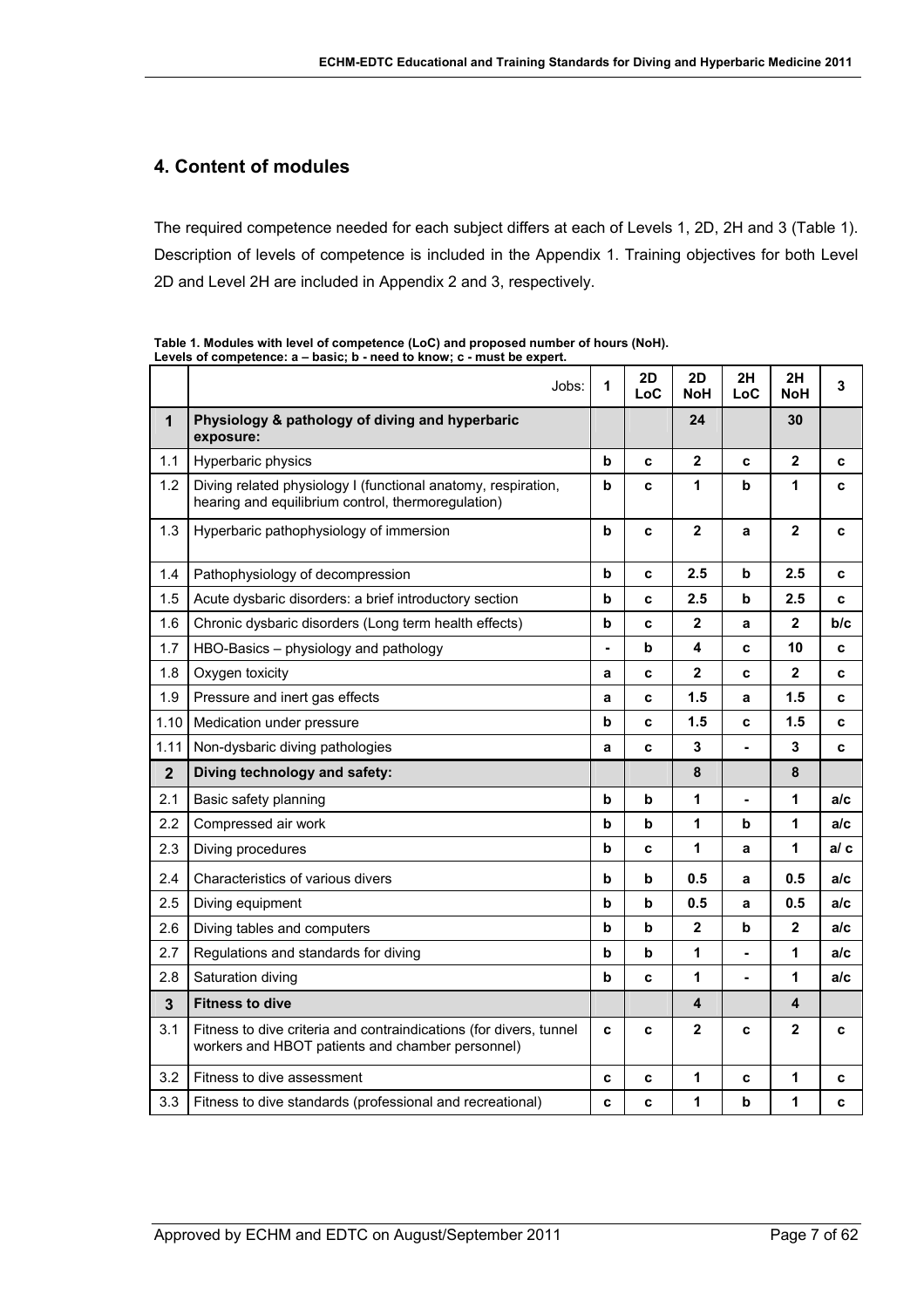## 4. Content of modules

The required competence needed for each subject differs at each of Levels 1, 2D, 2H and 3 (Table 1). Description of levels of competence is included in the Appendix 1. Training objectives for both Level 2D and Level 2H are included in Appendix 2 and 3, respectively.

**Table 1. Modules with level of competence (LoC) and proposed number of hours (NoH).**
**Levels of competence: a – basic; b - need to know; c - must be expert.**

| | Jobs: | 1 | 2D LoC | 2D NoH | 2H LoC | 2H NoH | 3 |
|---|---|---|---|---|---|---|---|
| **1** | **Physiology & pathology of diving and hyperbaric exposure:** | | | **24** | | **30** | |
| 1.1 | Hyperbaric physics | **b** | **c** | **2** | **c** | **2** | **c** |
| 1.2 | Diving related physiology I (functional anatomy, respiration, hearing and equilibrium control, thermoregulation) | **b** | **c** | **1** | **b** | **1** | **c** |
| 1.3 | Hyperbaric pathophysiology of immersion | **b** | **c** | **2** | **a** | **2** | **c** |
| 1.4 | Pathophysiology of decompression | **b** | **c** | **2.5** | **b** | **2.5** | **c** |
| 1.5 | Acute dysbaric disorders: a brief introductory section | **b** | **c** | **2.5** | **b** | **2.5** | **c** |
| 1.6 | Chronic dysbaric disorders (Long term health effects) | **b** | **c** | **2** | **a** | **2** | **b/c** |
| 1.7 | HBO-Basics – physiology and pathology | **-** | **b** | **4** | **c** | **10** | **c** |
| 1.8 | Oxygen toxicity | **a** | **c** | **2** | **c** | **2** | **c** |
| 1.9 | Pressure and inert gas effects | **a** | **c** | **1.5** | **a** | **1.5** | **c** |
| 1.10 | Medication under pressure | **b** | **c** | **1.5** | **c** | **1.5** | **c** |
| 1.11 | Non-dysbaric diving pathologies | **a** | **c** | **3** | **-** | **3** | **c** |
| **2** | **Diving technology and safety:** | | | **8** | | **8** | |
| 2.1 | Basic safety planning | **b** | **b** | **1** | **-** | **1** | **a/c** |
| 2.2 | Compressed air work | **b** | **b** | **1** | **b** | **1** | **a/c** |
| 2.3 | Diving procedures | **b** | **c** | **1** | **a** | **1** | **a/ c** |
| 2.4 | Characteristics of various divers | **b** | **b** | **0.5** | **a** | **0.5** | **a/c** |
| 2.5 | Diving equipment | **b** | **b** | **0.5** | **a** | **0.5** | **a/c** |
| 2.6 | Diving tables and computers | **b** | **b** | **2** | **b** | **2** | **a/c** |
| 2.7 | Regulations and standards for diving | **b** | **b** | **1** | **-** | **1** | **a/c** |
| 2.8 | Saturation diving | **b** | **c** | **1** | **-** | **1** | **a/c** |
| **3** | **Fitness to dive** | | | **4** | | **4** | |
| 3.1 | Fitness to dive criteria and contraindications (for divers, tunnel workers and HBOT patients and chamber personnel) | **c** | **c** | **2** | **c** | **2** | **c** |
| 3.2 | Fitness to dive assessment | **c** | **c** | **1** | **c** | **1** | **c** |
| 3.3 | Fitness to dive standards (professional and recreational) | **c** | **c** | **1** | **b** | **1** | **c** |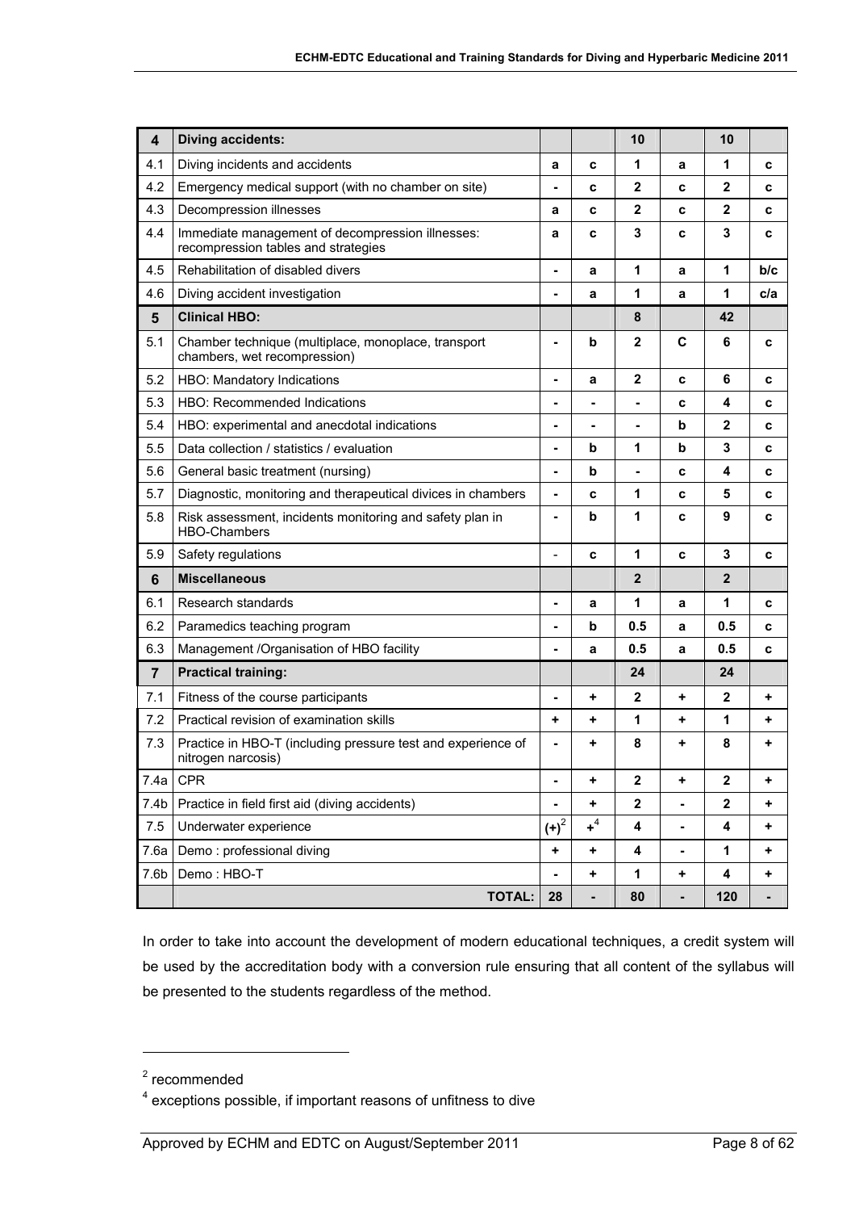| 4 | **Diving accidents:** | | | **10** | | **10** | |
|---|---|---|---|---|---|---|---|
| 4.1 | Diving incidents and accidents | **a** | **c** | **1** | **a** | **1** | **c** |
| 4.2 | Emergency medical support (with no chamber on site) | **-** | **c** | **2** | **c** | **2** | **c** |
| 4.3 | Decompression illnesses | **a** | **c** | **2** | **c** | **2** | **c** |
| 4.4 | Immediate management of decompression illnesses: recompression tables and strategies | **a** | **c** | **3** | **c** | **3** | **c** |
| 4.5 | Rehabilitation of disabled divers | **-** | **a** | **1** | **a** | **1** | **b/c** |
| 4.6 | Diving accident investigation | **-** | **a** | **1** | **a** | **1** | **c/a** |
| **5** | **Clinical HBO:** | | | **8** | | **42** | |
| 5.1 | Chamber technique (multiplace, monoplace, transport chambers, wet recompression) | **-** | **b** | **2** | **C** | **6** | **c** |
| 5.2 | HBO: Mandatory Indications | **-** | **a** | **2** | **c** | **6** | **c** |
| 5.3 | HBO: Recommended Indications | **-** | **-** | **-** | **c** | **4** | **c** |
| 5.4 | HBO: experimental and anecdotal indications | **-** | **-** | **-** | **b** | **2** | **c** |
| 5.5 | Data collection / statistics / evaluation | **-** | **b** | **1** | **b** | **3** | **c** |
| 5.6 | General basic treatment (nursing) | **-** | **b** | **-** | **c** | **4** | **c** |
| 5.7 | Diagnostic, monitoring and therapeutical divices in chambers | **-** | **c** | **1** | **c** | **5** | **c** |
| 5.8 | Risk assessment, incidents monitoring and safety plan in HBO-Chambers | **-** | **b** | **1** | **c** | **9** | **c** |
| 5.9 | Safety regulations | - | **c** | **1** | **c** | **3** | **c** |
| **6** | **Miscellaneous** | | | **2** | | **2** | |
| 6.1 | Research standards | **-** | **a** | **1** | **a** | **1** | **c** |
| 6.2 | Paramedics teaching program | **-** | **b** | **0.5** | **a** | **0.5** | **c** |
| 6.3 | Management /Organisation of HBO facility | **-** | **a** | **0.5** | **a** | **0.5** | **c** |
| **7** | **Practical training:** | | | **24** | | **24** | |
| 7.1 | Fitness of the course participants | **-** | **+** | **2** | **+** | **2** | **+** |
| 7.2 | Practical revision of examination skills | **+** | **+** | **1** | **+** | **1** | **+** |
| 7.3 | Practice in HBO-T (including pressure test and experience of nitrogen narcosis) | **-** | **+** | **8** | **+** | **8** | **+** |
| 7.4a | CPR | **-** | **+** | **2** | **+** | **2** | **+** |
| 7.4b | Practice in field first aid (diving accidents) | **-** | **+** | **2** | **-** | **2** | **+** |
| 7.5 | Underwater experience | **(+)**[2] | **+**[4] | **4** | **-** | **4** | **+** |
| 7.6a | Demo : professional diving | **+** | **+** | **4** | **-** | **1** | **+** |
| 7.6b | Demo : HBO-T | **-** | **+** | **1** | **+** | **4** | **+** |
| | **TOTAL:** | **28** | **-** | **80** | **-** | **120** | **-** |

In order to take into account the development of modern educational techniques, a credit system will be used by the accreditation body with a conversion rule ensuring that all content of the syllabus will be presented to the students regardless of the method.

---

[2] recommended

[4] exceptions possible, if important reasons of unfitness to dive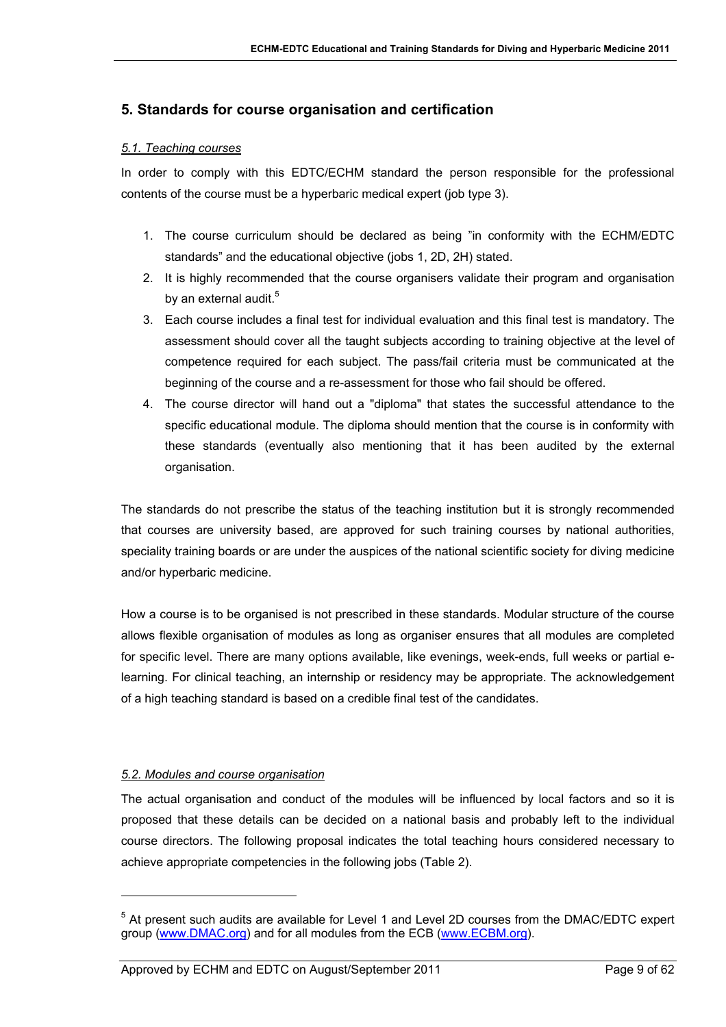## 5. Standards for course organisation and certification

### *5.1. Teaching courses*

In order to comply with this EDTC/ECHM standard the person responsible for the professional contents of the course must be a hyperbaric medical expert (job type 3).

1. The course curriculum should be declared as being "in conformity with the ECHM/EDTC standards" and the educational objective (jobs 1, 2D, 2H) stated.
2. It is highly recommended that the course organisers validate their program and organisation by an external audit.[5]
3. Each course includes a final test for individual evaluation and this final test is mandatory. The assessment should cover all the taught subjects according to training objective at the level of competence required for each subject. The pass/fail criteria must be communicated at the beginning of the course and a re-assessment for those who fail should be offered.
4. The course director will hand out a "diploma" that states the successful attendance to the specific educational module. The diploma should mention that the course is in conformity with these standards (eventually also mentioning that it has been audited by the external organisation.

The standards do not prescribe the status of the teaching institution but it is strongly recommended that courses are university based, are approved for such training courses by national authorities, speciality training boards or are under the auspices of the national scientific society for diving medicine and/or hyperbaric medicine.

How a course is to be organised is not prescribed in these standards. Modular structure of the course allows flexible organisation of modules as long as organiser ensures that all modules are completed for specific level. There are many options available, like evenings, week-ends, full weeks or partial e-learning. For clinical teaching, an internship or residency may be appropriate. The acknowledgement of a high teaching standard is based on a credible final test of the candidates.

### *5.2. Modules and course organisation*

The actual organisation and conduct of the modules will be influenced by local factors and so it is proposed that these details can be decided on a national basis and probably left to the individual course directors. The following proposal indicates the total teaching hours considered necessary to achieve appropriate competencies in the following jobs (Table 2).

---

[5] At present such audits are available for Level 1 and Level 2D courses from the DMAC/EDTC expert group (www.DMAC.org) and for all modules from the ECB (www.ECBM.org).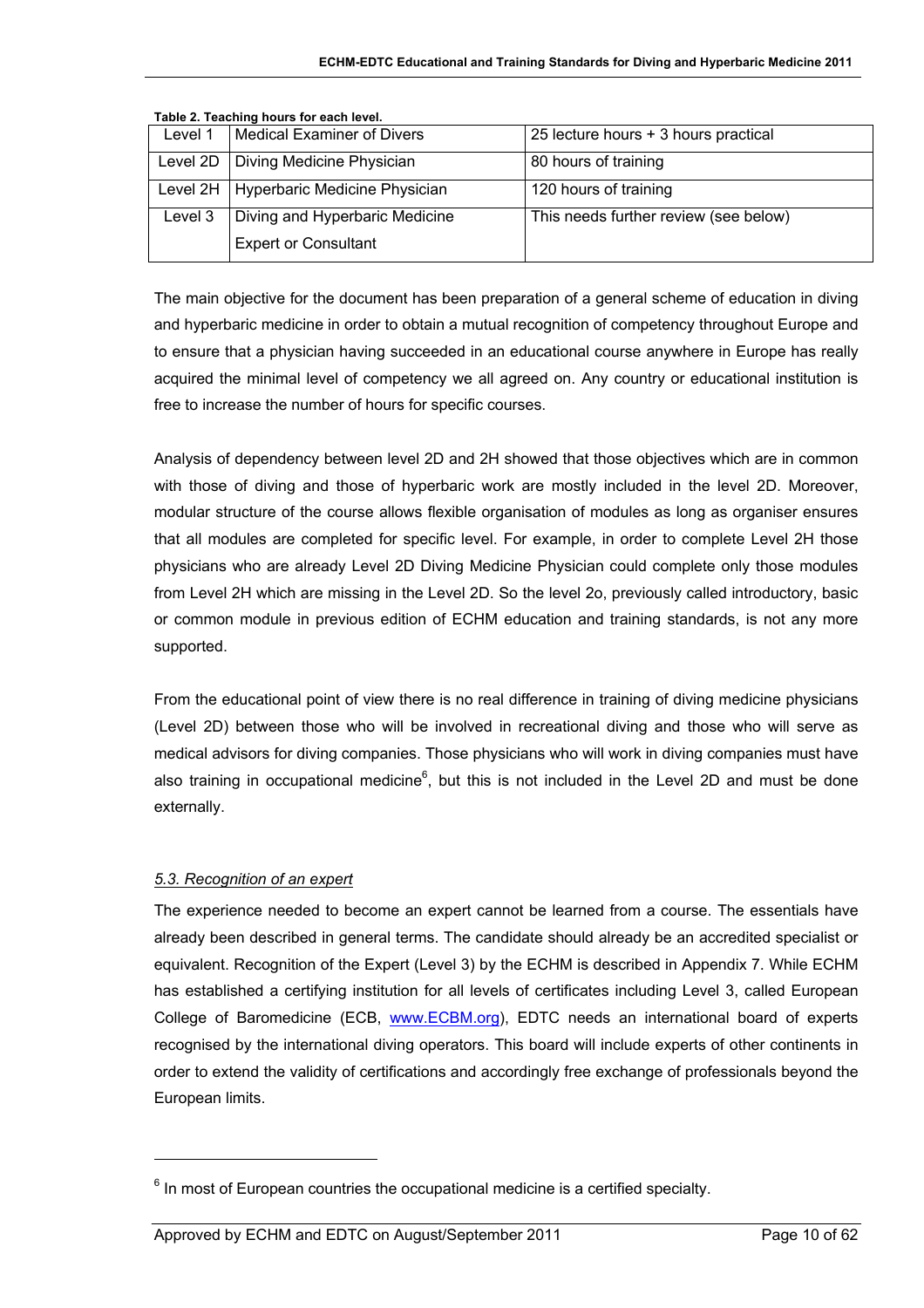**Table 2. Teaching hours for each level.**

| Level 1 | Medical Examiner of Divers | 25 lecture hours + 3 hours practical |
|---|---|---|
| Level 2D | Diving Medicine Physician | 80 hours of training |
| Level 2H | Hyperbaric Medicine Physician | 120 hours of training |
| Level 3 | Diving and Hyperbaric Medicine Expert or Consultant | This needs further review (see below) |

The main objective for the document has been preparation of a general scheme of education in diving and hyperbaric medicine in order to obtain a mutual recognition of competency throughout Europe and to ensure that a physician having succeeded in an educational course anywhere in Europe has really acquired the minimal level of competency we all agreed on. Any country or educational institution is free to increase the number of hours for specific courses.

Analysis of dependency between level 2D and 2H showed that those objectives which are in common with those of diving and those of hyperbaric work are mostly included in the level 2D. Moreover, modular structure of the course allows flexible organisation of modules as long as organiser ensures that all modules are completed for specific level. For example, in order to complete Level 2H those physicians who are already Level 2D Diving Medicine Physician could complete only those modules from Level 2H which are missing in the Level 2D. So the level 2o, previously called introductory, basic or common module in previous edition of ECHM education and training standards, is not any more supported.

From the educational point of view there is no real difference in training of diving medicine physicians (Level 2D) between those who will be involved in recreational diving and those who will serve as medical advisors for diving companies. Those physicians who will work in diving companies must have also training in occupational medicine[6], but this is not included in the Level 2D and must be done externally.

### *5.3. Recognition of an expert*

The experience needed to become an expert cannot be learned from a course. The essentials have already been described in general terms. The candidate should already be an accredited specialist or equivalent. Recognition of the Expert (Level 3) by the ECHM is described in Appendix 7. While ECHM has established a certifying institution for all levels of certificates including Level 3, called European College of Baromedicine (ECB, www.ECBM.org), EDTC needs an international board of experts recognised by the international diving operators. This board will include experts of other continents in order to extend the validity of certifications and accordingly free exchange of professionals beyond the European limits.

---

[6] In most of European countries the occupational medicine is a certified specialty.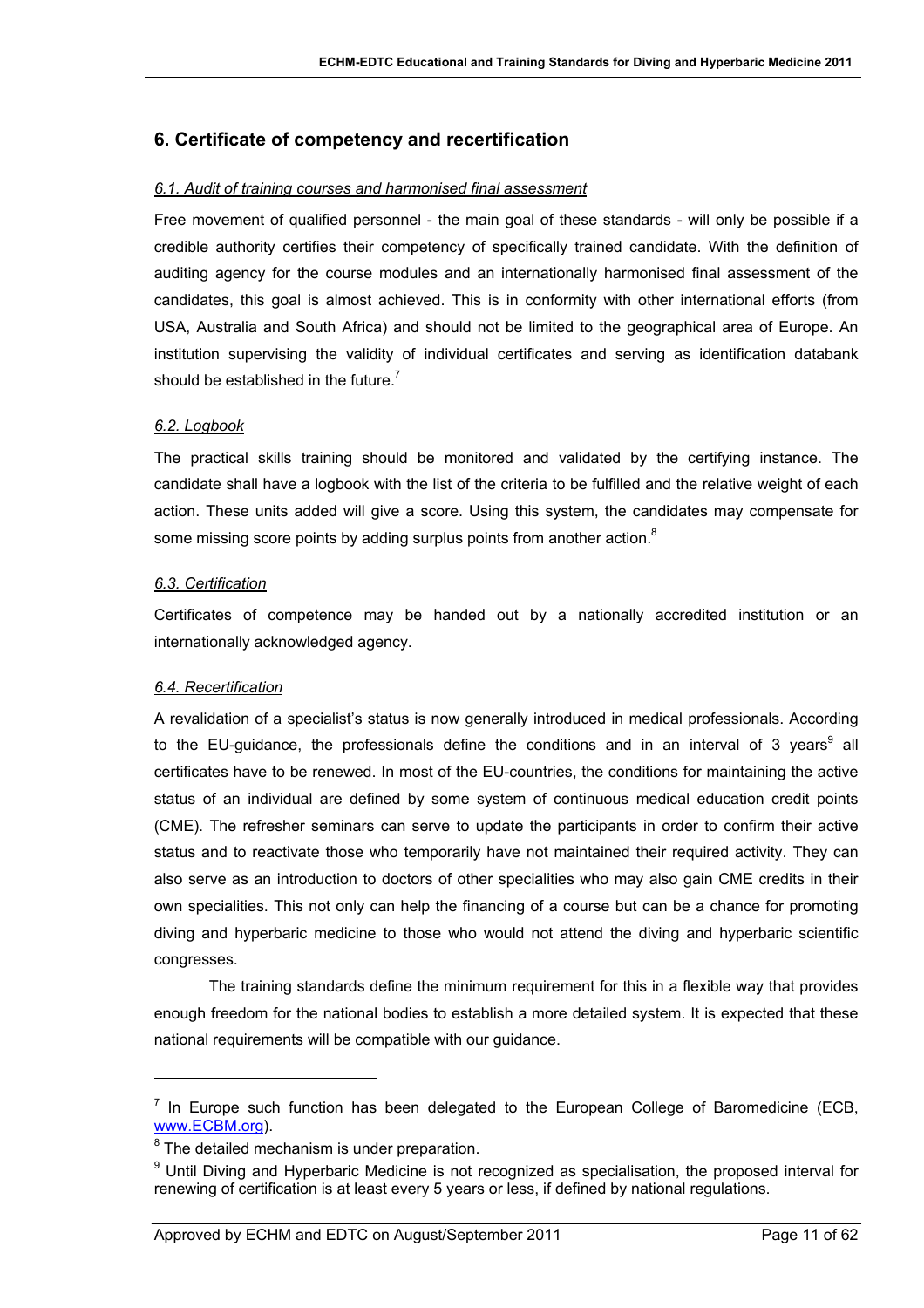## 6. Certificate of competency and recertification

### *6.1. Audit of training courses and harmonised final assessment*

Free movement of qualified personnel - the main goal of these standards - will only be possible if a credible authority certifies their competency of specifically trained candidate. With the definition of auditing agency for the course modules and an internationally harmonised final assessment of the candidates, this goal is almost achieved. This is in conformity with other international efforts (from USA, Australia and South Africa) and should not be limited to the geographical area of Europe. An institution supervising the validity of individual certificates and serving as identification databank should be established in the future.[7]

### *6.2. Logbook*

The practical skills training should be monitored and validated by the certifying instance. The candidate shall have a logbook with the list of the criteria to be fulfilled and the relative weight of each action. These units added will give a score. Using this system, the candidates may compensate for some missing score points by adding surplus points from another action.[8]

### *6.3. Certification*

Certificates of competence may be handed out by a nationally accredited institution or an internationally acknowledged agency.

### *6.4. Recertification*

A revalidation of a specialist's status is now generally introduced in medical professionals. According to the EU-guidance, the professionals define the conditions and in an interval of 3 years[9] all certificates have to be renewed. In most of the EU-countries, the conditions for maintaining the active status of an individual are defined by some system of continuous medical education credit points (CME). The refresher seminars can serve to update the participants in order to confirm their active status and to reactivate those who temporarily have not maintained their required activity. They can also serve as an introduction to doctors of other specialities who may also gain CME credits in their own specialities. This not only can help the financing of a course but can be a chance for promoting diving and hyperbaric medicine to those who would not attend the diving and hyperbaric scientific congresses.

The training standards define the minimum requirement for this in a flexible way that provides enough freedom for the national bodies to establish a more detailed system. It is expected that these national requirements will be compatible with our guidance.

---

[7] In Europe such function has been delegated to the European College of Baromedicine (ECB, www.ECBM.org).

[8] The detailed mechanism is under preparation.

[9] Until Diving and Hyperbaric Medicine is not recognized as specialisation, the proposed interval for renewing of certification is at least every 5 years or less, if defined by national regulations.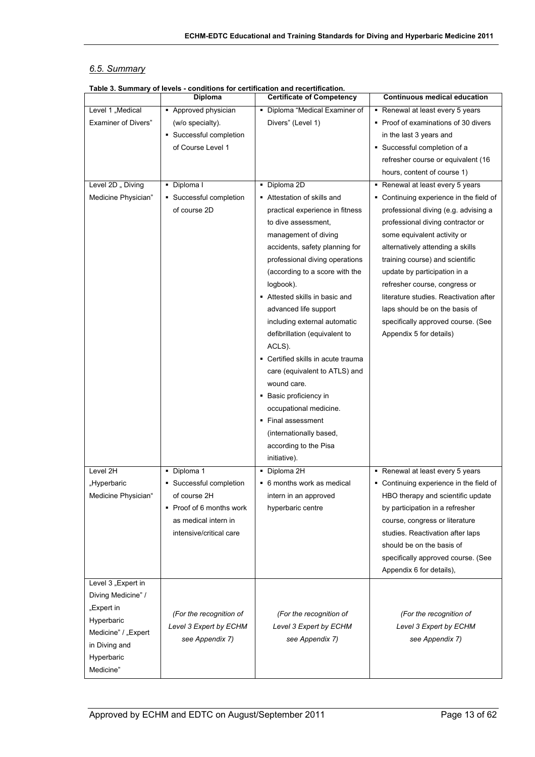## *6.5. Summary*

**Table 3. Summary of levels - conditions for certification and recertification.**

| | Diploma | Certificate of Competency | Continuous medical education |
|---|---|---|---|
| Level 1 „Medical Examiner of Divers" | ▪ Approved physician (w/o specialty).<br>▪ Successful completion of Course Level 1 | ▪ Diploma "Medical Examiner of Divers" (Level 1) | ▪ Renewal at least every 5 years<br>▪ Proof of examinations of 30 divers in the last 3 years and<br>▪ Successful completion of a refresher course or equivalent (16 hours, content of course 1) |
| Level 2D „ Diving Medicine Physician" | ▪ Diploma I<br>▪ Successful completion of course 2D | ▪ Diploma 2D<br>▪ Attestation of skills and practical experience in fitness to dive assessment, management of diving accidents, safety planning for professional diving operations (according to a score with the logbook).<br>▪ Attested skills in basic and advanced life support including external automatic defibrillation (equivalent to ACLS).<br>▪ Certified skills in acute trauma care (equivalent to ATLS) and wound care.<br>▪ Basic proficiency in occupational medicine.<br>▪ Final assessment (internationally based, according to the Pisa initiative). | ▪ Renewal at least every 5 years<br>▪ Continuing experience in the field of professional diving (e.g. advising a professional diving contractor or some equivalent activity or alternatively attending a skills training course) and scientific update by participation in a refresher course, congress or literature studies. Reactivation after laps should be on the basis of specifically approved course. (See Appendix 5 for details) |
| Level 2H „Hyperbaric Medicine Physician" | ▪ Diploma 1<br>▪ Successful completion of course 2H<br>▪ Proof of 6 months work as medical intern in intensive/critical care | ▪ Diploma 2H<br>▪ 6 months work as medical intern in an approved hyperbaric centre | ▪ Renewal at least every 5 years<br>▪ Continuing experience in the field of HBO therapy and scientific update by participation in a refresher course, congress or literature studies. Reactivation after laps should be on the basis of specifically approved course. (See Appendix 6 for details), |
| Level 3 „Expert in Diving Medicine" / „Expert in Hyperbaric Medicine" / „Expert in Diving and Hyperbaric Medicine" | *(For the recognition of Level 3 Expert by ECHM see Appendix 7)* | *(For the recognition of Level 3 Expert by ECHM see Appendix 7)* | *(For the recognition of Level 3 Expert by ECHM see Appendix 7)* |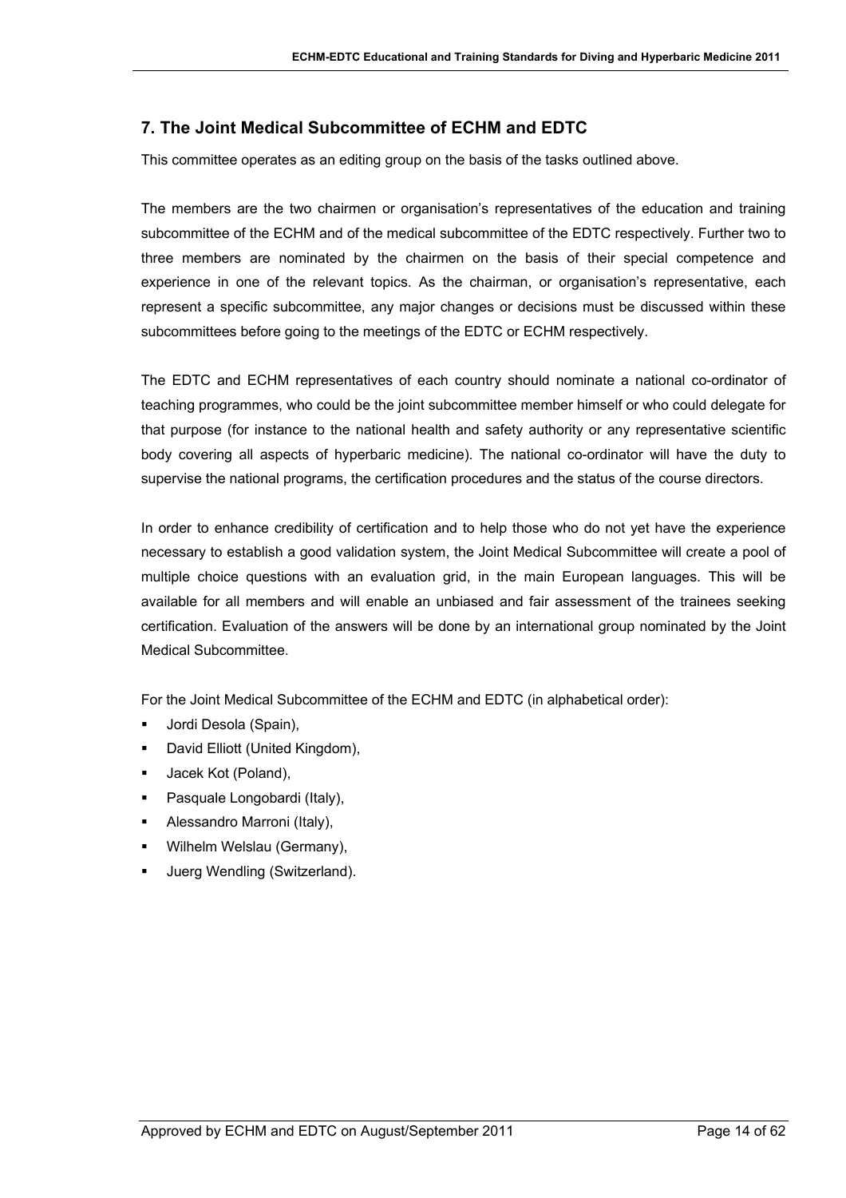## 7. The Joint Medical Subcommittee of ECHM and EDTC

This committee operates as an editing group on the basis of the tasks outlined above.

The members are the two chairmen or organisation's representatives of the education and training subcommittee of the ECHM and of the medical subcommittee of the EDTC respectively. Further two to three members are nominated by the chairmen on the basis of their special competence and experience in one of the relevant topics. As the chairman, or organisation's representative, each represent a specific subcommittee, any major changes or decisions must be discussed within these subcommittees before going to the meetings of the EDTC or ECHM respectively.

The EDTC and ECHM representatives of each country should nominate a national co-ordinator of teaching programmes, who could be the joint subcommittee member himself or who could delegate for that purpose (for instance to the national health and safety authority or any representative scientific body covering all aspects of hyperbaric medicine). The national co-ordinator will have the duty to supervise the national programs, the certification procedures and the status of the course directors.

In order to enhance credibility of certification and to help those who do not yet have the experience necessary to establish a good validation system, the Joint Medical Subcommittee will create a pool of multiple choice questions with an evaluation grid, in the main European languages. This will be available for all members and will enable an unbiased and fair assessment of the trainees seeking certification. Evaluation of the answers will be done by an international group nominated by the Joint Medical Subcommittee.

For the Joint Medical Subcommittee of the ECHM and EDTC (in alphabetical order):

- Jordi Desola (Spain),
- David Elliott (United Kingdom),
- Jacek Kot (Poland),
- Pasquale Longobardi (Italy),
- Alessandro Marroni (Italy),
- Wilhelm Welslau (Germany),
- Juerg Wendling (Switzerland).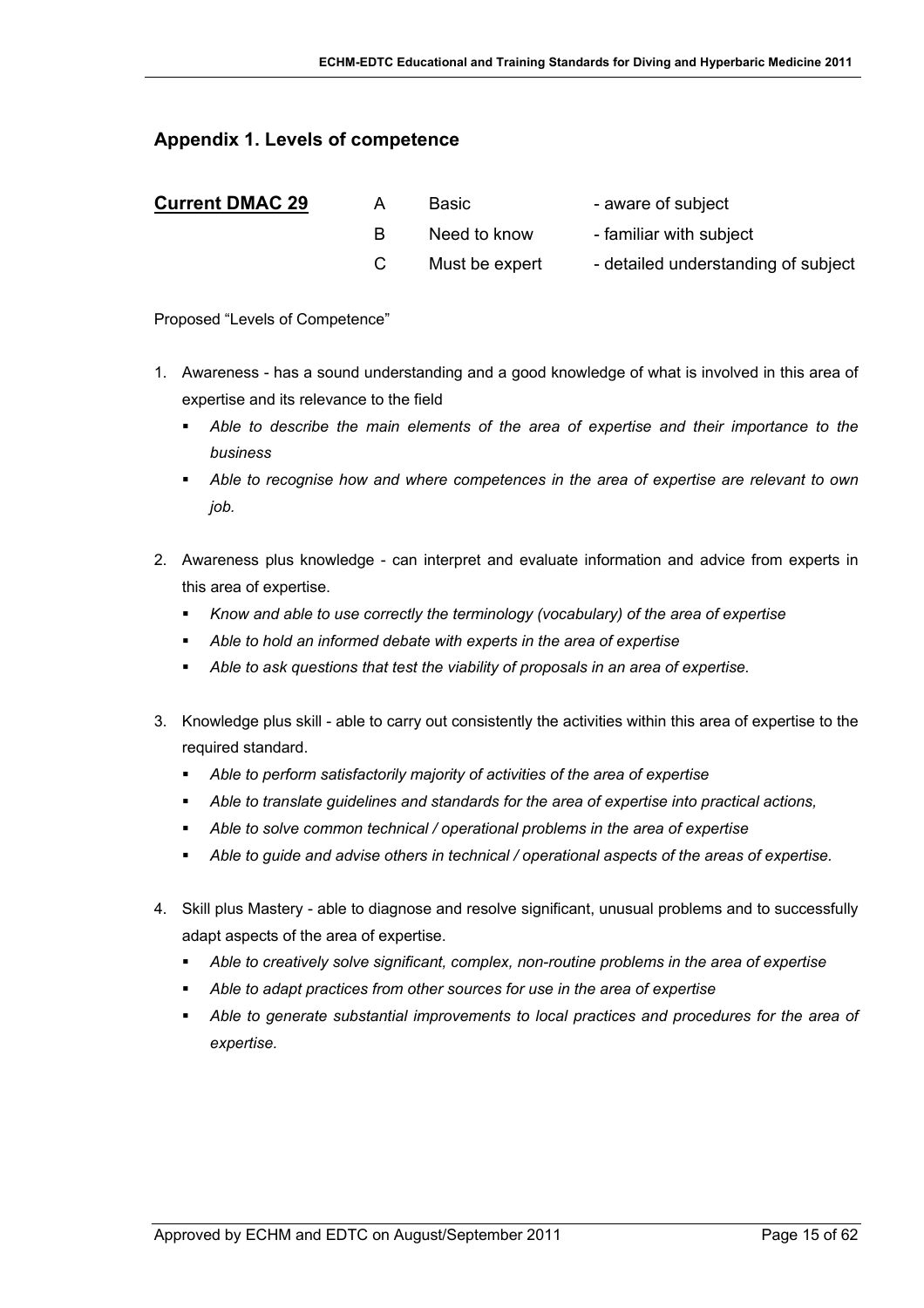## Appendix 1. Levels of competence

| **Current DMAC 29** | | | |
|---|---|---|---|
| | A | Basic | - aware of subject |
| | B | Need to know | - familiar with subject |
| | C | Must be expert | - detailed understanding of subject |

Proposed "Levels of Competence"

1. Awareness - has a sound understanding and a good knowledge of what is involved in this area of expertise and its relevance to the field
   - *Able to describe the main elements of the area of expertise and their importance to the business*
   - *Able to recognise how and where competences in the area of expertise are relevant to own job.*

2. Awareness plus knowledge - can interpret and evaluate information and advice from experts in this area of expertise.
   - *Know and able to use correctly the terminology (vocabulary) of the area of expertise*
   - *Able to hold an informed debate with experts in the area of expertise*
   - *Able to ask questions that test the viability of proposals in an area of expertise.*

3. Knowledge plus skill - able to carry out consistently the activities within this area of expertise to the required standard.
   - *Able to perform satisfactorily majority of activities of the area of expertise*
   - *Able to translate guidelines and standards for the area of expertise into practical actions,*
   - *Able to solve common technical / operational problems in the area of expertise*
   - *Able to guide and advise others in technical / operational aspects of the areas of expertise.*

4. Skill plus Mastery - able to diagnose and resolve significant, unusual problems and to successfully adapt aspects of the area of expertise.
   - *Able to creatively solve significant, complex, non-routine problems in the area of expertise*
   - *Able to adapt practices from other sources for use in the area of expertise*
   - *Able to generate substantial improvements to local practices and procedures for the area of expertise.*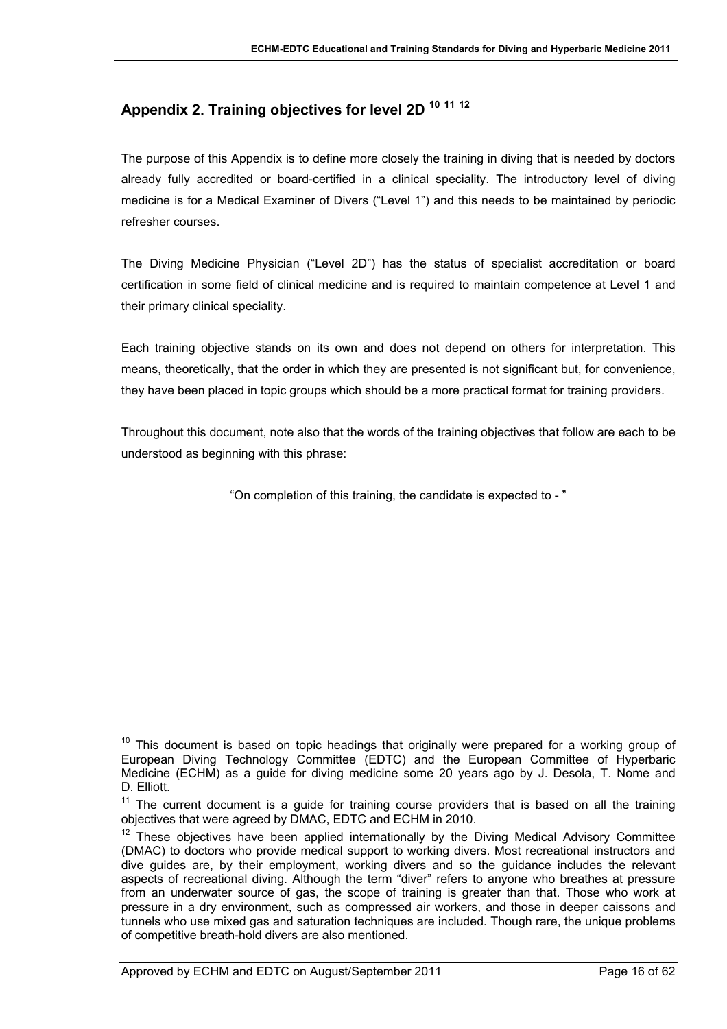## Appendix 2. Training objectives for level 2D [10] [11] [12]

The purpose of this Appendix is to define more closely the training in diving that is needed by doctors already fully accredited or board-certified in a clinical speciality. The introductory level of diving medicine is for a Medical Examiner of Divers ("Level 1") and this needs to be maintained by periodic refresher courses.

The Diving Medicine Physician ("Level 2D") has the status of specialist accreditation or board certification in some field of clinical medicine and is required to maintain competence at Level 1 and their primary clinical speciality.

Each training objective stands on its own and does not depend on others for interpretation. This means, theoretically, that the order in which they are presented is not significant but, for convenience, they have been placed in topic groups which should be a more practical format for training providers.

Throughout this document, note also that the words of the training objectives that follow are each to be understood as beginning with this phrase:

"On completion of this training, the candidate is expected to - "

---

[10] This document is based on topic headings that originally were prepared for a working group of European Diving Technology Committee (EDTC) and the European Committee of Hyperbaric Medicine (ECHM) as a guide for diving medicine some 20 years ago by J. Desola, T. Nome and D. Elliott.

[11] The current document is a guide for training course providers that is based on all the training objectives that were agreed by DMAC, EDTC and ECHM in 2010.

[12] These objectives have been applied internationally by the Diving Medical Advisory Committee (DMAC) to doctors who provide medical support to working divers. Most recreational instructors and dive guides are, by their employment, working divers and so the guidance includes the relevant aspects of recreational diving. Although the term "diver" refers to anyone who breathes at pressure from an underwater source of gas, the scope of training is greater than that. Those who work at pressure in a dry environment, such as compressed air workers, and those in deeper caissons and tunnels who use mixed gas and saturation techniques are included. Though rare, the unique problems of competitive breath-hold divers are also mentioned.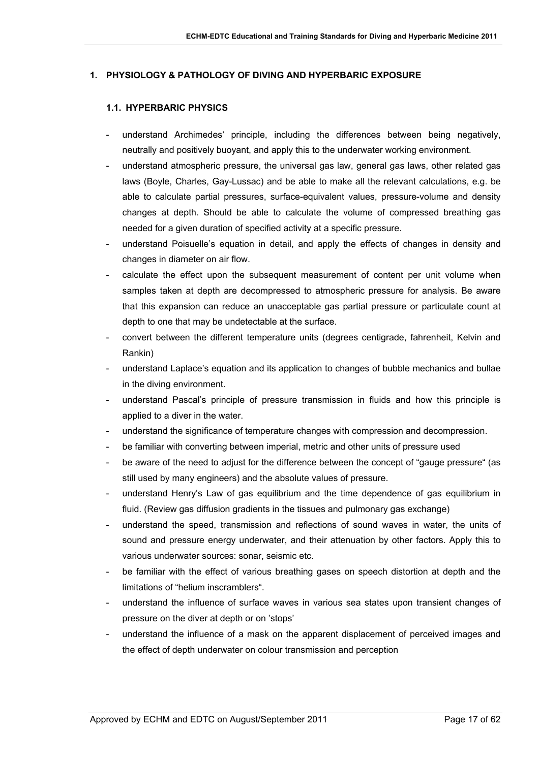# 1. PHYSIOLOGY & PATHOLOGY OF DIVING AND HYPERBARIC EXPOSURE

## 1.1. HYPERBARIC PHYSICS

- understand Archimedes' principle, including the differences between being negatively, neutrally and positively buoyant, and apply this to the underwater working environment.
- understand atmospheric pressure, the universal gas law, general gas laws, other related gas laws (Boyle, Charles, Gay-Lussac) and be able to make all the relevant calculations, e.g. be able to calculate partial pressures, surface-equivalent values, pressure-volume and density changes at depth. Should be able to calculate the volume of compressed breathing gas needed for a given duration of specified activity at a specific pressure.
- understand Poisuelle's equation in detail, and apply the effects of changes in density and changes in diameter on air flow.
- calculate the effect upon the subsequent measurement of content per unit volume when samples taken at depth are decompressed to atmospheric pressure for analysis. Be aware that this expansion can reduce an unacceptable gas partial pressure or particulate count at depth to one that may be undetectable at the surface.
- convert between the different temperature units (degrees centigrade, fahrenheit, Kelvin and Rankin)
- understand Laplace's equation and its application to changes of bubble mechanics and bullae in the diving environment.
- understand Pascal's principle of pressure transmission in fluids and how this principle is applied to a diver in the water.
- understand the significance of temperature changes with compression and decompression.
- be familiar with converting between imperial, metric and other units of pressure used
- be aware of the need to adjust for the difference between the concept of "gauge pressure" (as still used by many engineers) and the absolute values of pressure.
- understand Henry's Law of gas equilibrium and the time dependence of gas equilibrium in fluid. (Review gas diffusion gradients in the tissues and pulmonary gas exchange)
- understand the speed, transmission and reflections of sound waves in water, the units of sound and pressure energy underwater, and their attenuation by other factors. Apply this to various underwater sources: sonar, seismic etc.
- be familiar with the effect of various breathing gases on speech distortion at depth and the limitations of "helium inscramblers".
- understand the influence of surface waves in various sea states upon transient changes of pressure on the diver at depth or on 'stops'
- understand the influence of a mask on the apparent displacement of perceived images and the effect of depth underwater on colour transmission and perception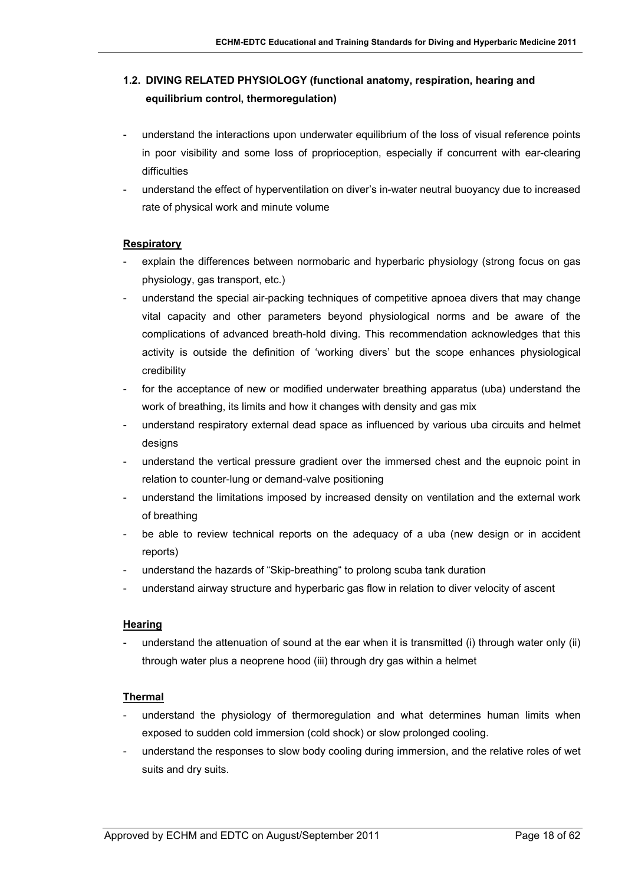### 1.2. DIVING RELATED PHYSIOLOGY (functional anatomy, respiration, hearing and equilibrium control, thermoregulation)

- understand the interactions upon underwater equilibrium of the loss of visual reference points in poor visibility and some loss of proprioception, especially if concurrent with ear-clearing difficulties
- understand the effect of hyperventilation on diver's in-water neutral buoyancy due to increased rate of physical work and minute volume

**Respiratory**

- explain the differences between normobaric and hyperbaric physiology (strong focus on gas physiology, gas transport, etc.)
- understand the special air-packing techniques of competitive apnoea divers that may change vital capacity and other parameters beyond physiological norms and be aware of the complications of advanced breath-hold diving. This recommendation acknowledges that this activity is outside the definition of 'working divers' but the scope enhances physiological credibility
- for the acceptance of new or modified underwater breathing apparatus (uba) understand the work of breathing, its limits and how it changes with density and gas mix
- understand respiratory external dead space as influenced by various uba circuits and helmet designs
- understand the vertical pressure gradient over the immersed chest and the eupnoic point in relation to counter-lung or demand-valve positioning
- understand the limitations imposed by increased density on ventilation and the external work of breathing
- be able to review technical reports on the adequacy of a uba (new design or in accident reports)
- understand the hazards of "Skip-breathing" to prolong scuba tank duration
- understand airway structure and hyperbaric gas flow in relation to diver velocity of ascent

**Hearing**

- understand the attenuation of sound at the ear when it is transmitted (i) through water only (ii) through water plus a neoprene hood (iii) through dry gas within a helmet

**Thermal**

- understand the physiology of thermoregulation and what determines human limits when exposed to sudden cold immersion (cold shock) or slow prolonged cooling.
- understand the responses to slow body cooling during immersion, and the relative roles of wet suits and dry suits.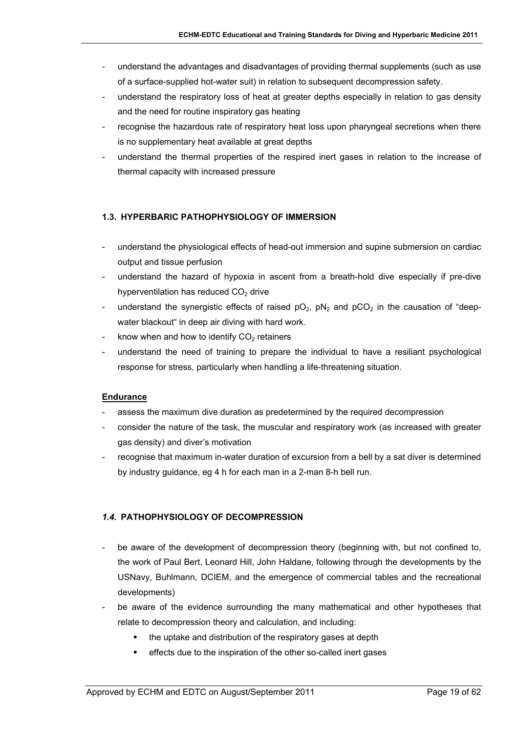- understand the advantages and disadvantages of providing thermal supplements (such as use of a surface-supplied hot-water suit) in relation to subsequent decompression safety.
- understand the respiratory loss of heat at greater depths especially in relation to gas density and the need for routine inspiratory gas heating
- recognise the hazardous rate of respiratory heat loss upon pharyngeal secretions when there is no supplementary heat available at great depths
- understand the thermal properties of the respired inert gases in relation to the increase of thermal capacity with increased pressure

### 1.3. HYPERBARIC PATHOPHYSIOLOGY OF IMMERSION

- understand the physiological effects of head-out immersion and supine submersion on cardiac output and tissue perfusion
- understand the hazard of hypoxia in ascent from a breath-hold dive especially if pre-dive hyperventilation has reduced $CO_2$ drive
- understand the synergistic effects of raised $pO_2$, $pN_2$ and $pCO_2$ in the causation of "deep-water blackout" in deep air diving with hard work.
- know when and how to identify $CO_2$ retainers
- understand the need of training to prepare the individual to have a resiliant psychological response for stress, particularly when handling a life-threatening situation.

**<u>Endurance</u>**

- assess the maximum dive duration as predetermined by the required decompression
- consider the nature of the task, the muscular and respiratory work (as increased with greater gas density) and diver's motivation
- recognise that maximum in-water duration of excursion from a bell by a sat diver is determined by industry guidance, eg 4 h for each man in a 2-man 8-h bell run.

### *1.4.* PATHOPHYSIOLOGY OF DECOMPRESSION

- be aware of the development of decompression theory (beginning with, but not confined to, the work of Paul Bert, Leonard Hill, John Haldane, following through the developments by the USNavy, Buhlmann, DCIEM, and the emergence of commercial tables and the recreational developments)
- be aware of the evidence surrounding the many mathematical and other hypotheses that relate to decompression theory and calculation, and including:
  - the uptake and distribution of the respiratory gases at depth
  - effects due to the inspiration of the other so-called inert gases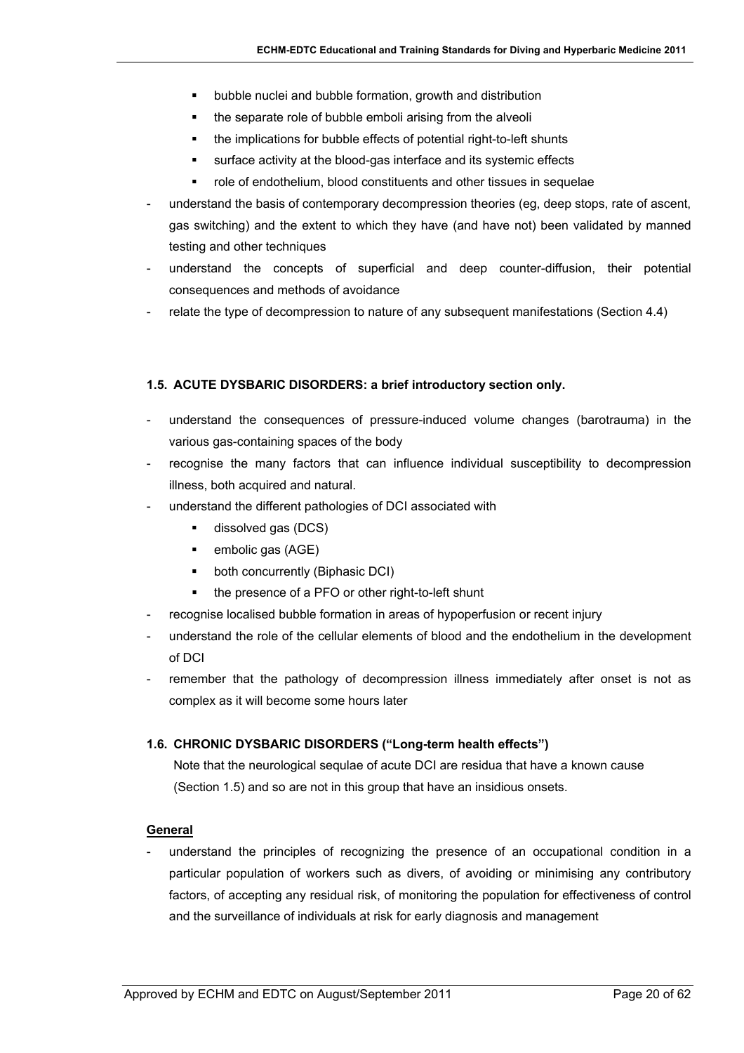- bubble nuclei and bubble formation, growth and distribution
- the separate role of bubble emboli arising from the alveoli
- the implications for bubble effects of potential right-to-left shunts
- surface activity at the blood-gas interface and its systemic effects
- role of endothelium, blood constituents and other tissues in sequelae

- understand the basis of contemporary decompression theories (eg, deep stops, rate of ascent, gas switching) and the extent to which they have (and have not) been validated by manned testing and other techniques
- understand the concepts of superficial and deep counter-diffusion, their potential consequences and methods of avoidance
- relate the type of decompression to nature of any subsequent manifestations (Section 4.4)

### 1.5. ACUTE DYSBARIC DISORDERS: a brief introductory section only.

- understand the consequences of pressure-induced volume changes (barotrauma) in the various gas-containing spaces of the body
- recognise the many factors that can influence individual susceptibility to decompression illness, both acquired and natural.
- understand the different pathologies of DCI associated with
    - dissolved gas (DCS)
    - embolic gas (AGE)
    - both concurrently (Biphasic DCI)
    - the presence of a PFO or other right-to-left shunt
- recognise localised bubble formation in areas of hypoperfusion or recent injury
- understand the role of the cellular elements of blood and the endothelium in the development of DCI
- remember that the pathology of decompression illness immediately after onset is not as complex as it will become some hours later

### 1.6. CHRONIC DYSBARIC DISORDERS ("Long-term health effects")

Note that the neurological sequlae of acute DCI are residua that have a known cause (Section 1.5) and so are not in this group that have an insidious onsets.

**General**

- understand the principles of recognizing the presence of an occupational condition in a particular population of workers such as divers, of avoiding or minimising any contributory factors, of accepting any residual risk, of monitoring the population for effectiveness of control and the surveillance of individuals at risk for early diagnosis and management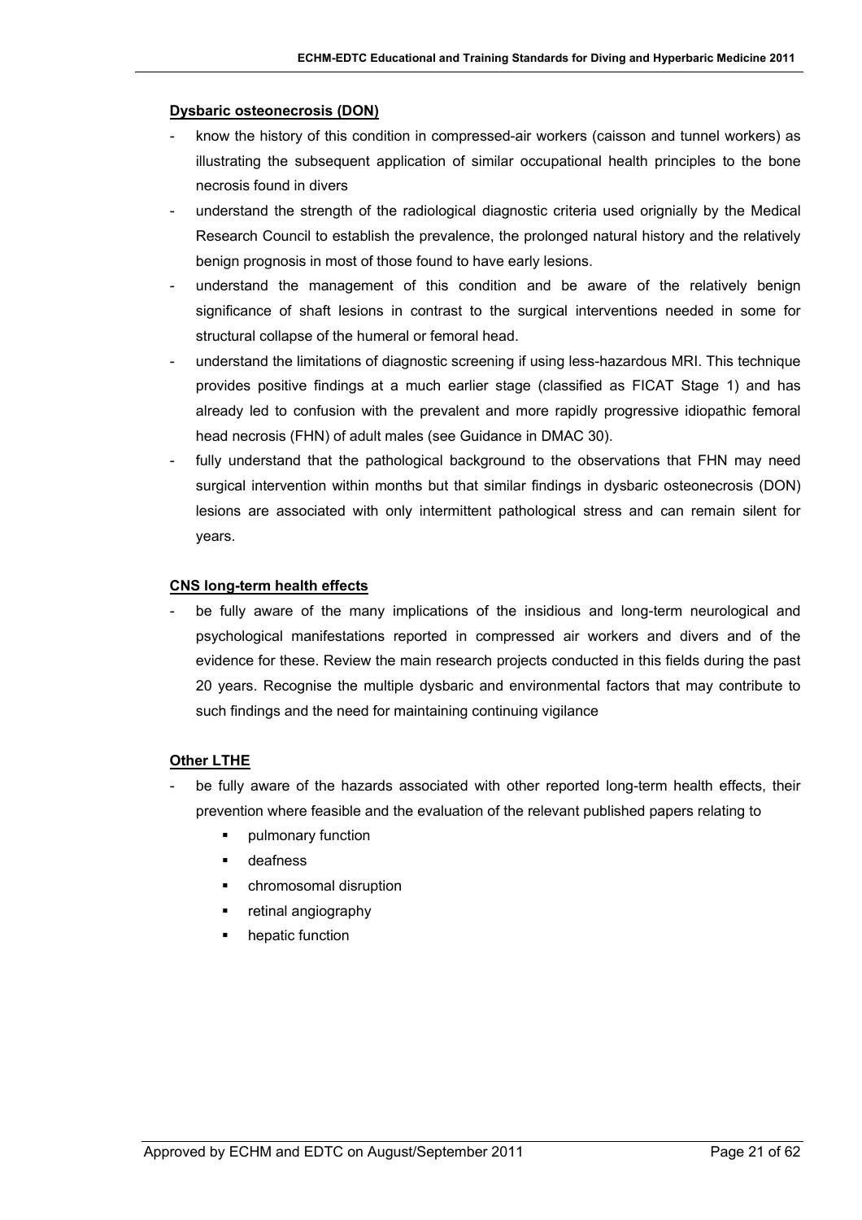**Dysbaric osteonecrosis (DON)**

- know the history of this condition in compressed-air workers (caisson and tunnel workers) as illustrating the subsequent application of similar occupational health principles to the bone necrosis found in divers
- understand the strength of the radiological diagnostic criteria used orignially by the Medical Research Council to establish the prevalence, the prolonged natural history and the relatively benign prognosis in most of those found to have early lesions.
- understand the management of this condition and be aware of the relatively benign significance of shaft lesions in contrast to the surgical interventions needed in some for structural collapse of the humeral or femoral head.
- understand the limitations of diagnostic screening if using less-hazardous MRI. This technique provides positive findings at a much earlier stage (classified as FICAT Stage 1) and has already led to confusion with the prevalent and more rapidly progressive idiopathic femoral head necrosis (FHN) of adult males (see Guidance in DMAC 30).
- fully understand that the pathological background to the observations that FHN may need surgical intervention within months but that similar findings in dysbaric osteonecrosis (DON) lesions are associated with only intermittent pathological stress and can remain silent for years.

**CNS long-term health effects**

- be fully aware of the many implications of the insidious and long-term neurological and psychological manifestations reported in compressed air workers and divers and of the evidence for these. Review the main research projects conducted in this fields during the past 20 years. Recognise the multiple dysbaric and environmental factors that may contribute to such findings and the need for maintaining continuing vigilance

**Other LTHE**

- be fully aware of the hazards associated with other reported long-term health effects, their prevention where feasible and the evaluation of the relevant published papers relating to
  - pulmonary function
  - deafness
  - chromosomal disruption
  - retinal angiography
  - hepatic function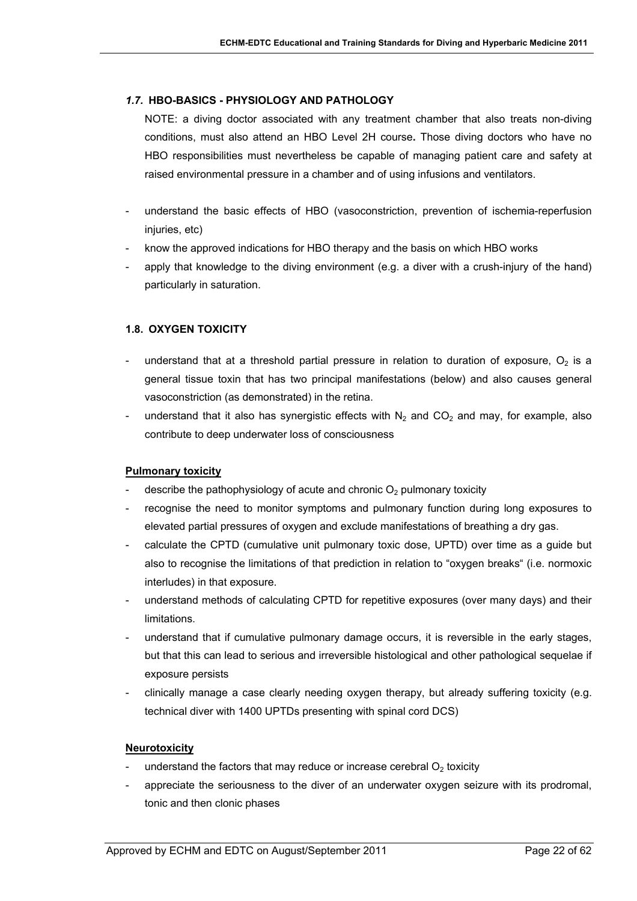### *1.7.* HBO-BASICS - PHYSIOLOGY AND PATHOLOGY

NOTE: a diving doctor associated with any treatment chamber that also treats non-diving conditions, must also attend an HBO Level 2H course**.** Those diving doctors who have no HBO responsibilities must nevertheless be capable of managing patient care and safety at raised environmental pressure in a chamber and of using infusions and ventilators.

- understand the basic effects of HBO (vasoconstriction, prevention of ischemia-reperfusion injuries, etc)
- know the approved indications for HBO therapy and the basis on which HBO works
- apply that knowledge to the diving environment (e.g. a diver with a crush-injury of the hand) particularly in saturation.

### 1.8. OXYGEN TOXICITY

- understand that at a threshold partial pressure in relation to duration of exposure, $O_2$ is a general tissue toxin that has two principal manifestations (below) and also causes general vasoconstriction (as demonstrated) in the retina.
- understand that it also has synergistic effects with $N_2$ and $CO_2$ and may, for example, also contribute to deep underwater loss of consciousness

**Pulmonary toxicity**

- describe the pathophysiology of acute and chronic $O_2$ pulmonary toxicity
- recognise the need to monitor symptoms and pulmonary function during long exposures to elevated partial pressures of oxygen and exclude manifestations of breathing a dry gas.
- calculate the CPTD (cumulative unit pulmonary toxic dose, UPTD) over time as a guide but also to recognise the limitations of that prediction in relation to "oxygen breaks" (i.e. normoxic interludes) in that exposure.
- understand methods of calculating CPTD for repetitive exposures (over many days) and their limitations.
- understand that if cumulative pulmonary damage occurs, it is reversible in the early stages, but that this can lead to serious and irreversible histological and other pathological sequelae if exposure persists
- clinically manage a case clearly needing oxygen therapy, but already suffering toxicity (e.g. technical diver with 1400 UPTDs presenting with spinal cord DCS)

**Neurotoxicity**

- understand the factors that may reduce or increase cerebral $O_2$ toxicity
- appreciate the seriousness to the diver of an underwater oxygen seizure with its prodromal, tonic and then clonic phases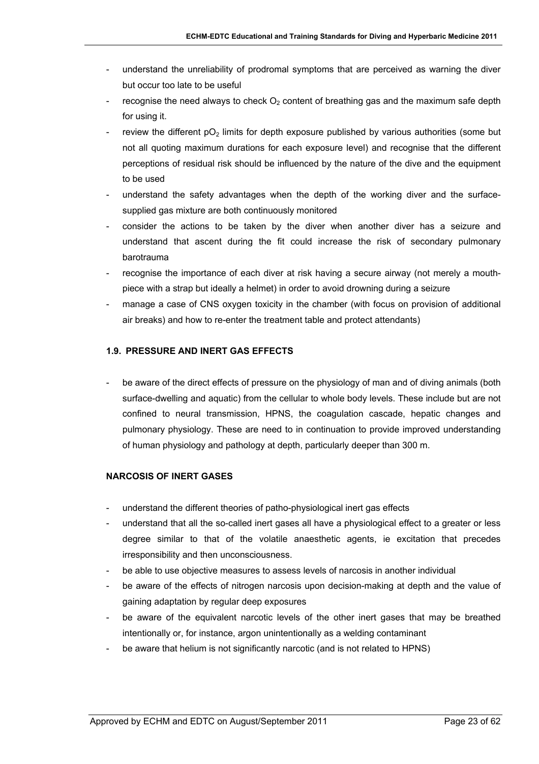- understand the unreliability of prodromal symptoms that are perceived as warning the diver but occur too late to be useful
- recognise the need always to check $O_2$ content of breathing gas and the maximum safe depth for using it.
- review the different $pO_2$ limits for depth exposure published by various authorities (some but not all quoting maximum durations for each exposure level) and recognise that the different perceptions of residual risk should be influenced by the nature of the dive and the equipment to be used
- understand the safety advantages when the depth of the working diver and the surface-supplied gas mixture are both continuously monitored
- consider the actions to be taken by the diver when another diver has a seizure and understand that ascent during the fit could increase the risk of secondary pulmonary barotrauma
- recognise the importance of each diver at risk having a secure airway (not merely a mouth-piece with a strap but ideally a helmet) in order to avoid drowning during a seizure
- manage a case of CNS oxygen toxicity in the chamber (with focus on provision of additional air breaks) and how to re-enter the treatment table and protect attendants)

### 1.9. PRESSURE AND INERT GAS EFFECTS

- be aware of the direct effects of pressure on the physiology of man and of diving animals (both surface-dwelling and aquatic) from the cellular to whole body levels. These include but are not confined to neural transmission, HPNS, the coagulation cascade, hepatic changes and pulmonary physiology. These are need to in continuation to provide improved understanding of human physiology and pathology at depth, particularly deeper than 300 m.

### NARCOSIS OF INERT GASES

- understand the different theories of patho-physiological inert gas effects
- understand that all the so-called inert gases all have a physiological effect to a greater or less degree similar to that of the volatile anaesthetic agents, ie excitation that precedes irresponsibility and then unconsciousness.
- be able to use objective measures to assess levels of narcosis in another individual
- be aware of the effects of nitrogen narcosis upon decision-making at depth and the value of gaining adaptation by regular deep exposures
- be aware of the equivalent narcotic levels of the other inert gases that may be breathed intentionally or, for instance, argon unintentionally as a welding contaminant
- be aware that helium is not significantly narcotic (and is not related to HPNS)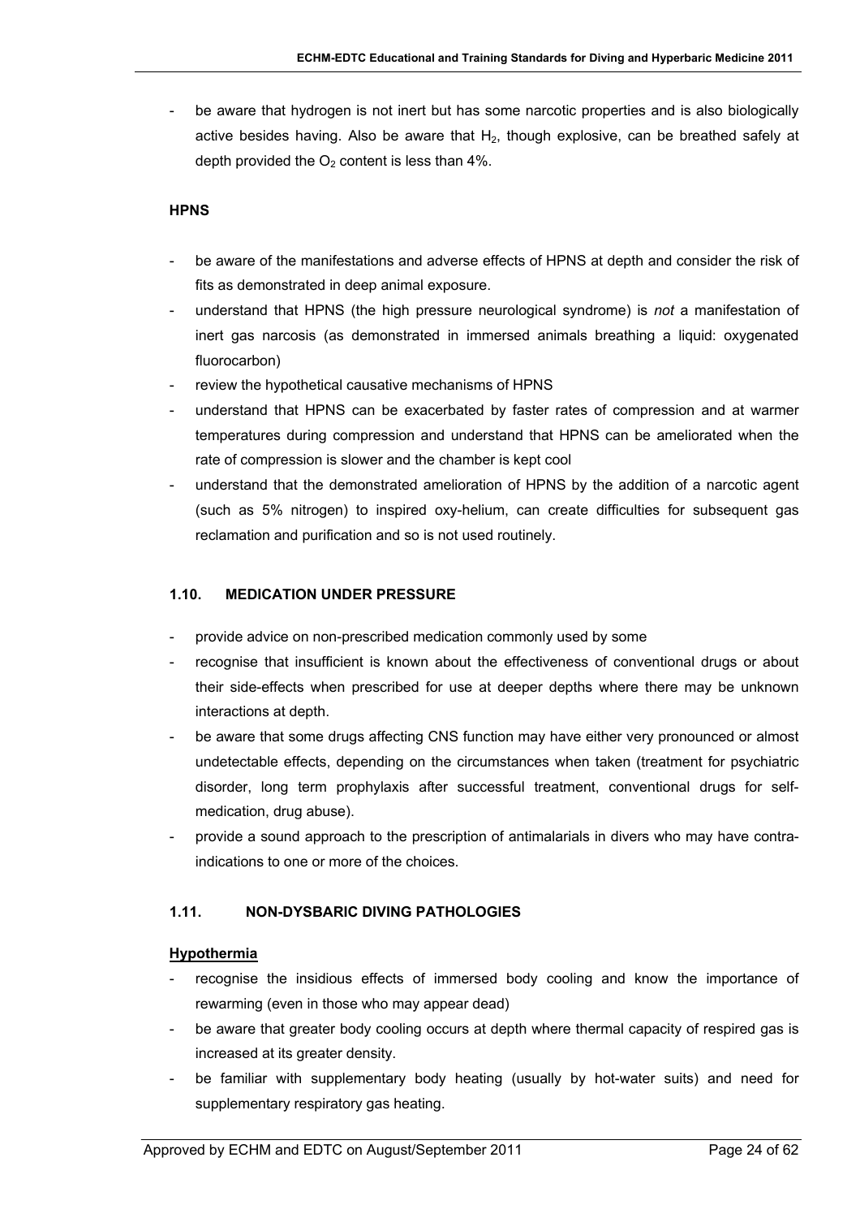- be aware that hydrogen is not inert but has some narcotic properties and is also biologically active besides having. Also be aware that $H_2$, though explosive, can be breathed safely at depth provided the $O_2$ content is less than 4%.

**HPNS**

- be aware of the manifestations and adverse effects of HPNS at depth and consider the risk of fits as demonstrated in deep animal exposure.
- understand that HPNS (the high pressure neurological syndrome) is *not* a manifestation of inert gas narcosis (as demonstrated in immersed animals breathing a liquid: oxygenated fluorocarbon)
- review the hypothetical causative mechanisms of HPNS
- understand that HPNS can be exacerbated by faster rates of compression and at warmer temperatures during compression and understand that HPNS can be ameliorated when the rate of compression is slower and the chamber is kept cool
- understand that the demonstrated amelioration of HPNS by the addition of a narcotic agent (such as 5% nitrogen) to inspired oxy-helium, can create difficulties for subsequent gas reclamation and purification and so is not used routinely.

### 1.10. MEDICATION UNDER PRESSURE

- provide advice on non-prescribed medication commonly used by some
- recognise that insufficient is known about the effectiveness of conventional drugs or about their side-effects when prescribed for use at deeper depths where there may be unknown interactions at depth.
- be aware that some drugs affecting CNS function may have either very pronounced or almost undetectable effects, depending on the circumstances when taken (treatment for psychiatric disorder, long term prophylaxis after successful treatment, conventional drugs for self-medication, drug abuse).
- provide a sound approach to the prescription of antimalarials in divers who may have contra-indications to one or more of the choices.

### 1.11. NON-DYSBARIC DIVING PATHOLOGIES

**Hypothermia**

- recognise the insidious effects of immersed body cooling and know the importance of rewarming (even in those who may appear dead)
- be aware that greater body cooling occurs at depth where thermal capacity of respired gas is increased at its greater density.
- be familiar with supplementary body heating (usually by hot-water suits) and need for supplementary respiratory gas heating.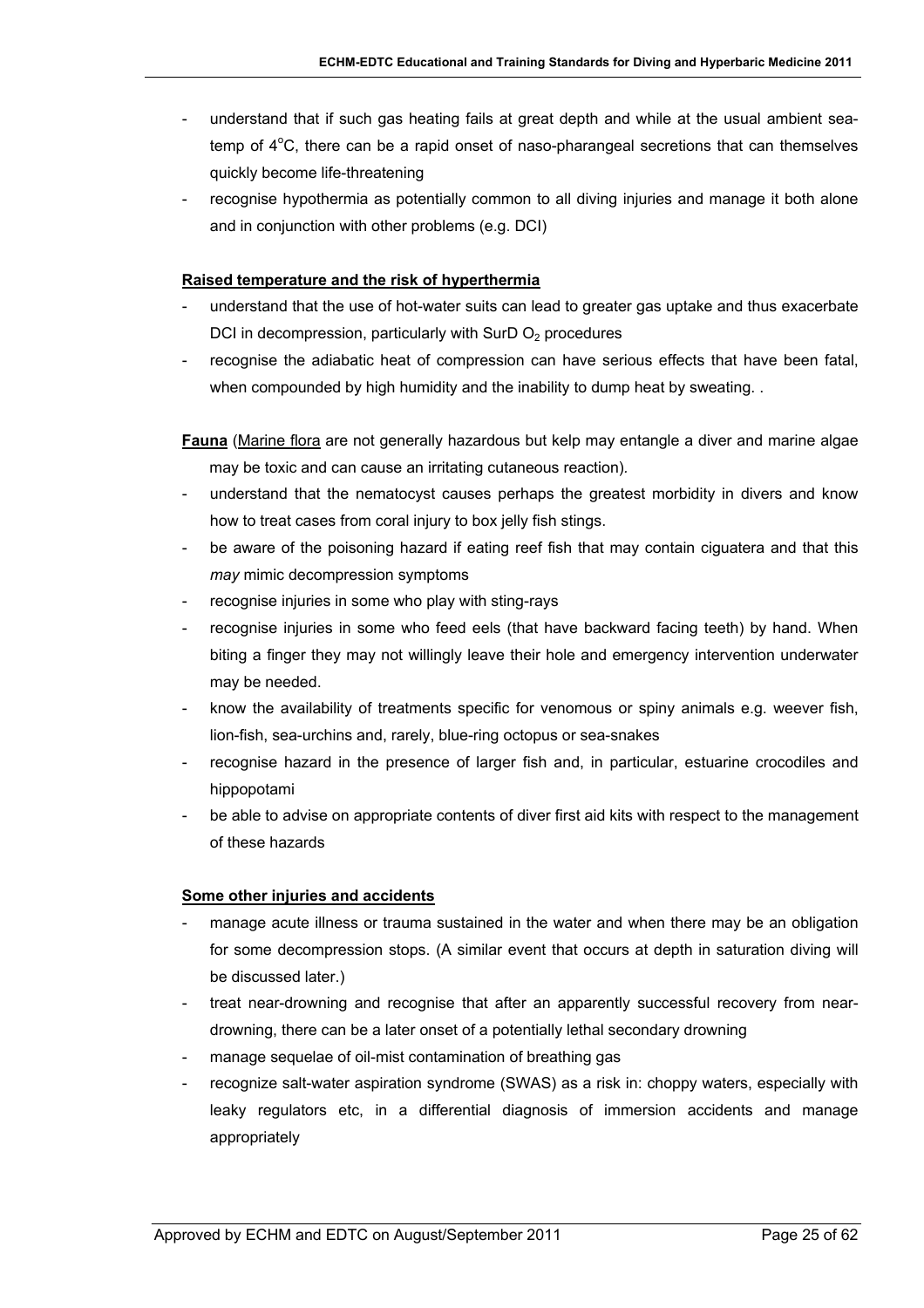- understand that if such gas heating fails at great depth and while at the usual ambient sea-temp of 4°C, there can be a rapid onset of naso-pharangeal secretions that can themselves quickly become life-threatening
- recognise hypothermia as potentially common to all diving injuries and manage it both alone and in conjunction with other problems (e.g. DCI)

**<u>Raised temperature and the risk of hyperthermia</u>**

- understand that the use of hot-water suits can lead to greater gas uptake and thus exacerbate DCI in decompression, particularly with SurD $O_2$ procedures
- recognise the adiabatic heat of compression can have serious effects that have been fatal, when compounded by high humidity and the inability to dump heat by sweating. .

**<u>Fauna</u>** (<u>Marine flora</u> are not generally hazardous but kelp may entangle a diver and marine algae may be toxic and can cause an irritating cutaneous reaction).

- understand that the nematocyst causes perhaps the greatest morbidity in divers and know how to treat cases from coral injury to box jelly fish stings.
- be aware of the poisoning hazard if eating reef fish that may contain ciguatera and that this *may* mimic decompression symptoms
- recognise injuries in some who play with sting-rays
- recognise injuries in some who feed eels (that have backward facing teeth) by hand. When biting a finger they may not willingly leave their hole and emergency intervention underwater may be needed.
- know the availability of treatments specific for venomous or spiny animals e.g. weever fish, lion-fish, sea-urchins and, rarely, blue-ring octopus or sea-snakes
- recognise hazard in the presence of larger fish and, in particular, estuarine crocodiles and hippopotami
- be able to advise on appropriate contents of diver first aid kits with respect to the management of these hazards

**<u>Some other injuries and accidents</u>**

- manage acute illness or trauma sustained in the water and when there may be an obligation for some decompression stops. (A similar event that occurs at depth in saturation diving will be discussed later.)
- treat near-drowning and recognise that after an apparently successful recovery from near-drowning, there can be a later onset of a potentially lethal secondary drowning
- manage sequelae of oil-mist contamination of breathing gas
- recognize salt-water aspiration syndrome (SWAS) as a risk in: choppy waters, especially with leaky regulators etc, in a differential diagnosis of immersion accidents and manage appropriately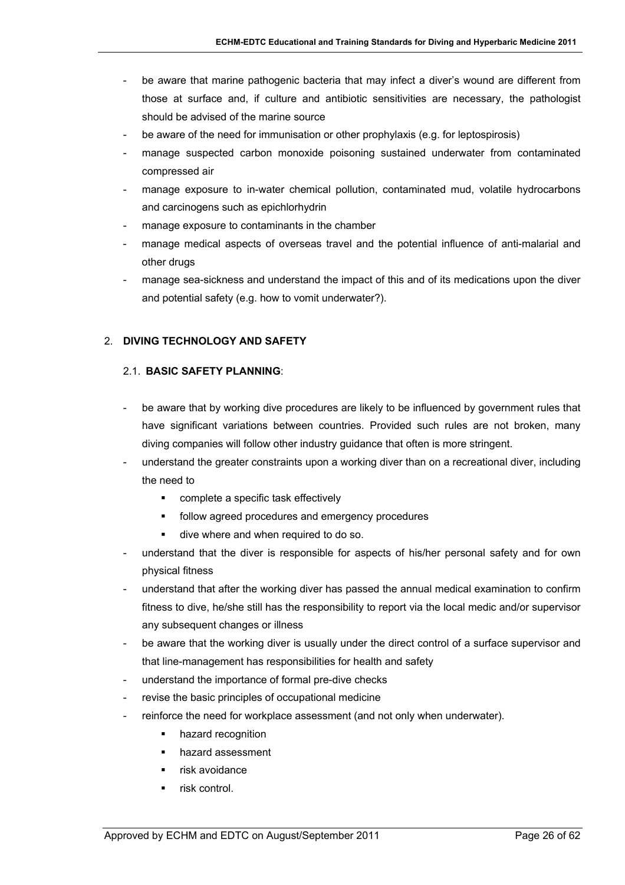- be aware that marine pathogenic bacteria that may infect a diver's wound are different from those at surface and, if culture and antibiotic sensitivities are necessary, the pathologist should be advised of the marine source
- be aware of the need for immunisation or other prophylaxis (e.g. for leptospirosis)
- manage suspected carbon monoxide poisoning sustained underwater from contaminated compressed air
- manage exposure to in-water chemical pollution, contaminated mud, volatile hydrocarbons and carcinogens such as epichlorhydrin
- manage exposure to contaminants in the chamber
- manage medical aspects of overseas travel and the potential influence of anti-malarial and other drugs
- manage sea-sickness and understand the impact of this and of its medications upon the diver and potential safety (e.g. how to vomit underwater?).

## 2. DIVING TECHNOLOGY AND SAFETY

### 2.1. BASIC SAFETY PLANNING:

- be aware that by working dive procedures are likely to be influenced by government rules that have significant variations between countries. Provided such rules are not broken, many diving companies will follow other industry guidance that often is more stringent.
- understand the greater constraints upon a working diver than on a recreational diver, including the need to
  - complete a specific task effectively
  - follow agreed procedures and emergency procedures
  - dive where and when required to do so.
- understand that the diver is responsible for aspects of his/her personal safety and for own physical fitness
- understand that after the working diver has passed the annual medical examination to confirm fitness to dive, he/she still has the responsibility to report via the local medic and/or supervisor any subsequent changes or illness
- be aware that the working diver is usually under the direct control of a surface supervisor and that line-management has responsibilities for health and safety
- understand the importance of formal pre-dive checks
- revise the basic principles of occupational medicine
- reinforce the need for workplace assessment (and not only when underwater).
  - hazard recognition
  - hazard assessment
  - risk avoidance
  - risk control.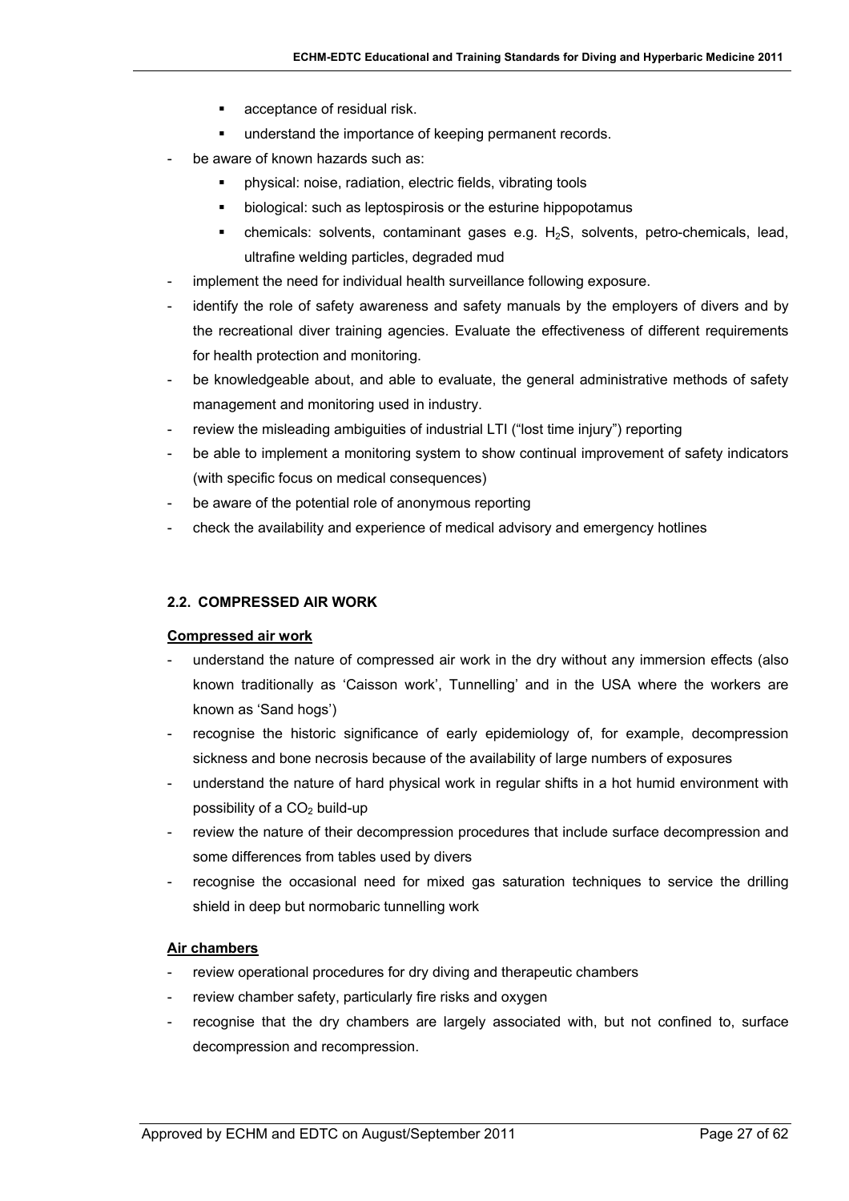- acceptance of residual risk.
  - understand the importance of keeping permanent records.
- be aware of known hazards such as:
  - physical: noise, radiation, electric fields, vibrating tools
  - biological: such as leptospirosis or the esturine hippopotamus
  - chemicals: solvents, contaminant gases e.g. $H_2S$, solvents, petro-chemicals, lead, ultrafine welding particles, degraded mud
- implement the need for individual health surveillance following exposure.
- identify the role of safety awareness and safety manuals by the employers of divers and by the recreational diver training agencies. Evaluate the effectiveness of different requirements for health protection and monitoring.
- be knowledgeable about, and able to evaluate, the general administrative methods of safety management and monitoring used in industry.
- review the misleading ambiguities of industrial LTI ("lost time injury") reporting
- be able to implement a monitoring system to show continual improvement of safety indicators (with specific focus on medical consequences)
- be aware of the potential role of anonymous reporting
- check the availability and experience of medical advisory and emergency hotlines

### 2.2. COMPRESSED AIR WORK

**Compressed air work**

- understand the nature of compressed air work in the dry without any immersion effects (also known traditionally as 'Caisson work', Tunnelling' and in the USA where the workers are known as 'Sand hogs')
- recognise the historic significance of early epidemiology of, for example, decompression sickness and bone necrosis because of the availability of large numbers of exposures
- understand the nature of hard physical work in regular shifts in a hot humid environment with possibility of a $CO_2$ build-up
- review the nature of their decompression procedures that include surface decompression and some differences from tables used by divers
- recognise the occasional need for mixed gas saturation techniques to service the drilling shield in deep but normobaric tunnelling work

**Air chambers**

- review operational procedures for dry diving and therapeutic chambers
- review chamber safety, particularly fire risks and oxygen
- recognise that the dry chambers are largely associated with, but not confined to, surface decompression and recompression.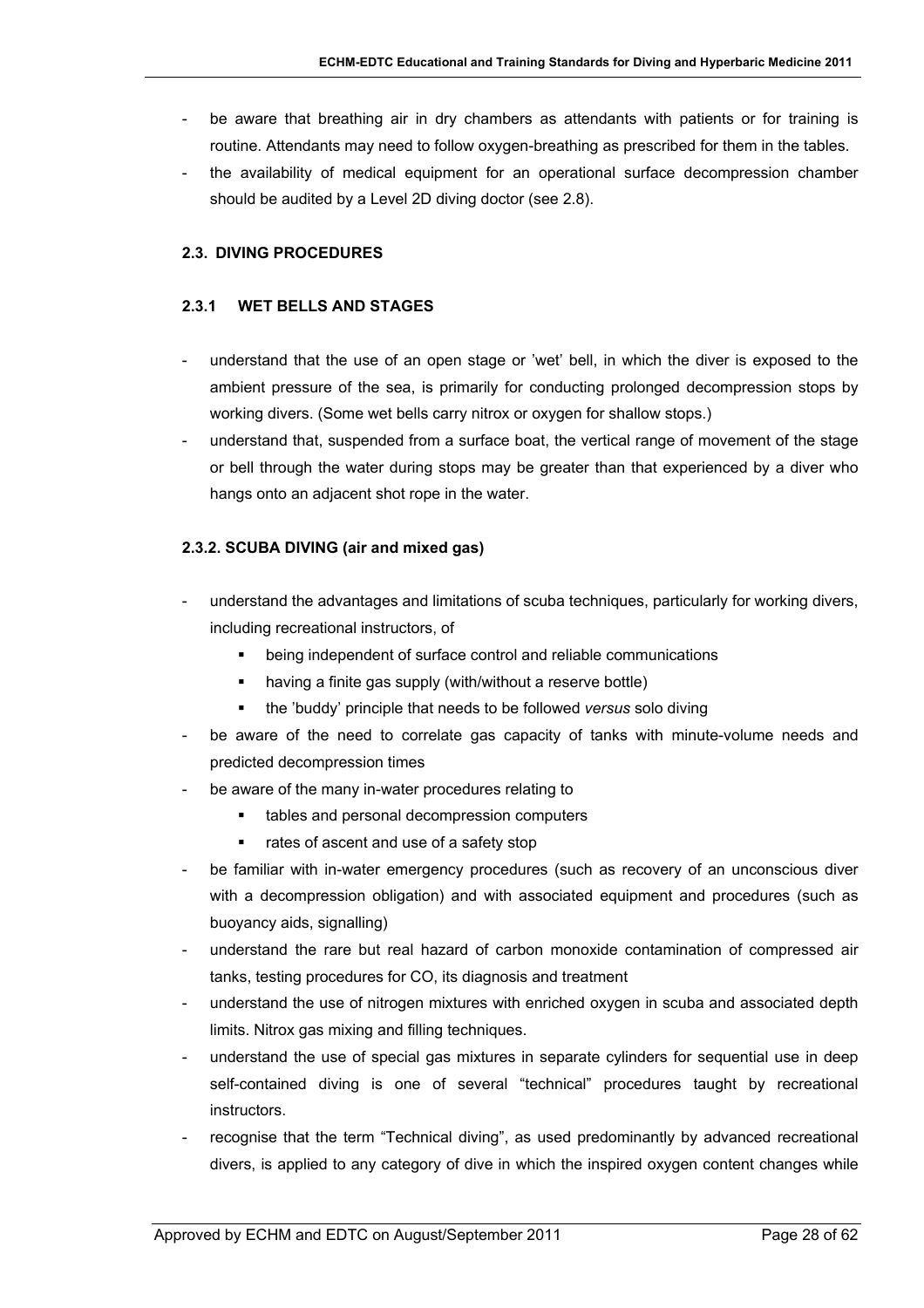- be aware that breathing air in dry chambers as attendants with patients or for training is routine. Attendants may need to follow oxygen-breathing as prescribed for them in the tables.
- the availability of medical equipment for an operational surface decompression chamber should be audited by a Level 2D diving doctor (see 2.8).

### 2.3. DIVING PROCEDURES

#### 2.3.1 WET BELLS AND STAGES

- understand that the use of an open stage or 'wet' bell, in which the diver is exposed to the ambient pressure of the sea, is primarily for conducting prolonged decompression stops by working divers. (Some wet bells carry nitrox or oxygen for shallow stops.)
- understand that, suspended from a surface boat, the vertical range of movement of the stage or bell through the water during stops may be greater than that experienced by a diver who hangs onto an adjacent shot rope in the water.

#### 2.3.2. SCUBA DIVING (air and mixed gas)

- understand the advantages and limitations of scuba techniques, particularly for working divers, including recreational instructors, of
  - being independent of surface control and reliable communications
  - having a finite gas supply (with/without a reserve bottle)
  - the 'buddy' principle that needs to be followed *versus* solo diving
- be aware of the need to correlate gas capacity of tanks with minute-volume needs and predicted decompression times
- be aware of the many in-water procedures relating to
  - tables and personal decompression computers
  - rates of ascent and use of a safety stop
- be familiar with in-water emergency procedures (such as recovery of an unconscious diver with a decompression obligation) and with associated equipment and procedures (such as buoyancy aids, signalling)
- understand the rare but real hazard of carbon monoxide contamination of compressed air tanks, testing procedures for CO, its diagnosis and treatment
- understand the use of nitrogen mixtures with enriched oxygen in scuba and associated depth limits. Nitrox gas mixing and filling techniques.
- understand the use of special gas mixtures in separate cylinders for sequential use in deep self-contained diving is one of several "technical" procedures taught by recreational instructors.
- recognise that the term "Technical diving", as used predominantly by advanced recreational divers, is applied to any category of dive in which the inspired oxygen content changes while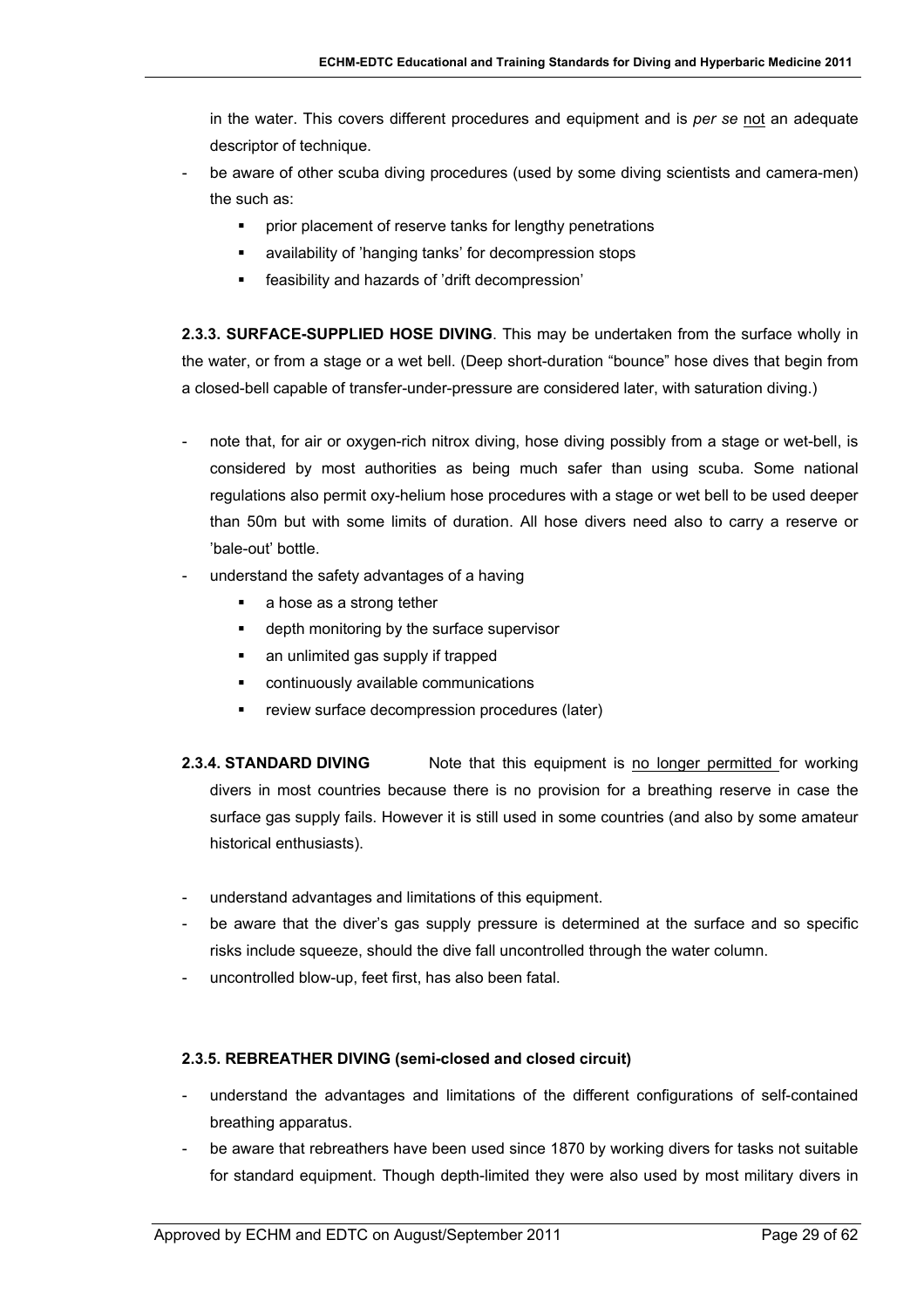in the water. This covers different procedures and equipment and is *per se* not an adequate descriptor of technique.

- be aware of other scuba diving procedures (used by some diving scientists and camera-men) the such as:
  - prior placement of reserve tanks for lengthy penetrations
  - availability of 'hanging tanks' for decompression stops
  - feasibility and hazards of 'drift decompression'

**2.3.3. SURFACE-SUPPLIED HOSE DIVING**. This may be undertaken from the surface wholly in the water, or from a stage or a wet bell. (Deep short-duration "bounce" hose dives that begin from a closed-bell capable of transfer-under-pressure are considered later, with saturation diving.)

- note that, for air or oxygen-rich nitrox diving, hose diving possibly from a stage or wet-bell, is considered by most authorities as being much safer than using scuba. Some national regulations also permit oxy-helium hose procedures with a stage or wet bell to be used deeper than 50m but with some limits of duration. All hose divers need also to carry a reserve or 'bale-out' bottle.
- understand the safety advantages of a having
  - a hose as a strong tether
  - depth monitoring by the surface supervisor
  - an unlimited gas supply if trapped
  - continuously available communications
  - review surface decompression procedures (later)

**2.3.4. STANDARD DIVING** Note that this equipment is no longer permitted for working divers in most countries because there is no provision for a breathing reserve in case the surface gas supply fails. However it is still used in some countries (and also by some amateur historical enthusiasts).

- understand advantages and limitations of this equipment.
- be aware that the diver's gas supply pressure is determined at the surface and so specific risks include squeeze, should the dive fall uncontrolled through the water column.
- uncontrolled blow-up, feet first, has also been fatal.

**2.3.5. REBREATHER DIVING (semi-closed and closed circuit)**

- understand the advantages and limitations of the different configurations of self-contained breathing apparatus.
- be aware that rebreathers have been used since 1870 by working divers for tasks not suitable for standard equipment. Though depth-limited they were also used by most military divers in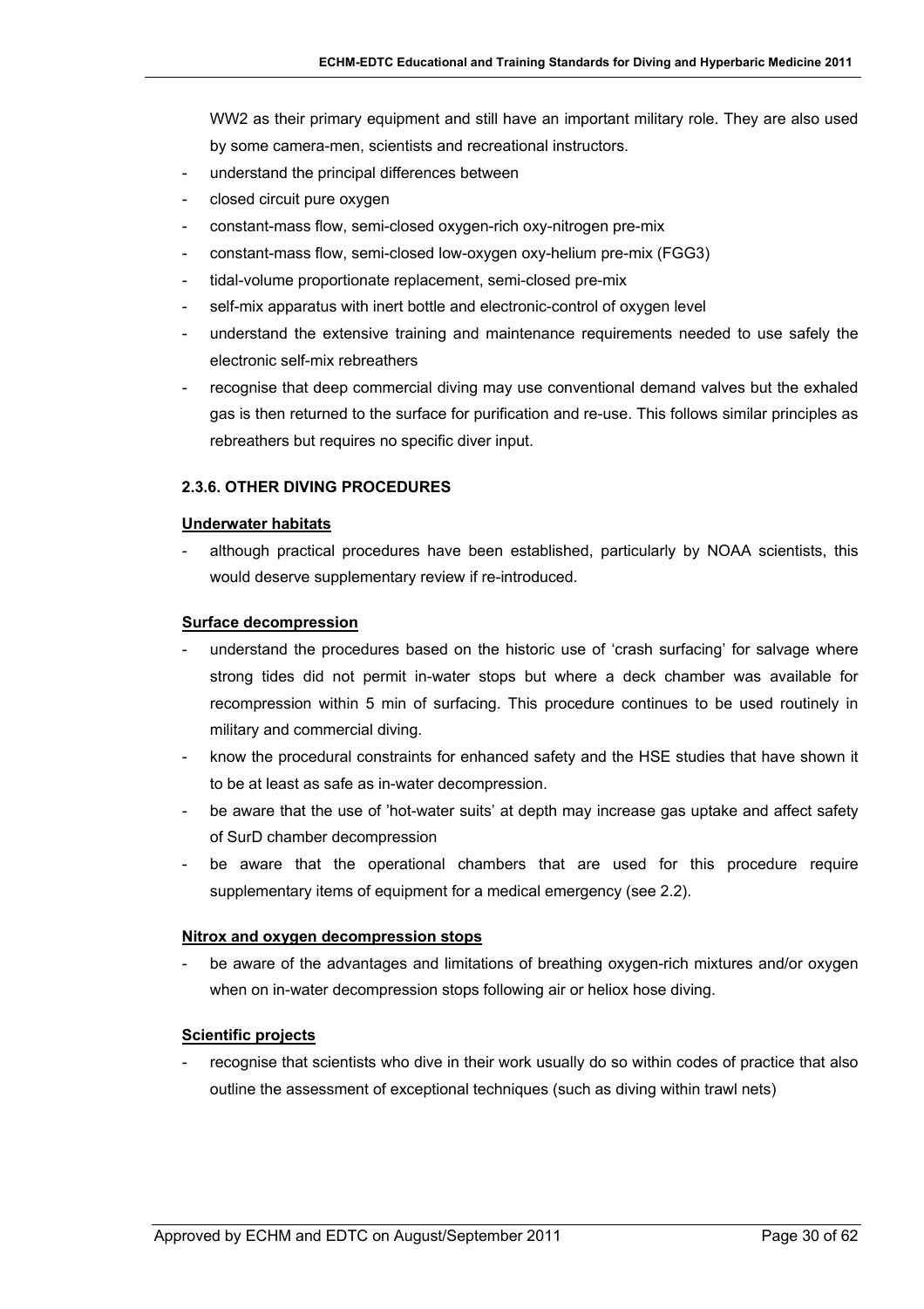WW2 as their primary equipment and still have an important military role. They are also used by some camera-men, scientists and recreational instructors.

- understand the principal differences between
- closed circuit pure oxygen
- constant-mass flow, semi-closed oxygen-rich oxy-nitrogen pre-mix
- constant-mass flow, semi-closed low-oxygen oxy-helium pre-mix (FGG3)
- tidal-volume proportionate replacement, semi-closed pre-mix
- self-mix apparatus with inert bottle and electronic-control of oxygen level
- understand the extensive training and maintenance requirements needed to use safely the electronic self-mix rebreathers
- recognise that deep commercial diving may use conventional demand valves but the exhaled gas is then returned to the surface for purification and re-use. This follows similar principles as rebreathers but requires no specific diver input.

### 2.3.6. OTHER DIVING PROCEDURES

**Underwater habitats**

- although practical procedures have been established, particularly by NOAA scientists, this would deserve supplementary review if re-introduced.

**Surface decompression**

- understand the procedures based on the historic use of 'crash surfacing' for salvage where strong tides did not permit in-water stops but where a deck chamber was available for recompression within 5 min of surfacing. This procedure continues to be used routinely in military and commercial diving.
- know the procedural constraints for enhanced safety and the HSE studies that have shown it to be at least as safe as in-water decompression.
- be aware that the use of 'hot-water suits' at depth may increase gas uptake and affect safety of SurD chamber decompression
- be aware that the operational chambers that are used for this procedure require supplementary items of equipment for a medical emergency (see 2.2).

**Nitrox and oxygen decompression stops**

- be aware of the advantages and limitations of breathing oxygen-rich mixtures and/or oxygen when on in-water decompression stops following air or heliox hose diving.

**Scientific projects**

- recognise that scientists who dive in their work usually do so within codes of practice that also outline the assessment of exceptional techniques (such as diving within trawl nets)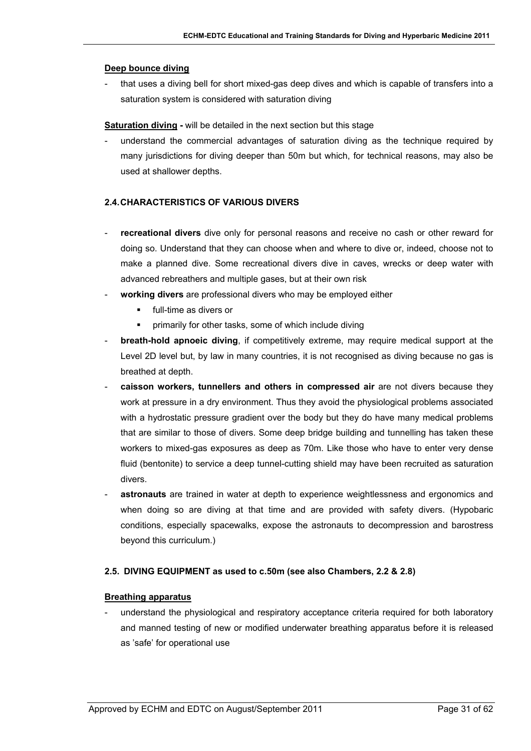**Deep bounce diving**

- that uses a diving bell for short mixed-gas deep dives and which is capable of transfers into a saturation system is considered with saturation diving

**Saturation diving -** will be detailed in the next section but this stage

- understand the commercial advantages of saturation diving as the technique required by many jurisdictions for diving deeper than 50m but which, for technical reasons, may also be used at shallower depths.

### 2.4. CHARACTERISTICS OF VARIOUS DIVERS

- **recreational divers** dive only for personal reasons and receive no cash or other reward for doing so. Understand that they can choose when and where to dive or, indeed, choose not to make a planned dive. Some recreational divers dive in caves, wrecks or deep water with advanced rebreathers and multiple gases, but at their own risk
- **working divers** are professional divers who may be employed either
  - full-time as divers or
  - primarily for other tasks, some of which include diving
- **breath-hold apnoeic diving**, if competitively extreme, may require medical support at the Level 2D level but, by law in many countries, it is not recognised as diving because no gas is breathed at depth.
- **caisson workers, tunnellers and others in compressed air** are not divers because they work at pressure in a dry environment. Thus they avoid the physiological problems associated with a hydrostatic pressure gradient over the body but they do have many medical problems that are similar to those of divers. Some deep bridge building and tunnelling has taken these workers to mixed-gas exposures as deep as 70m. Like those who have to enter very dense fluid (bentonite) to service a deep tunnel-cutting shield may have been recruited as saturation divers.
- **astronauts** are trained in water at depth to experience weightlessness and ergonomics and when doing so are diving at that time and are provided with safety divers. (Hypobaric conditions, especially spacewalks, expose the astronauts to decompression and barostress beyond this curriculum.)

### 2.5. DIVING EQUIPMENT as used to c.50m (see also Chambers, 2.2 & 2.8)

**Breathing apparatus**

- understand the physiological and respiratory acceptance criteria required for both laboratory and manned testing of new or modified underwater breathing apparatus before it is released as 'safe' for operational use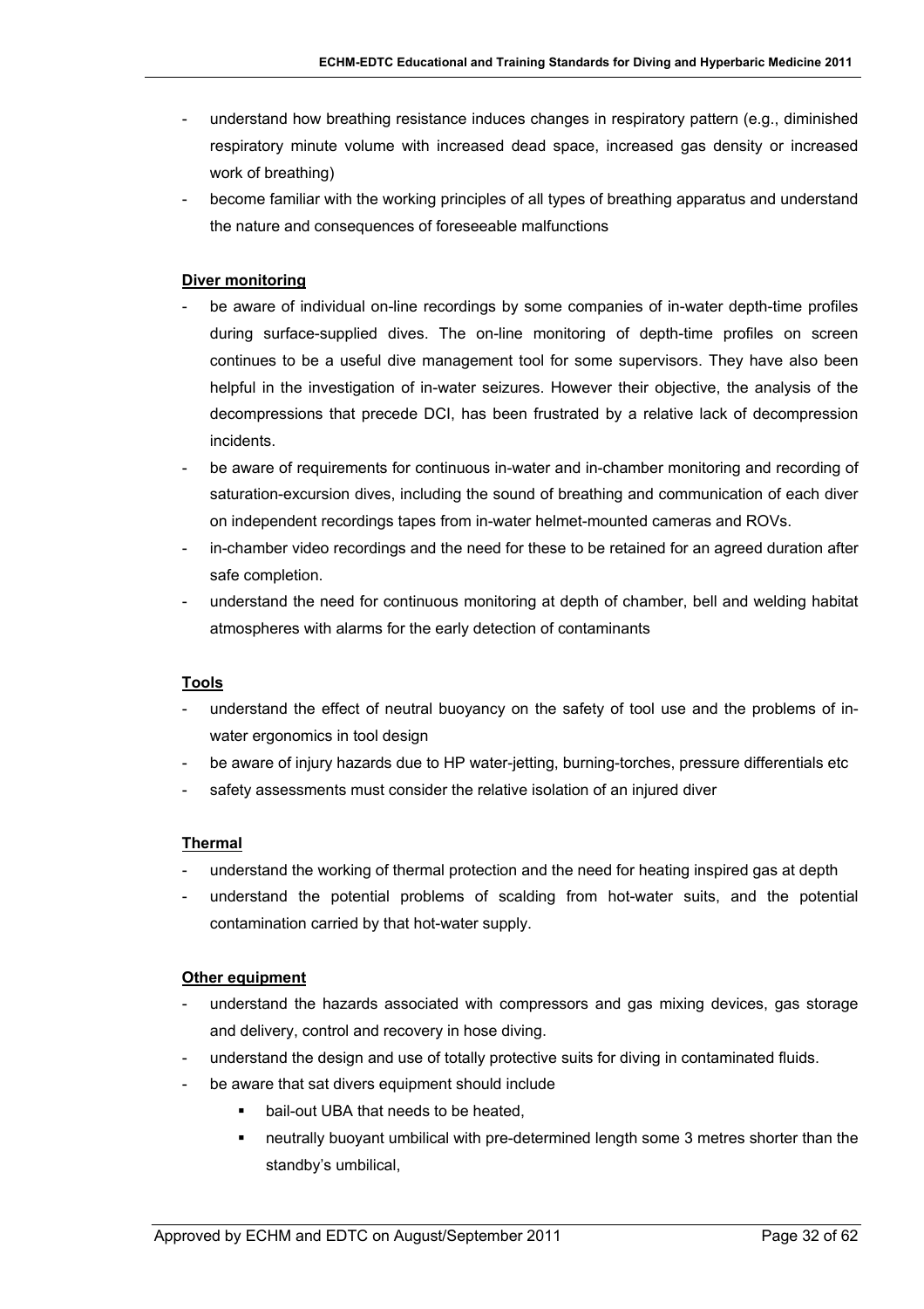- understand how breathing resistance induces changes in respiratory pattern (e.g., diminished respiratory minute volume with increased dead space, increased gas density or increased work of breathing)
- become familiar with the working principles of all types of breathing apparatus and understand the nature and consequences of foreseeable malfunctions

**Diver monitoring**

- be aware of individual on-line recordings by some companies of in-water depth-time profiles during surface-supplied dives. The on-line monitoring of depth-time profiles on screen continues to be a useful dive management tool for some supervisors. They have also been helpful in the investigation of in-water seizures. However their objective, the analysis of the decompressions that precede DCI, has been frustrated by a relative lack of decompression incidents.
- be aware of requirements for continuous in-water and in-chamber monitoring and recording of saturation-excursion dives, including the sound of breathing and communication of each diver on independent recordings tapes from in-water helmet-mounted cameras and ROVs.
- in-chamber video recordings and the need for these to be retained for an agreed duration after safe completion.
- understand the need for continuous monitoring at depth of chamber, bell and welding habitat atmospheres with alarms for the early detection of contaminants

**Tools**

- understand the effect of neutral buoyancy on the safety of tool use and the problems of in-water ergonomics in tool design
- be aware of injury hazards due to HP water-jetting, burning-torches, pressure differentials etc
- safety assessments must consider the relative isolation of an injured diver

**Thermal**

- understand the working of thermal protection and the need for heating inspired gas at depth
- understand the potential problems of scalding from hot-water suits, and the potential contamination carried by that hot-water supply.

**Other equipment**

- understand the hazards associated with compressors and gas mixing devices, gas storage and delivery, control and recovery in hose diving.
- understand the design and use of totally protective suits for diving in contaminated fluids.
- be aware that sat divers equipment should include
    - bail-out UBA that needs to be heated,
    - neutrally buoyant umbilical with pre-determined length some 3 metres shorter than the standby's umbilical,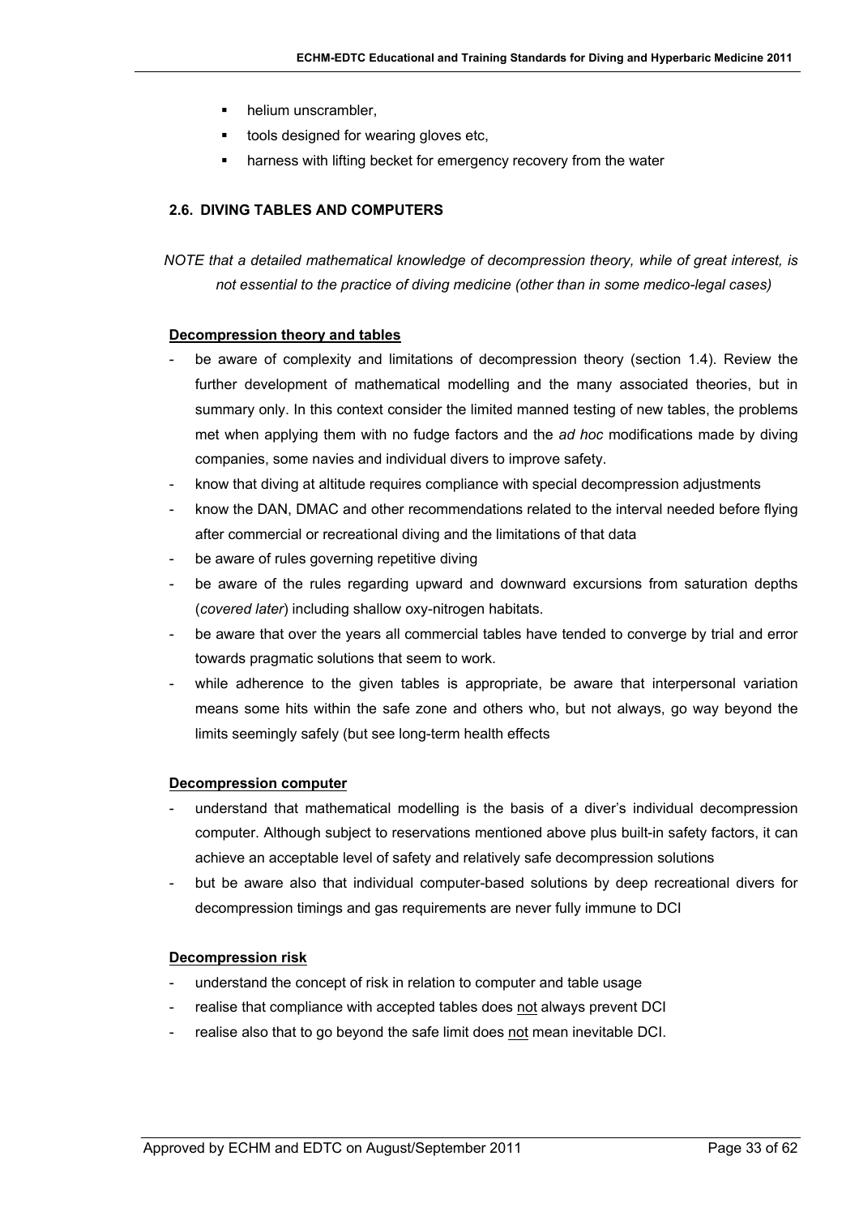- helium unscrambler,
- tools designed for wearing gloves etc,
- harness with lifting becket for emergency recovery from the water

## 2.6. DIVING TABLES AND COMPUTERS

*NOTE that a detailed mathematical knowledge of decompression theory, while of great interest, is not essential to the practice of diving medicine (other than in some medico-legal cases)*

**Decompression theory and tables**

- be aware of complexity and limitations of decompression theory (section 1.4). Review the further development of mathematical modelling and the many associated theories, but in summary only. In this context consider the limited manned testing of new tables, the problems met when applying them with no fudge factors and the *ad hoc* modifications made by diving companies, some navies and individual divers to improve safety.
- know that diving at altitude requires compliance with special decompression adjustments
- know the DAN, DMAC and other recommendations related to the interval needed before flying after commercial or recreational diving and the limitations of that data
- be aware of rules governing repetitive diving
- be aware of the rules regarding upward and downward excursions from saturation depths (*covered later*) including shallow oxy-nitrogen habitats.
- be aware that over the years all commercial tables have tended to converge by trial and error towards pragmatic solutions that seem to work.
- while adherence to the given tables is appropriate, be aware that interpersonal variation means some hits within the safe zone and others who, but not always, go way beyond the limits seemingly safely (but see long-term health effects

**Decompression computer**

- understand that mathematical modelling is the basis of a diver's individual decompression computer. Although subject to reservations mentioned above plus built-in safety factors, it can achieve an acceptable level of safety and relatively safe decompression solutions
- but be aware also that individual computer-based solutions by deep recreational divers for decompression timings and gas requirements are never fully immune to DCI

**Decompression risk**

- understand the concept of risk in relation to computer and table usage
- realise that compliance with accepted tables does not always prevent DCI
- realise also that to go beyond the safe limit does not mean inevitable DCI.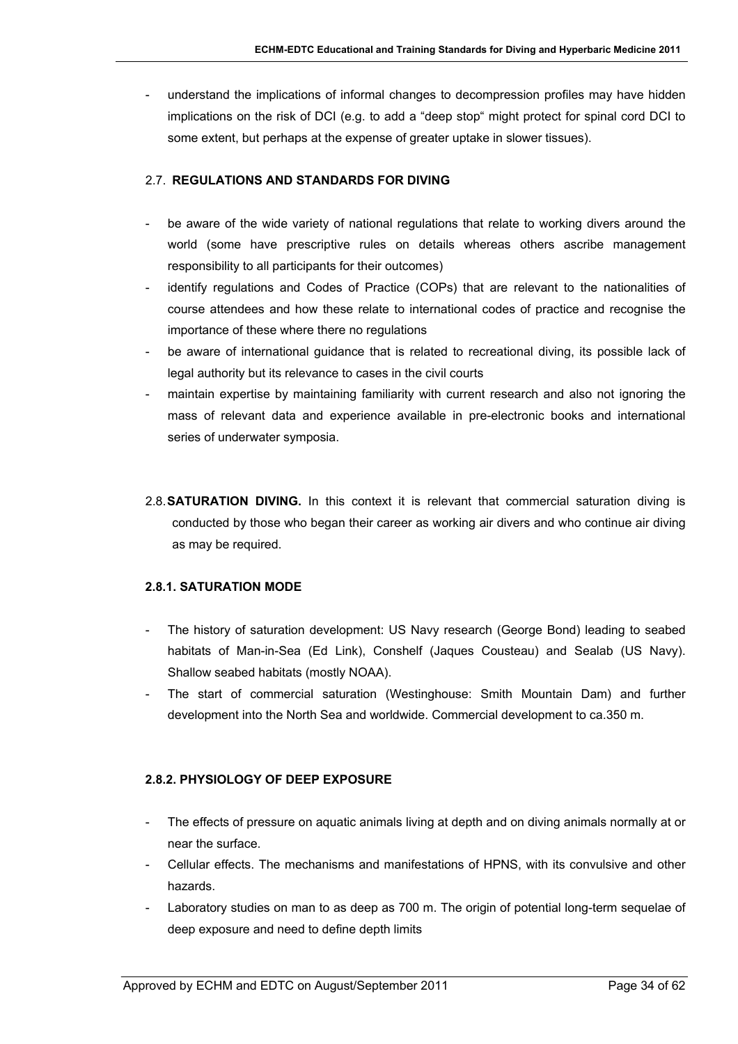- understand the implications of informal changes to decompression profiles may have hidden implications on the risk of DCI (e.g. to add a “deep stop“ might protect for spinal cord DCI to some extent, but perhaps at the expense of greater uptake in slower tissues).

## 2.7. REGULATIONS AND STANDARDS FOR DIVING

- be aware of the wide variety of national regulations that relate to working divers around the world (some have prescriptive rules on details whereas others ascribe management responsibility to all participants for their outcomes)
- identify regulations and Codes of Practice (COPs) that are relevant to the nationalities of course attendees and how these relate to international codes of practice and recognise the importance of these where there no regulations
- be aware of international guidance that is related to recreational diving, its possible lack of legal authority but its relevance to cases in the civil courts
- maintain expertise by maintaining familiarity with current research and also not ignoring the mass of relevant data and experience available in pre-electronic books and international series of underwater symposia.

## 2.8. SATURATION DIVING.

In this context it is relevant that commercial saturation diving is conducted by those who began their career as working air divers and who continue air diving as may be required.

### 2.8.1. SATURATION MODE

- The history of saturation development: US Navy research (George Bond) leading to seabed habitats of Man-in-Sea (Ed Link), Conshelf (Jaques Cousteau) and Sealab (US Navy). Shallow seabed habitats (mostly NOAA).
- The start of commercial saturation (Westinghouse: Smith Mountain Dam) and further development into the North Sea and worldwide. Commercial development to ca.350 m.

### 2.8.2. PHYSIOLOGY OF DEEP EXPOSURE

- The effects of pressure on aquatic animals living at depth and on diving animals normally at or near the surface.
- Cellular effects. The mechanisms and manifestations of HPNS, with its convulsive and other hazards.
- Laboratory studies on man to as deep as 700 m. The origin of potential long-term sequelae of deep exposure and need to define depth limits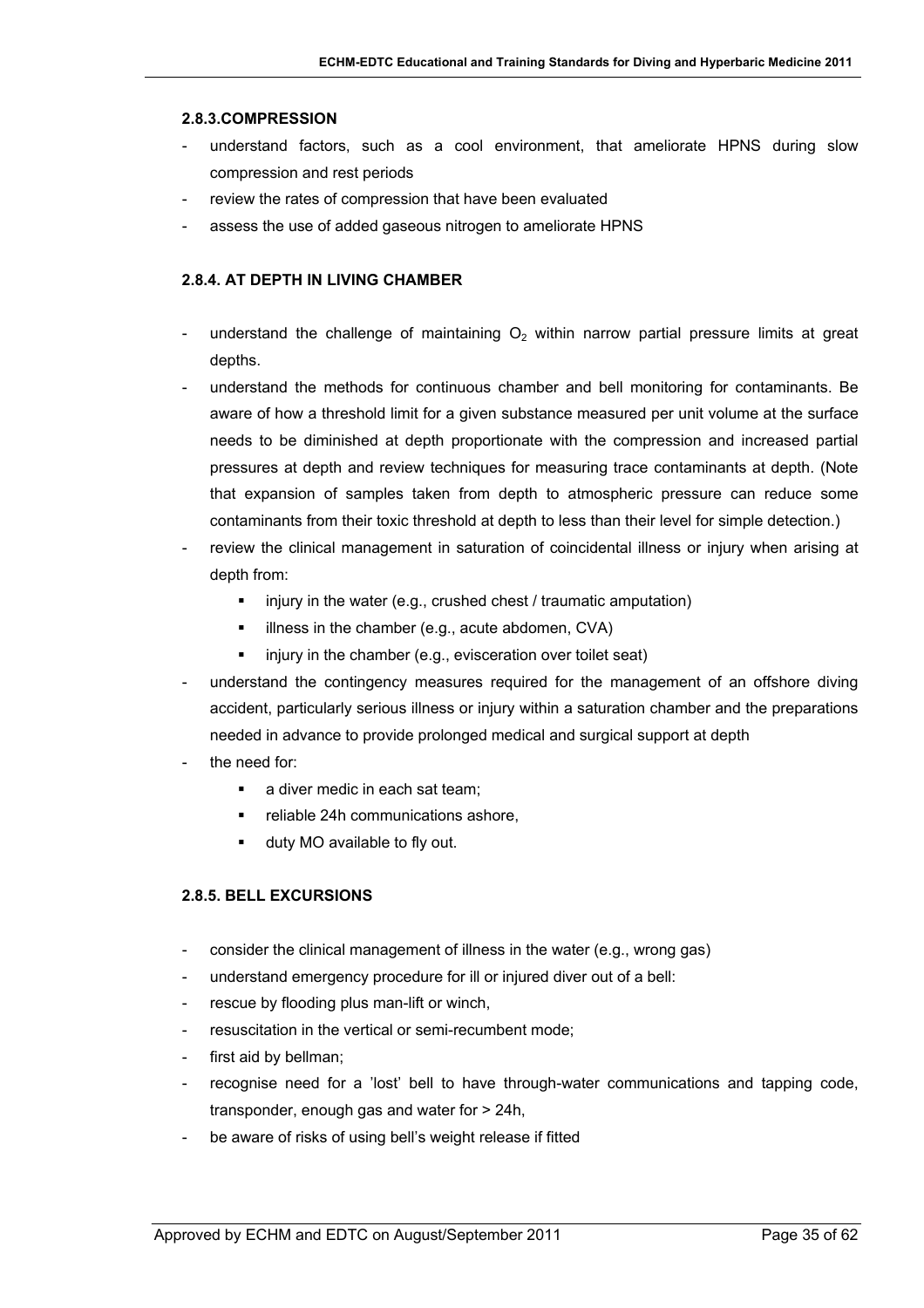#### 2.8.3.COMPRESSION

- understand factors, such as a cool environment, that ameliorate HPNS during slow compression and rest periods
- review the rates of compression that have been evaluated
- assess the use of added gaseous nitrogen to ameliorate HPNS

#### 2.8.4. AT DEPTH IN LIVING CHAMBER

- understand the challenge of maintaining $O_2$ within narrow partial pressure limits at great depths.
- understand the methods for continuous chamber and bell monitoring for contaminants. Be aware of how a threshold limit for a given substance measured per unit volume at the surface needs to be diminished at depth proportionate with the compression and increased partial pressures at depth and review techniques for measuring trace contaminants at depth. (Note that expansion of samples taken from depth to atmospheric pressure can reduce some contaminants from their toxic threshold at depth to less than their level for simple detection.)
- review the clinical management in saturation of coincidental illness or injury when arising at depth from:
  - injury in the water (e.g., crushed chest / traumatic amputation)
  - illness in the chamber (e.g., acute abdomen, CVA)
  - injury in the chamber (e.g., evisceration over toilet seat)
- understand the contingency measures required for the management of an offshore diving accident, particularly serious illness or injury within a saturation chamber and the preparations needed in advance to provide prolonged medical and surgical support at depth
- the need for:
  - a diver medic in each sat team;
  - reliable 24h communications ashore,
  - duty MO available to fly out.

#### 2.8.5. BELL EXCURSIONS

- consider the clinical management of illness in the water (e.g., wrong gas)
- understand emergency procedure for ill or injured diver out of a bell:
- rescue by flooding plus man-lift or winch,
- resuscitation in the vertical or semi-recumbent mode;
- first aid by bellman;
- recognise need for a 'lost' bell to have through-water communications and tapping code, transponder, enough gas and water for > 24h,
- be aware of risks of using bell's weight release if fitted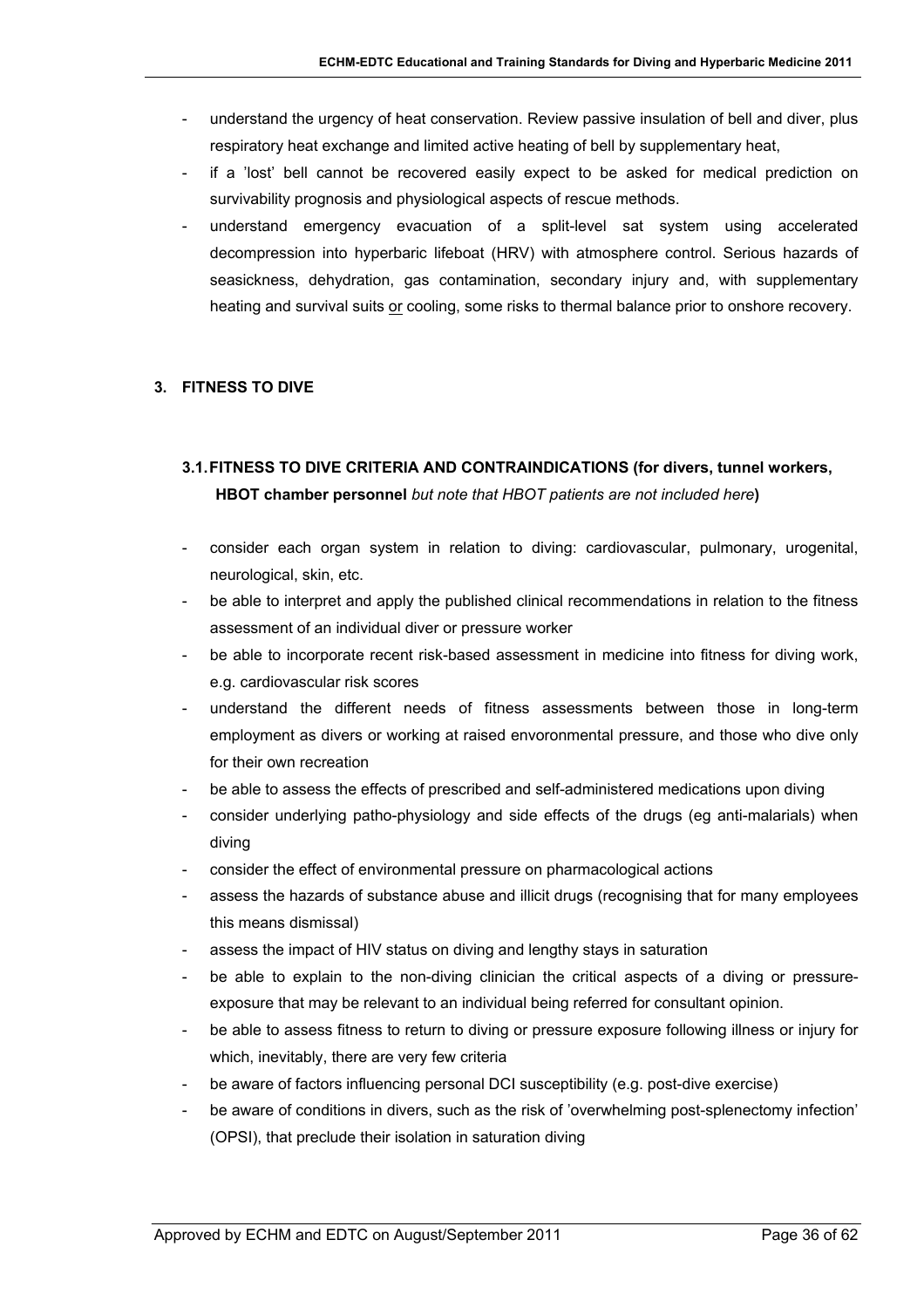- understand the urgency of heat conservation. Review passive insulation of bell and diver, plus respiratory heat exchange and limited active heating of bell by supplementary heat,
- if a 'lost' bell cannot be recovered easily expect to be asked for medical prediction on survivability prognosis and physiological aspects of rescue methods.
- understand emergency evacuation of a split-level sat system using accelerated decompression into hyperbaric lifeboat (HRV) with atmosphere control. Serious hazards of seasickness, dehydration, gas contamination, secondary injury and, with supplementary heating and survival suits <u>or</u> cooling, some risks to thermal balance prior to onshore recovery.

## 3. FITNESS TO DIVE

### 3.1. FITNESS TO DIVE CRITERIA AND CONTRAINDICATIONS (for divers, tunnel workers, HBOT chamber personnel *but note that HBOT patients are not included here*)

- consider each organ system in relation to diving: cardiovascular, pulmonary, urogenital, neurological, skin, etc.
- be able to interpret and apply the published clinical recommendations in relation to the fitness assessment of an individual diver or pressure worker
- be able to incorporate recent risk-based assessment in medicine into fitness for diving work, e.g. cardiovascular risk scores
- understand the different needs of fitness assessments between those in long-term employment as divers or working at raised envoronmental pressure, and those who dive only for their own recreation
- be able to assess the effects of prescribed and self-administered medications upon diving
- consider underlying patho-physiology and side effects of the drugs (eg anti-malarials) when diving
- consider the effect of environmental pressure on pharmacological actions
- assess the hazards of substance abuse and illicit drugs (recognising that for many employees this means dismissal)
- assess the impact of HIV status on diving and lengthy stays in saturation
- be able to explain to the non-diving clinician the critical aspects of a diving or pressure-exposure that may be relevant to an individual being referred for consultant opinion.
- be able to assess fitness to return to diving or pressure exposure following illness or injury for which, inevitably, there are very few criteria
- be aware of factors influencing personal DCI susceptibility (e.g. post-dive exercise)
- be aware of conditions in divers, such as the risk of 'overwhelming post-splenectomy infection' (OPSI), that preclude their isolation in saturation diving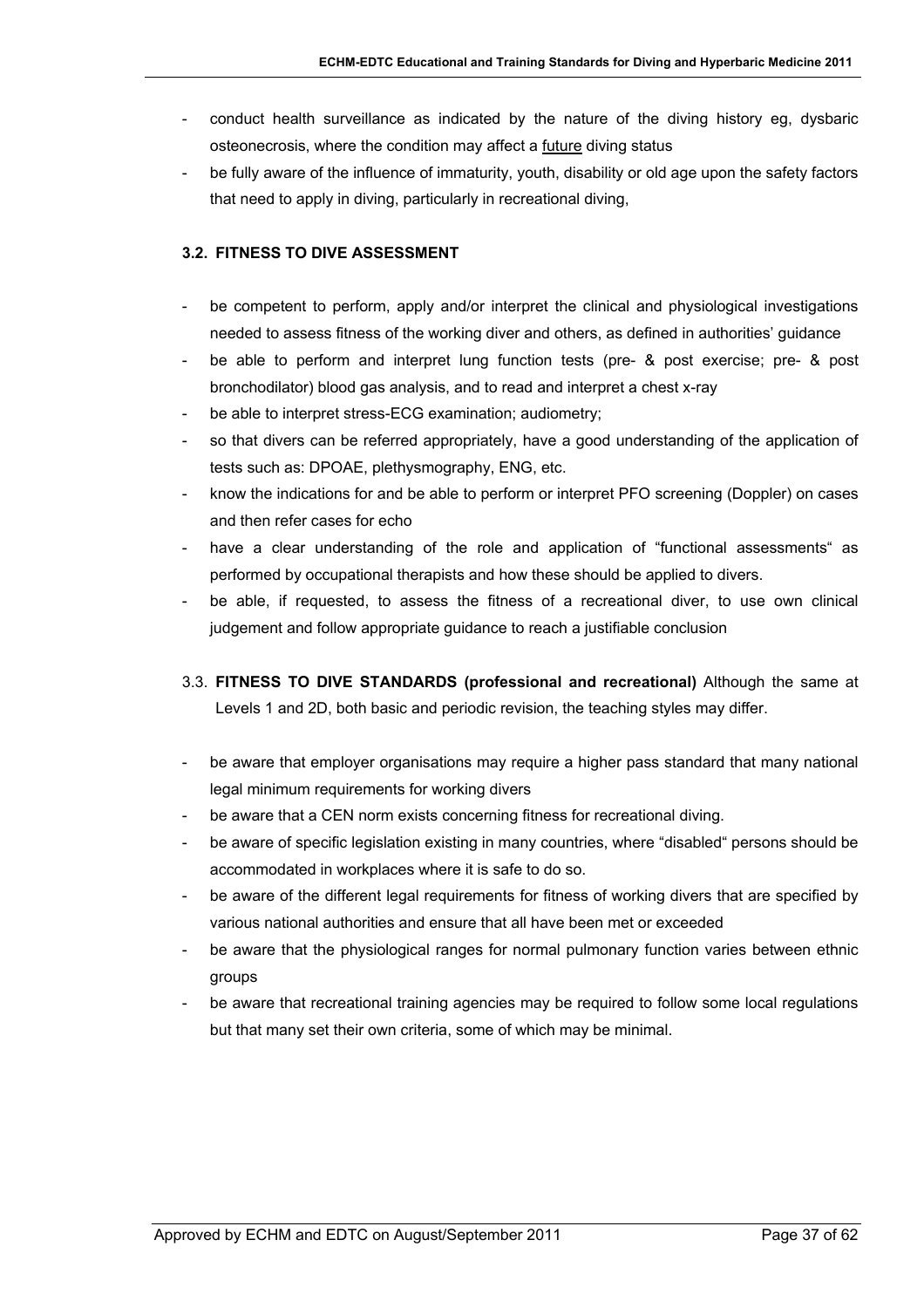- conduct health surveillance as indicated by the nature of the diving history eg, dysbaric osteonecrosis, where the condition may affect a future diving status
- be fully aware of the influence of immaturity, youth, disability or old age upon the safety factors that need to apply in diving, particularly in recreational diving,

### 3.2. FITNESS TO DIVE ASSESSMENT

- be competent to perform, apply and/or interpret the clinical and physiological investigations needed to assess fitness of the working diver and others, as defined in authorities' guidance
- be able to perform and interpret lung function tests (pre- & post exercise; pre- & post bronchodilator) blood gas analysis, and to read and interpret a chest x-ray
- be able to interpret stress-ECG examination; audiometry;
- so that divers can be referred appropriately, have a good understanding of the application of tests such as: DPOAE, plethysmography, ENG, etc.
- know the indications for and be able to perform or interpret PFO screening (Doppler) on cases and then refer cases for echo
- have a clear understanding of the role and application of "functional assessments" as performed by occupational therapists and how these should be applied to divers.
- be able, if requested, to assess the fitness of a recreational diver, to use own clinical judgement and follow appropriate guidance to reach a justifiable conclusion

3.3. **FITNESS TO DIVE STANDARDS (professional and recreational)** Although the same at Levels 1 and 2D, both basic and periodic revision, the teaching styles may differ.

- be aware that employer organisations may require a higher pass standard that many national legal minimum requirements for working divers
- be aware that a CEN norm exists concerning fitness for recreational diving.
- be aware of specific legislation existing in many countries, where "disabled" persons should be accommodated in workplaces where it is safe to do so.
- be aware of the different legal requirements for fitness of working divers that are specified by various national authorities and ensure that all have been met or exceeded
- be aware that the physiological ranges for normal pulmonary function varies between ethnic groups
- be aware that recreational training agencies may be required to follow some local regulations but that many set their own criteria, some of which may be minimal.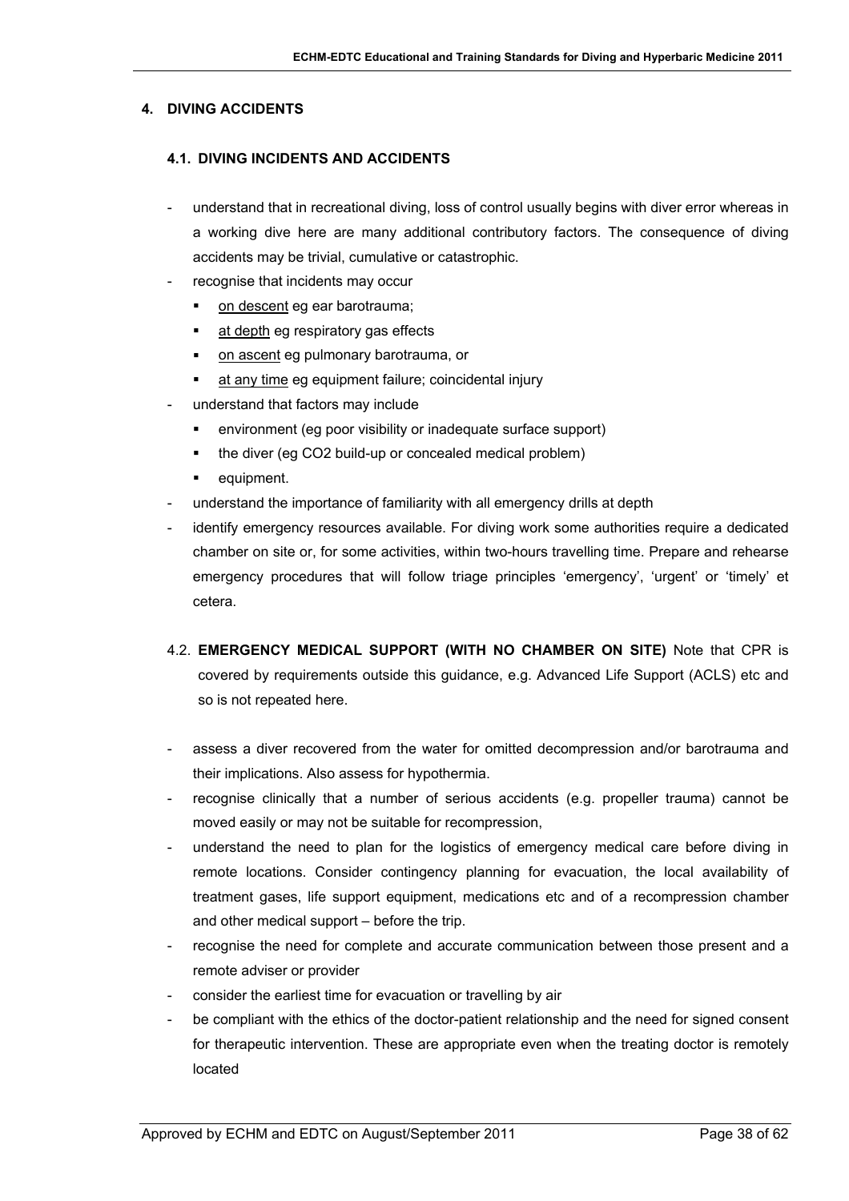## 4. DIVING ACCIDENTS

### 4.1. DIVING INCIDENTS AND ACCIDENTS

- understand that in recreational diving, loss of control usually begins with diver error whereas in a working dive here are many additional contributory factors. The consequence of diving accidents may be trivial, cumulative or catastrophic.
- recognise that incidents may occur
  - on descent eg ear barotrauma;
  - at depth eg respiratory gas effects
  - on ascent eg pulmonary barotrauma, or
  - at any time eg equipment failure; coincidental injury
- understand that factors may include
  - environment (eg poor visibility or inadequate surface support)
  - the diver (eg CO2 build-up or concealed medical problem)
  - equipment.
- understand the importance of familiarity with all emergency drills at depth
- identify emergency resources available. For diving work some authorities require a dedicated chamber on site or, for some activities, within two-hours travelling time. Prepare and rehearse emergency procedures that will follow triage principles 'emergency', 'urgent' or 'timely' et cetera.

### 4.2. EMERGENCY MEDICAL SUPPORT (WITH NO CHAMBER ON SITE)

Note that CPR is covered by requirements outside this guidance, e.g. Advanced Life Support (ACLS) etc and so is not repeated here.

- assess a diver recovered from the water for omitted decompression and/or barotrauma and their implications. Also assess for hypothermia.
- recognise clinically that a number of serious accidents (e.g. propeller trauma) cannot be moved easily or may not be suitable for recompression,
- understand the need to plan for the logistics of emergency medical care before diving in remote locations. Consider contingency planning for evacuation, the local availability of treatment gases, life support equipment, medications etc and of a recompression chamber and other medical support – before the trip.
- recognise the need for complete and accurate communication between those present and a remote adviser or provider
- consider the earliest time for evacuation or travelling by air
- be compliant with the ethics of the doctor-patient relationship and the need for signed consent for therapeutic intervention. These are appropriate even when the treating doctor is remotely located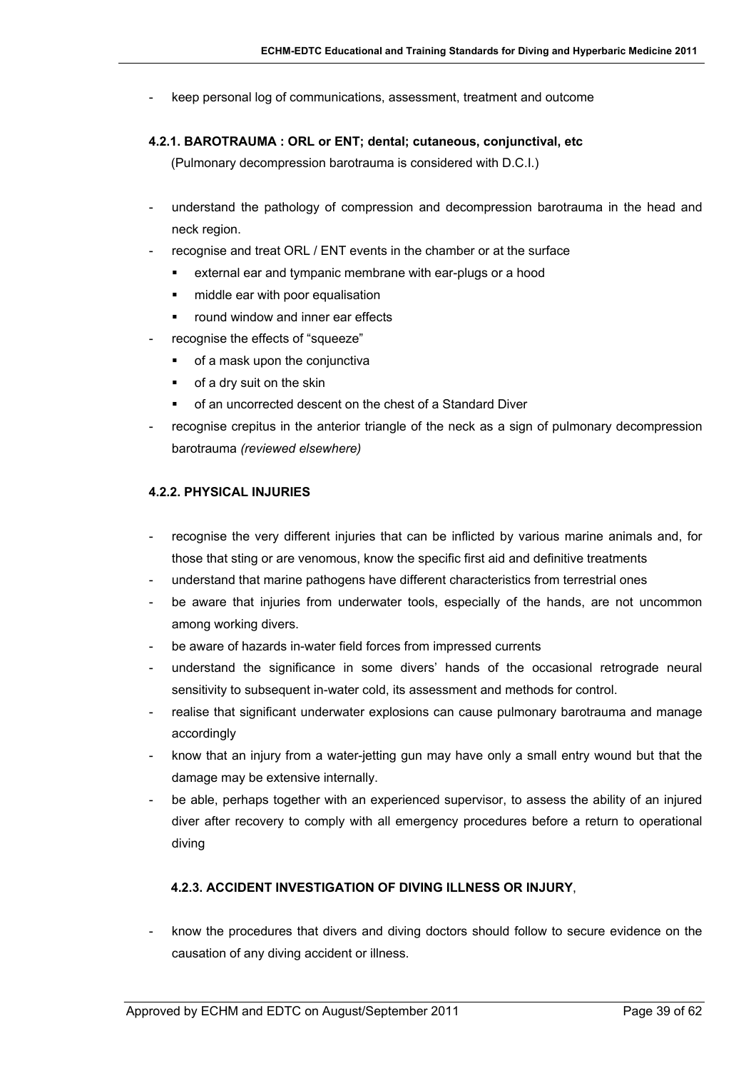- keep personal log of communications, assessment, treatment and outcome

#### 4.2.1. BAROTRAUMA : ORL or ENT; dental; cutaneous, conjunctival, etc

(Pulmonary decompression barotrauma is considered with D.C.I.)

- understand the pathology of compression and decompression barotrauma in the head and neck region.
- recognise and treat ORL / ENT events in the chamber or at the surface
  - external ear and tympanic membrane with ear-plugs or a hood
  - middle ear with poor equalisation
  - round window and inner ear effects
- recognise the effects of "squeeze"
  - of a mask upon the conjunctiva
  - of a dry suit on the skin
  - of an uncorrected descent on the chest of a Standard Diver
- recognise crepitus in the anterior triangle of the neck as a sign of pulmonary decompression barotrauma *(reviewed elsewhere)*

#### 4.2.2. PHYSICAL INJURIES

- recognise the very different injuries that can be inflicted by various marine animals and, for those that sting or are venomous, know the specific first aid and definitive treatments
- understand that marine pathogens have different characteristics from terrestrial ones
- be aware that injuries from underwater tools, especially of the hands, are not uncommon among working divers.
- be aware of hazards in-water field forces from impressed currents
- understand the significance in some divers' hands of the occasional retrograde neural sensitivity to subsequent in-water cold, its assessment and methods for control.
- realise that significant underwater explosions can cause pulmonary barotrauma and manage accordingly
- know that an injury from a water-jetting gun may have only a small entry wound but that the damage may be extensive internally.
- be able, perhaps together with an experienced supervisor, to assess the ability of an injured diver after recovery to comply with all emergency procedures before a return to operational diving

#### 4.2.3. ACCIDENT INVESTIGATION OF DIVING ILLNESS OR INJURY,

- know the procedures that divers and diving doctors should follow to secure evidence on the causation of any diving accident or illness.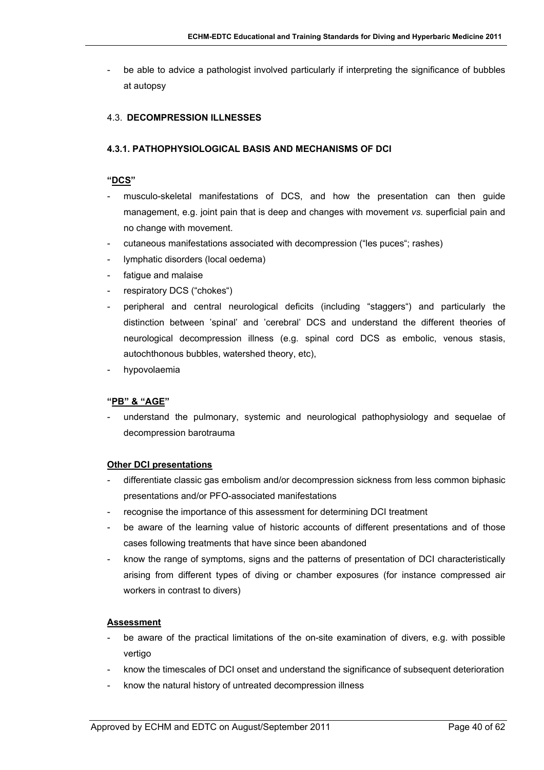- be able to advice a pathologist involved particularly if interpreting the significance of bubbles at autopsy

## 4.3. DECOMPRESSION ILLNESSES

### 4.3.1. PATHOPHYSIOLOGICAL BASIS AND MECHANISMS OF DCI

**"DCS"**

- musculo-skeletal manifestations of DCS, and how the presentation can then guide management, e.g. joint pain that is deep and changes with movement *vs.* superficial pain and no change with movement.
- cutaneous manifestations associated with decompression ("les puces"; rashes)
- lymphatic disorders (local oedema)
- fatigue and malaise
- respiratory DCS ("chokes")
- peripheral and central neurological deficits (including "staggers") and particularly the distinction between 'spinal' and 'cerebral' DCS and understand the different theories of neurological decompression illness (e.g. spinal cord DCS as embolic, venous stasis, autochthonous bubbles, watershed theory, etc),
- hypovolaemia

**"PB" & "AGE"**

- understand the pulmonary, systemic and neurological pathophysiology and sequelae of decompression barotrauma

**Other DCI presentations**

- differentiate classic gas embolism and/or decompression sickness from less common biphasic presentations and/or PFO-associated manifestations
- recognise the importance of this assessment for determining DCI treatment
- be aware of the learning value of historic accounts of different presentations and of those cases following treatments that have since been abandoned
- know the range of symptoms, signs and the patterns of presentation of DCI characteristically arising from different types of diving or chamber exposures (for instance compressed air workers in contrast to divers)

**Assessment**

- be aware of the practical limitations of the on-site examination of divers, e.g. with possible vertigo
- know the timescales of DCI onset and understand the significance of subsequent deterioration
- know the natural history of untreated decompression illness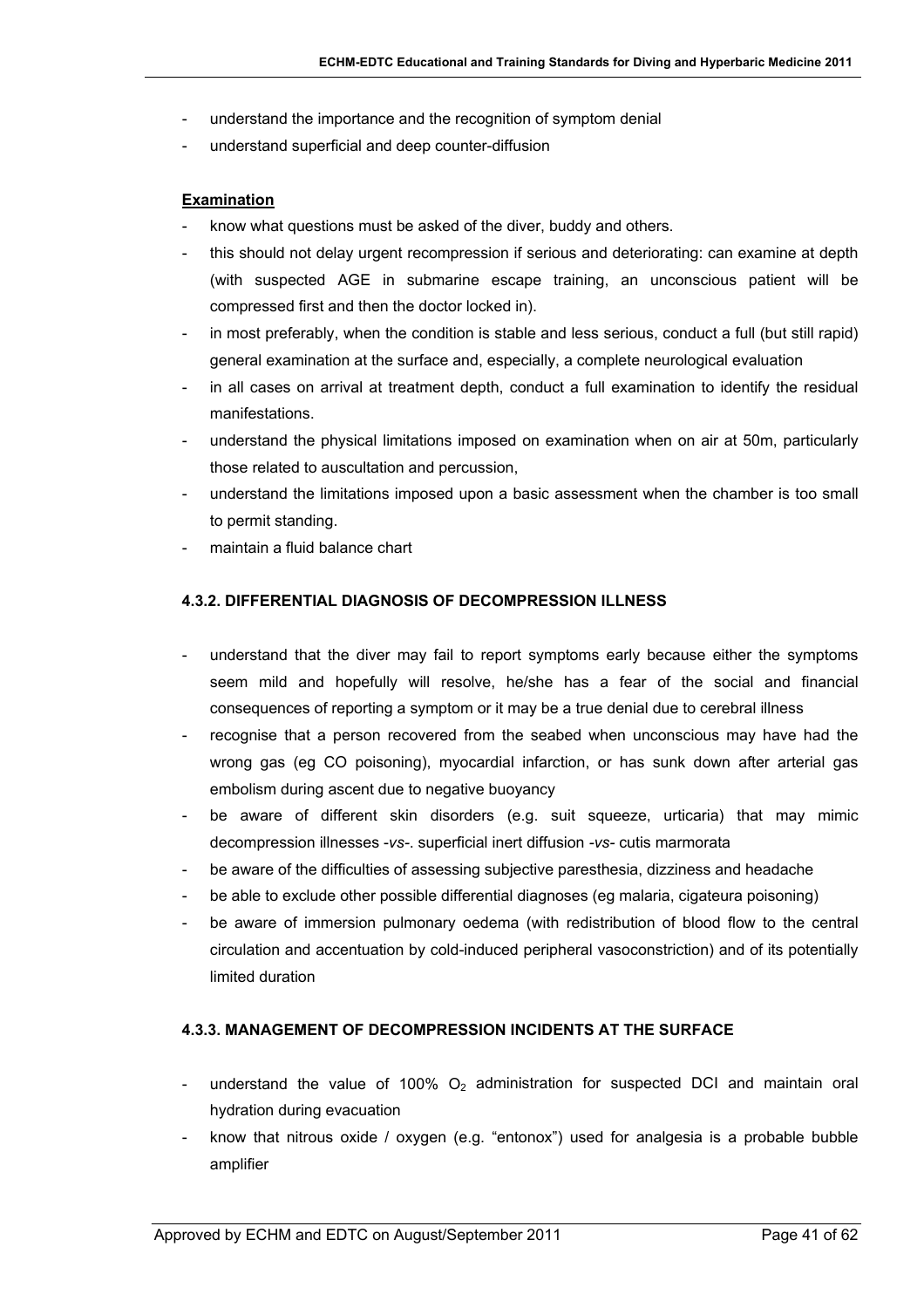- understand the importance and the recognition of symptom denial
- understand superficial and deep counter-diffusion

**Examination**

- know what questions must be asked of the diver, buddy and others.
- this should not delay urgent recompression if serious and deteriorating: can examine at depth (with suspected AGE in submarine escape training, an unconscious patient will be compressed first and then the doctor locked in).
- in most preferably, when the condition is stable and less serious, conduct a full (but still rapid) general examination at the surface and, especially, a complete neurological evaluation
- in all cases on arrival at treatment depth, conduct a full examination to identify the residual manifestations.
- understand the physical limitations imposed on examination when on air at 50m, particularly those related to auscultation and percussion,
- understand the limitations imposed upon a basic assessment when the chamber is too small to permit standing.
- maintain a fluid balance chart

### 4.3.2. DIFFERENTIAL DIAGNOSIS OF DECOMPRESSION ILLNESS

- understand that the diver may fail to report symptoms early because either the symptoms seem mild and hopefully will resolve, he/she has a fear of the social and financial consequences of reporting a symptom or it may be a true denial due to cerebral illness
- recognise that a person recovered from the seabed when unconscious may have had the wrong gas (eg CO poisoning), myocardial infarction, or has sunk down after arterial gas embolism during ascent due to negative buoyancy
- be aware of different skin disorders (e.g. suit squeeze, urticaria) that may mimic decompression illnesses -*vs*-. superficial inert diffusion -*vs*- cutis marmorata
- be aware of the difficulties of assessing subjective paresthesia, dizziness and headache
- be able to exclude other possible differential diagnoses (eg malaria, cigateura poisoning)
- be aware of immersion pulmonary oedema (with redistribution of blood flow to the central circulation and accentuation by cold-induced peripheral vasoconstriction) and of its potentially limited duration

### 4.3.3. MANAGEMENT OF DECOMPRESSION INCIDENTS AT THE SURFACE

- understand the value of 100% $O_2$ administration for suspected DCI and maintain oral hydration during evacuation
- know that nitrous oxide / oxygen (e.g. "entonox") used for analgesia is a probable bubble amplifier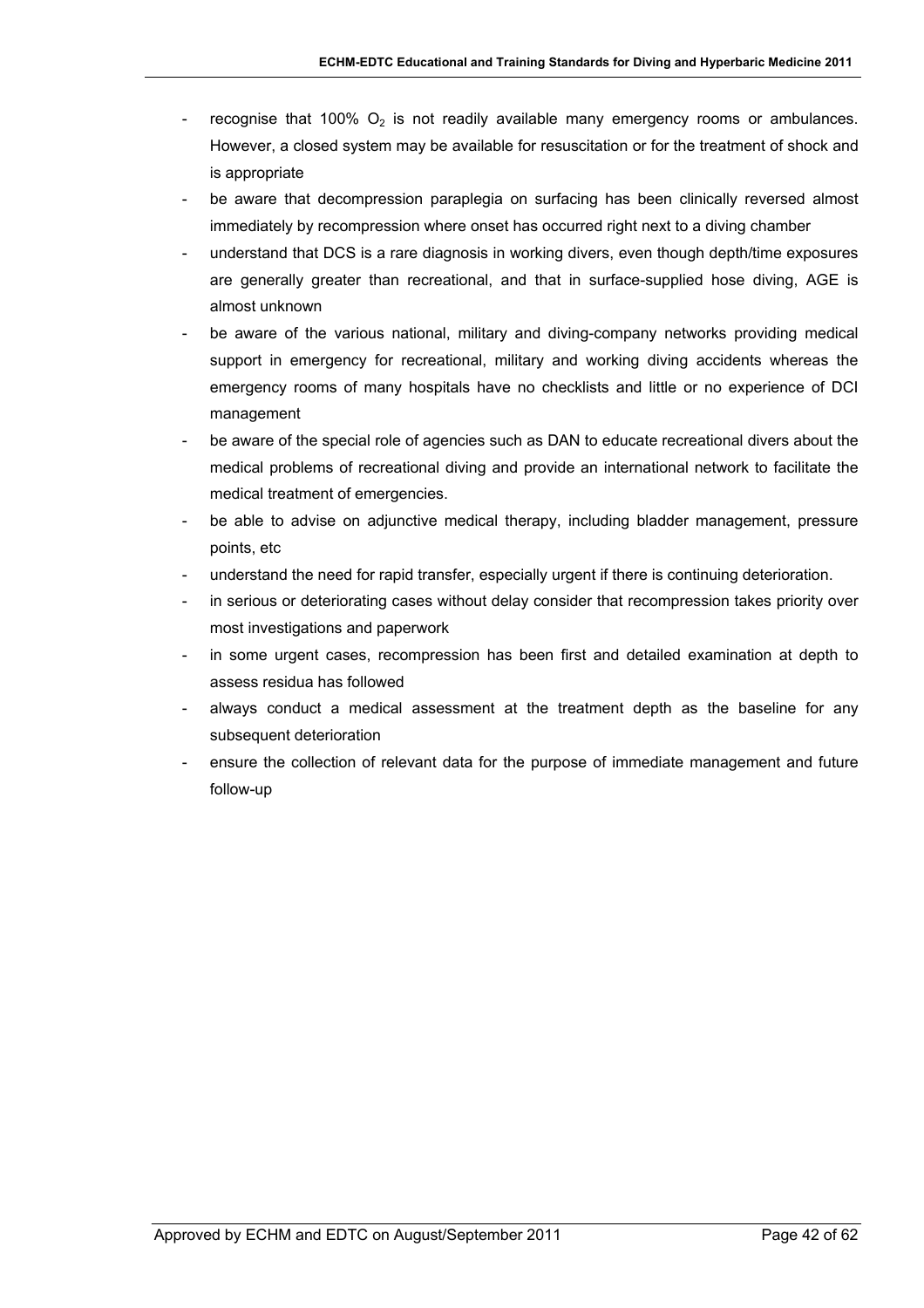- recognise that 100% $O_2$ is not readily available many emergency rooms or ambulances. However, a closed system may be available for resuscitation or for the treatment of shock and is appropriate
- be aware that decompression paraplegia on surfacing has been clinically reversed almost immediately by recompression where onset has occurred right next to a diving chamber
- understand that DCS is a rare diagnosis in working divers, even though depth/time exposures are generally greater than recreational, and that in surface-supplied hose diving, AGE is almost unknown
- be aware of the various national, military and diving-company networks providing medical support in emergency for recreational, military and working diving accidents whereas the emergency rooms of many hospitals have no checklists and little or no experience of DCI management
- be aware of the special role of agencies such as DAN to educate recreational divers about the medical problems of recreational diving and provide an international network to facilitate the medical treatment of emergencies.
- be able to advise on adjunctive medical therapy, including bladder management, pressure points, etc
- understand the need for rapid transfer, especially urgent if there is continuing deterioration.
- in serious or deteriorating cases without delay consider that recompression takes priority over most investigations and paperwork
- in some urgent cases, recompression has been first and detailed examination at depth to assess residua has followed
- always conduct a medical assessment at the treatment depth as the baseline for any subsequent deterioration
- ensure the collection of relevant data for the purpose of immediate management and future follow-up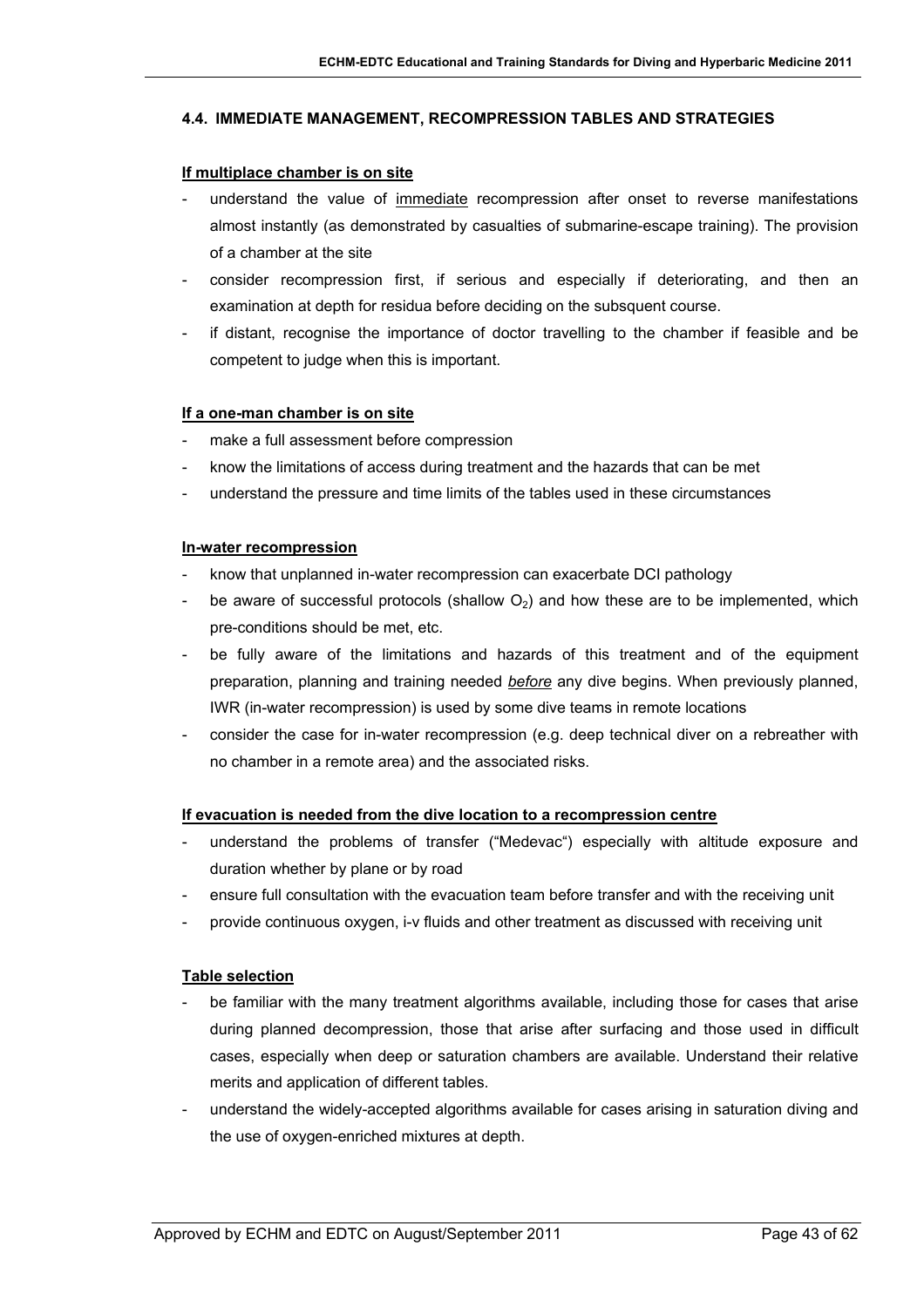### 4.4. IMMEDIATE MANAGEMENT, RECOMPRESSION TABLES AND STRATEGIES

**If multiplace chamber is on site**

- understand the value of immediate recompression after onset to reverse manifestations almost instantly (as demonstrated by casualties of submarine-escape training). The provision of a chamber at the site
- consider recompression first, if serious and especially if deteriorating, and then an examination at depth for residua before deciding on the subsequent course.
- if distant, recognise the importance of doctor travelling to the chamber if feasible and be competent to judge when this is important.

**If a one-man chamber is on site**

- make a full assessment before compression
- know the limitations of access during treatment and the hazards that can be met
- understand the pressure and time limits of the tables used in these circumstances

**In-water recompression**

- know that unplanned in-water recompression can exacerbate DCI pathology
- be aware of successful protocols (shallow $O_2$) and how these are to be implemented, which pre-conditions should be met, etc.
- be fully aware of the limitations and hazards of this treatment and of the equipment preparation, planning and training needed ***before*** any dive begins. When previously planned, IWR (in-water recompression) is used by some dive teams in remote locations
- consider the case for in-water recompression (e.g. deep technical diver on a rebreather with no chamber in a remote area) and the associated risks.

**If evacuation is needed from the dive location to a recompression centre**

- understand the problems of transfer ("Medevac") especially with altitude exposure and duration whether by plane or by road
- ensure full consultation with the evacuation team before transfer and with the receiving unit
- provide continuous oxygen, i-v fluids and other treatment as discussed with receiving unit

**Table selection**

- be familiar with the many treatment algorithms available, including those for cases that arise during planned decompression, those that arise after surfacing and those used in difficult cases, especially when deep or saturation chambers are available. Understand their relative merits and application of different tables.
- understand the widely-accepted algorithms available for cases arising in saturation diving and the use of oxygen-enriched mixtures at depth.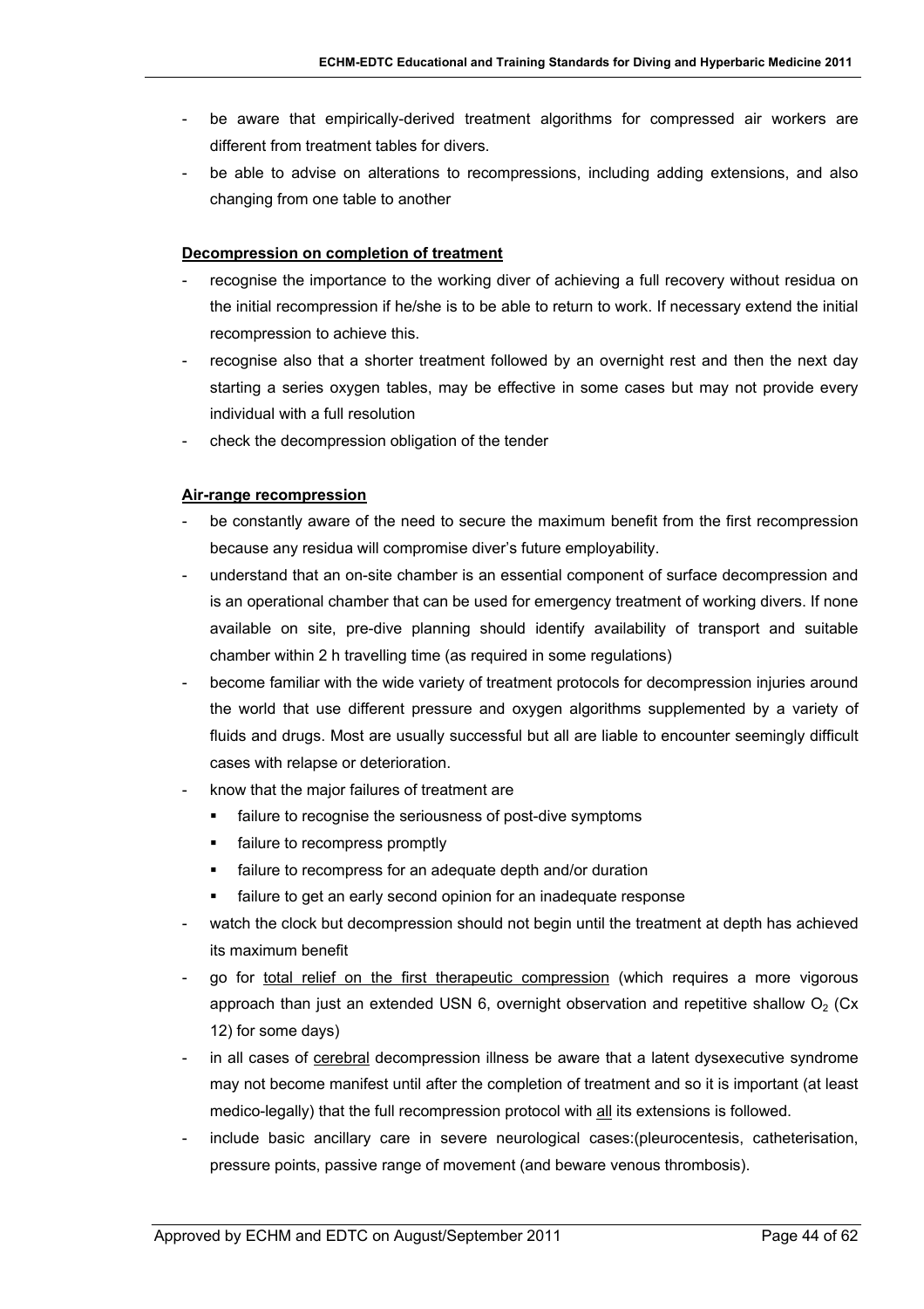- be aware that empirically-derived treatment algorithms for compressed air workers are different from treatment tables for divers.
- be able to advise on alterations to recompressions, including adding extensions, and also changing from one table to another

**Decompression on completion of treatment**

- recognise the importance to the working diver of achieving a full recovery without residua on the initial recompression if he/she is to be able to return to work. If necessary extend the initial recompression to achieve this.
- recognise also that a shorter treatment followed by an overnight rest and then the next day starting a series oxygen tables, may be effective in some cases but may not provide every individual with a full resolution
- check the decompression obligation of the tender

**Air-range recompression**

- be constantly aware of the need to secure the maximum benefit from the first recompression because any residua will compromise diver's future employability.
- understand that an on-site chamber is an essential component of surface decompression and is an operational chamber that can be used for emergency treatment of working divers. If none available on site, pre-dive planning should identify availability of transport and suitable chamber within 2 h travelling time (as required in some regulations)
- become familiar with the wide variety of treatment protocols for decompression injuries around the world that use different pressure and oxygen algorithms supplemented by a variety of fluids and drugs. Most are usually successful but all are liable to encounter seemingly difficult cases with relapse or deterioration.
- know that the major failures of treatment are
  - failure to recognise the seriousness of post-dive symptoms
  - failure to recompress promptly
  - failure to recompress for an adequate depth and/or duration
  - failure to get an early second opinion for an inadequate response
- watch the clock but decompression should not begin until the treatment at depth has achieved its maximum benefit
- go for <u>total relief on the first therapeutic compression</u> (which requires a more vigorous approach than just an extended USN 6, overnight observation and repetitive shallow $O_2$ (Cx 12) for some days)
- in all cases of <u>cerebral</u> decompression illness be aware that a latent dysexecutive syndrome may not become manifest until after the completion of treatment and so it is important (at least medico-legally) that the full recompression protocol with <u>all</u> its extensions is followed.
- include basic ancillary care in severe neurological cases:(pleurocentesis, catheterisation, pressure points, passive range of movement (and beware venous thrombosis).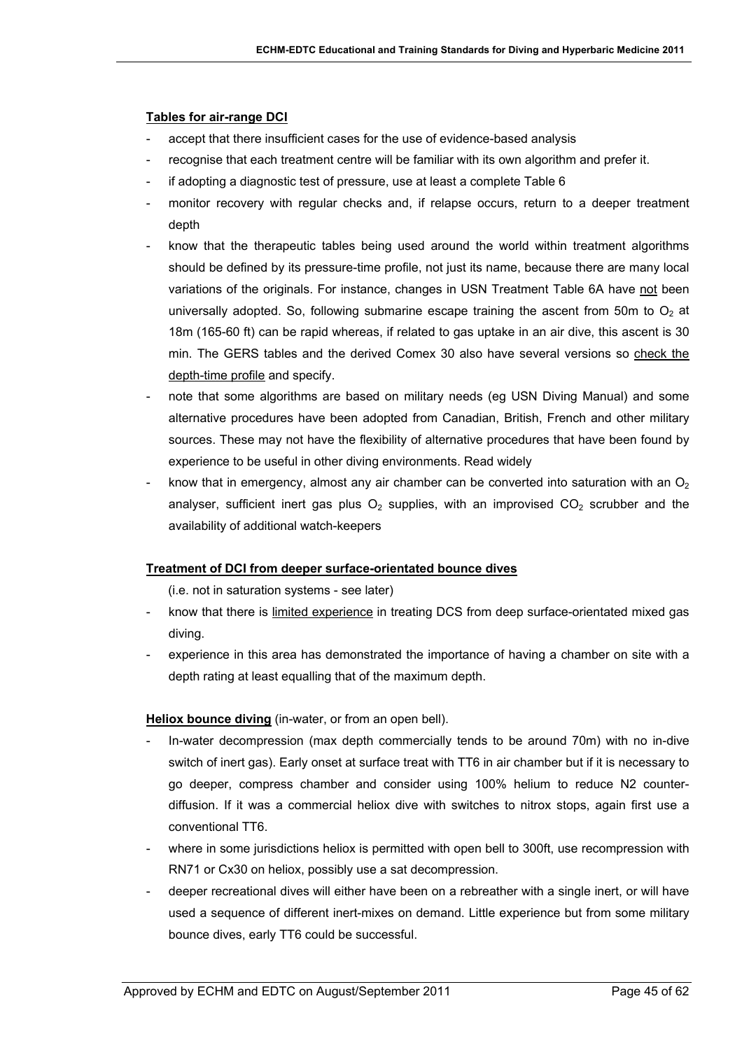**Tables for air-range DCI**

- accept that there insufficient cases for the use of evidence-based analysis
- recognise that each treatment centre will be familiar with its own algorithm and prefer it.
- if adopting a diagnostic test of pressure, use at least a complete Table 6
- monitor recovery with regular checks and, if relapse occurs, return to a deeper treatment depth
- know that the therapeutic tables being used around the world within treatment algorithms should be defined by its pressure-time profile, not just its name, because there are many local variations of the originals. For instance, changes in USN Treatment Table 6A have not been universally adopted. So, following submarine escape training the ascent from 50m to $O_2$ at 18m (165-60 ft) can be rapid whereas, if related to gas uptake in an air dive, this ascent is 30 min. The GERS tables and the derived Comex 30 also have several versions so check the depth-time profile and specify.
- note that some algorithms are based on military needs (eg USN Diving Manual) and some alternative procedures have been adopted from Canadian, British, French and other military sources. These may not have the flexibility of alternative procedures that have been found by experience to be useful in other diving environments. Read widely
- know that in emergency, almost any air chamber can be converted into saturation with an $O_2$ analyser, sufficient inert gas plus $O_2$ supplies, with an improvised $CO_2$ scrubber and the availability of additional watch-keepers

**Treatment of DCI from deeper surface-orientated bounce dives**

(i.e. not in saturation systems - see later)

- know that there is limited experience in treating DCS from deep surface-orientated mixed gas diving.
- experience in this area has demonstrated the importance of having a chamber on site with a depth rating at least equalling that of the maximum depth.

**Heliox bounce diving** (in-water, or from an open bell).

- In-water decompression (max depth commercially tends to be around 70m) with no in-dive switch of inert gas). Early onset at surface treat with TT6 in air chamber but if it is necessary to go deeper, compress chamber and consider using 100% helium to reduce N2 counter-diffusion. If it was a commercial heliox dive with switches to nitrox stops, again first use a conventional TT6.
- where in some jurisdictions heliox is permitted with open bell to 300ft, use recompression with RN71 or Cx30 on heliox, possibly use a sat decompression.
- deeper recreational dives will either have been on a rebreather with a single inert, or will have used a sequence of different inert-mixes on demand. Little experience but from some military bounce dives, early TT6 could be successful.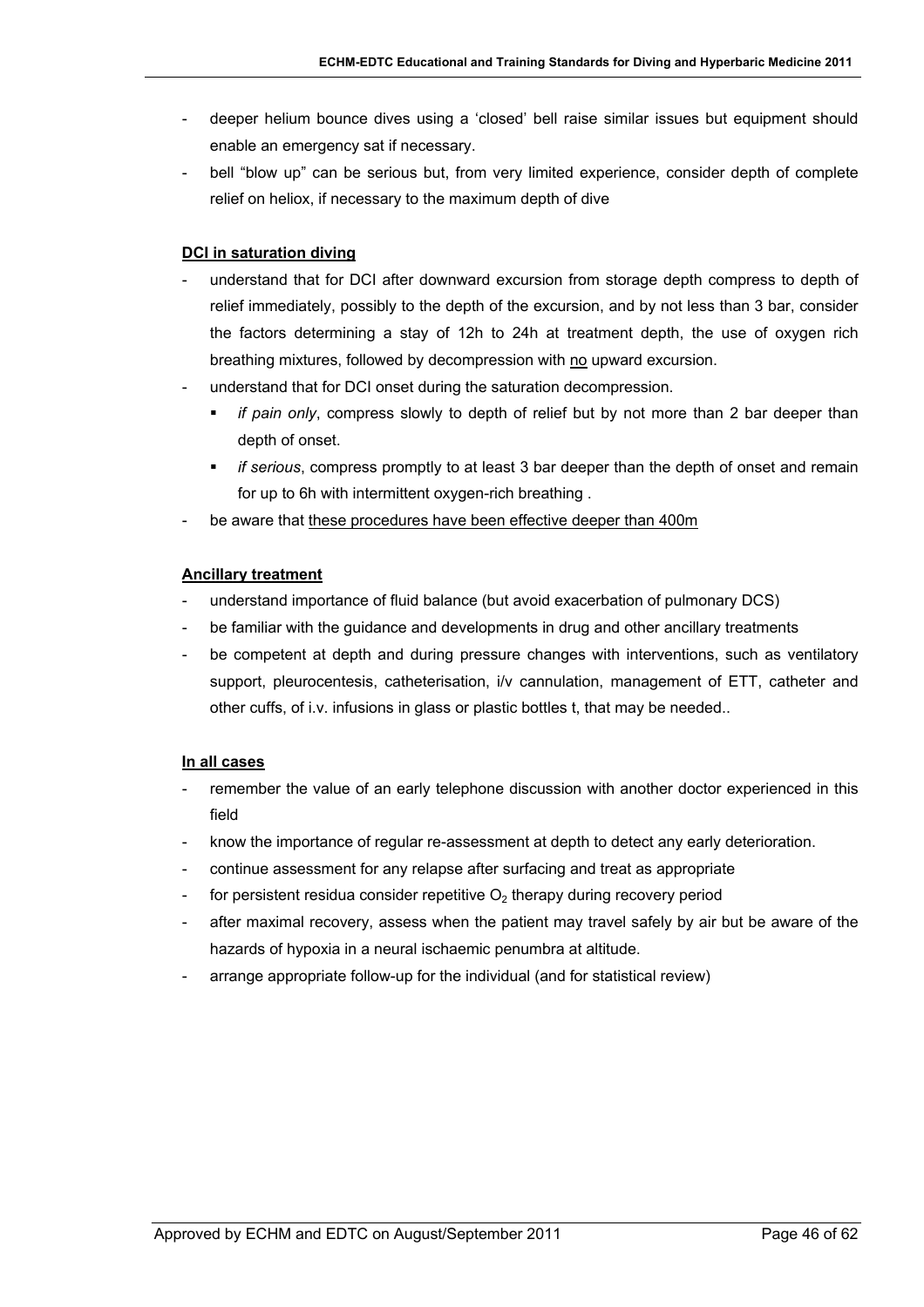- deeper helium bounce dives using a 'closed' bell raise similar issues but equipment should enable an emergency sat if necessary.
- bell "blow up" can be serious but, from very limited experience, consider depth of complete relief on heliox, if necessary to the maximum depth of dive

**DCI in saturation diving**

- understand that for DCI after downward excursion from storage depth compress to depth of relief immediately, possibly to the depth of the excursion, and by not less than 3 bar, consider the factors determining a stay of 12h to 24h at treatment depth, the use of oxygen rich breathing mixtures, followed by decompression with no upward excursion.
- understand that for DCI onset during the saturation decompression.
  - *if pain only*, compress slowly to depth of relief but by not more than 2 bar deeper than depth of onset.
  - *if serious*, compress promptly to at least 3 bar deeper than the depth of onset and remain for up to 6h with intermittent oxygen-rich breathing .
- be aware that these procedures have been effective deeper than 400m

**Ancillary treatment**

- understand importance of fluid balance (but avoid exacerbation of pulmonary DCS)
- be familiar with the guidance and developments in drug and other ancillary treatments
- be competent at depth and during pressure changes with interventions, such as ventilatory support, pleurocentesis, catheterisation, i/v cannulation, management of ETT, catheter and other cuffs, of i.v. infusions in glass or plastic bottles t, that may be needed..

**In all cases**

- remember the value of an early telephone discussion with another doctor experienced in this field
- know the importance of regular re-assessment at depth to detect any early deterioration.
- continue assessment for any relapse after surfacing and treat as appropriate
- for persistent residua consider repetitive $O_2$ therapy during recovery period
- after maximal recovery, assess when the patient may travel safely by air but be aware of the hazards of hypoxia in a neural ischaemic penumbra at altitude.
- arrange appropriate follow-up for the individual (and for statistical review)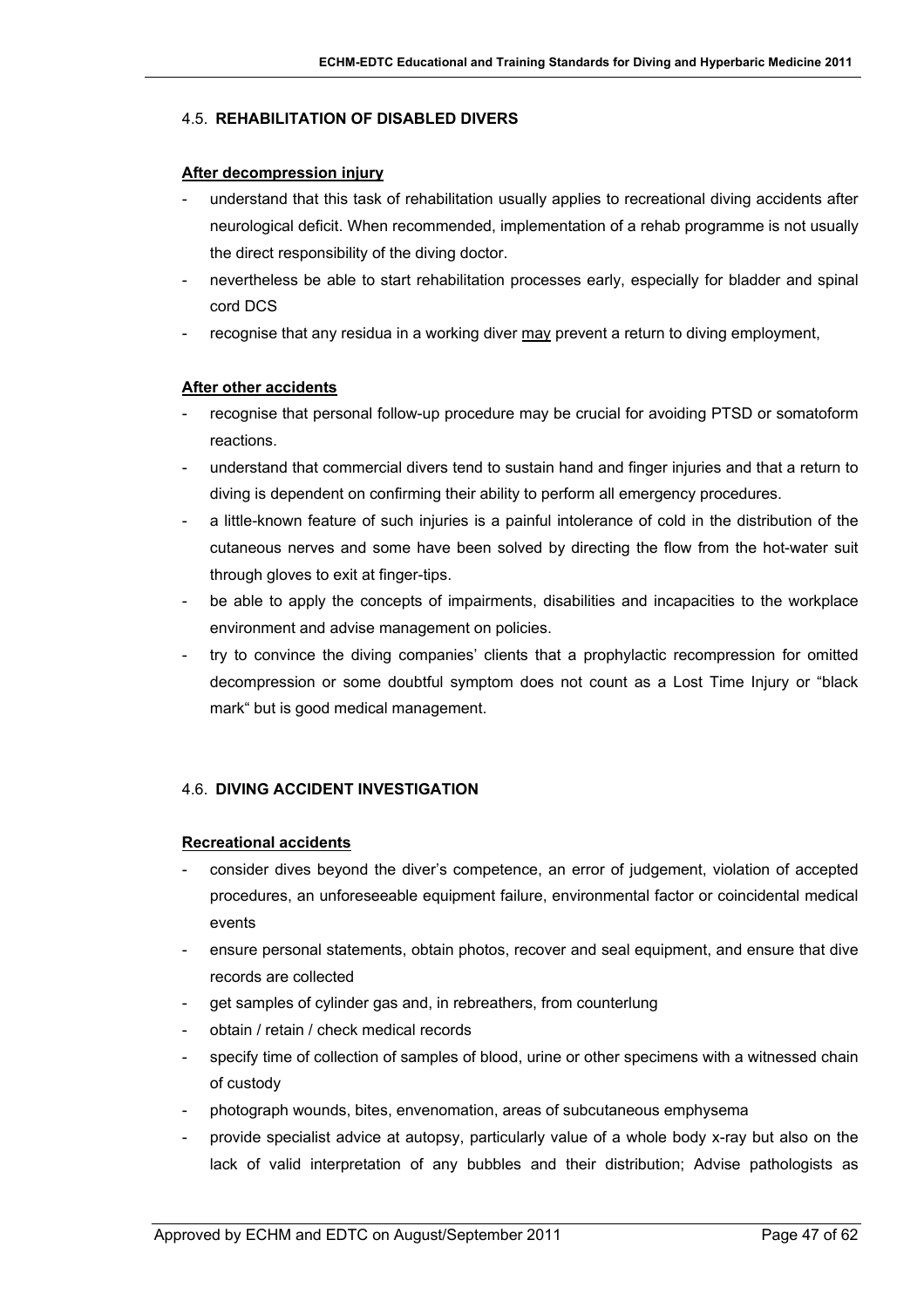## 4.5. **REHABILITATION OF DISABLED DIVERS**

**After decompression injury**

- understand that this task of rehabilitation usually applies to recreational diving accidents after neurological deficit. When recommended, implementation of a rehab programme is not usually the direct responsibility of the diving doctor.
- nevertheless be able to start rehabilitation processes early, especially for bladder and spinal cord DCS
- recognise that any residua in a working diver may prevent a return to diving employment,

**After other accidents**

- recognise that personal follow-up procedure may be crucial for avoiding PTSD or somatoform reactions.
- understand that commercial divers tend to sustain hand and finger injuries and that a return to diving is dependent on confirming their ability to perform all emergency procedures.
- a little-known feature of such injuries is a painful intolerance of cold in the distribution of the cutaneous nerves and some have been solved by directing the flow from the hot-water suit through gloves to exit at finger-tips.
- be able to apply the concepts of impairments, disabilities and incapacities to the workplace environment and advise management on policies.
- try to convince the diving companies' clients that a prophylactic recompression for omitted decompression or some doubtful symptom does not count as a Lost Time Injury or "black mark" but is good medical management.

## 4.6. **DIVING ACCIDENT INVESTIGATION**

**Recreational accidents**

- consider dives beyond the diver's competence, an error of judgement, violation of accepted procedures, an unforeseeable equipment failure, environmental factor or coincidental medical events
- ensure personal statements, obtain photos, recover and seal equipment, and ensure that dive records are collected
- get samples of cylinder gas and, in rebreathers, from counterlung
- obtain / retain / check medical records
- specify time of collection of samples of blood, urine or other specimens with a witnessed chain of custody
- photograph wounds, bites, envenomation, areas of subcutaneous emphysema
- provide specialist advice at autopsy, particularly value of a whole body x-ray but also on the lack of valid interpretation of any bubbles and their distribution; Advise pathologists as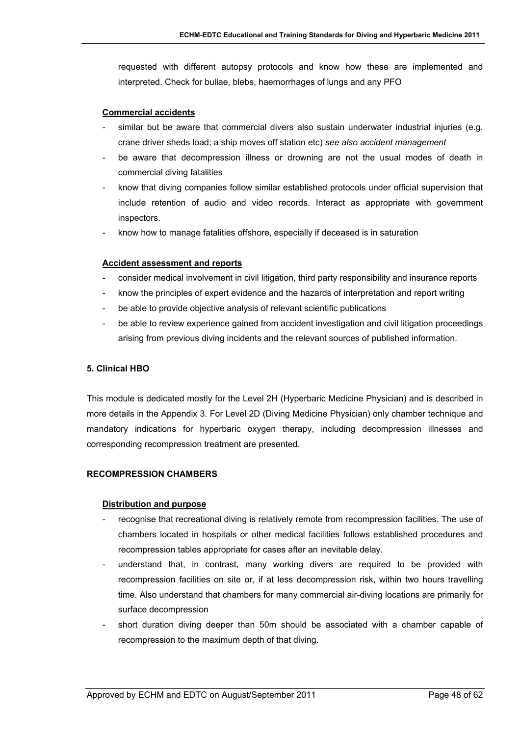requested with different autopsy protocols and know how these are implemented and interpreted. Check for bullae, blebs, haemorrhages of lungs and any PFO

**Commercial accidents**

- similar but be aware that commercial divers also sustain underwater industrial injuries (e.g. crane driver sheds load; a ship moves off station etc) *see also accident management*
- be aware that decompression illness or drowning are not the usual modes of death in commercial diving fatalities
- know that diving companies follow similar established protocols under official supervision that include retention of audio and video records. Interact as appropriate with government inspectors.
- know how to manage fatalities offshore, especially if deceased is in saturation

**Accident assessment and reports**

- consider medical involvement in civil litigation, third party responsibility and insurance reports
- know the principles of expert evidence and the hazards of interpretation and report writing
- be able to provide objective analysis of relevant scientific publications
- be able to review experience gained from accident investigation and civil litigation proceedings arising from previous diving incidents and the relevant sources of published information.

## 5. Clinical HBO

This module is dedicated mostly for the Level 2H (Hyperbaric Medicine Physician) and is described in more details in the Appendix 3. For Level 2D (Diving Medicine Physician) only chamber technique and mandatory indications for hyperbaric oxygen therapy, including decompression illnesses and corresponding recompression treatment are presented.

### RECOMPRESSION CHAMBERS

**Distribution and purpose**

- recognise that recreational diving is relatively remote from recompression facilities. The use of chambers located in hospitals or other medical facilities follows established procedures and recompression tables appropriate for cases after an inevitable delay.
- understand that, in contrast, many working divers are required to be provided with recompression facilities on site or, if at less decompression risk, within two hours travelling time. Also understand that chambers for many commercial air-diving locations are primarily for surface decompression
- short duration diving deeper than 50m should be associated with a chamber capable of recompression to the maximum depth of that diving.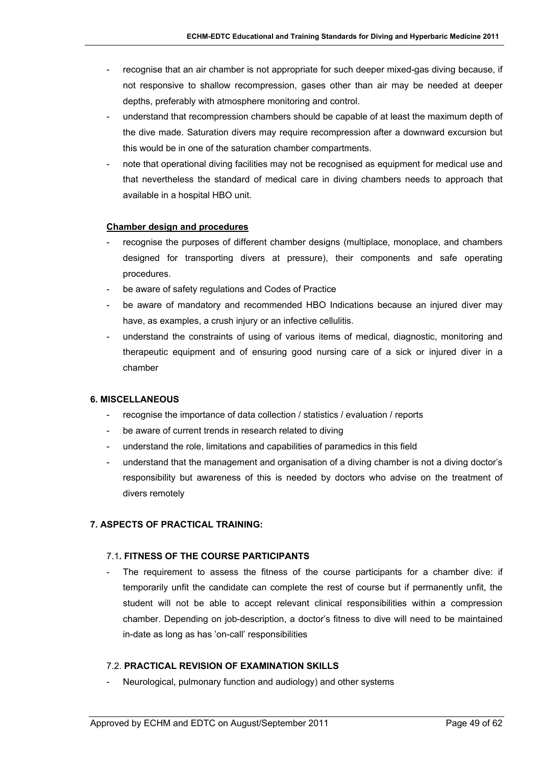- recognise that an air chamber is not appropriate for such deeper mixed-gas diving because, if not responsive to shallow recompression, gases other than air may be needed at deeper depths, preferably with atmosphere monitoring and control.
- understand that recompression chambers should be capable of at least the maximum depth of the dive made. Saturation divers may require recompression after a downward excursion but this would be in one of the saturation chamber compartments.
- note that operational diving facilities may not be recognised as equipment for medical use and that nevertheless the standard of medical care in diving chambers needs to approach that available in a hospital HBO unit.

**Chamber design and procedures**

- recognise the purposes of different chamber designs (multiplace, monoplace, and chambers designed for transporting divers at pressure), their components and safe operating procedures.
- be aware of safety regulations and Codes of Practice
- be aware of mandatory and recommended HBO Indications because an injured diver may have, as examples, a crush injury or an infective cellulitis.
- understand the constraints of using of various items of medical, diagnostic, monitoring and therapeutic equipment and of ensuring good nursing care of a sick or injured diver in a chamber

## 6. MISCELLANEOUS

- recognise the importance of data collection / statistics / evaluation / reports
- be aware of current trends in research related to diving
- understand the role, limitations and capabilities of paramedics in this field
- understand that the management and organisation of a diving chamber is not a diving doctor's responsibility but awareness of this is needed by doctors who advise on the treatment of divers remotely

## 7. ASPECTS OF PRACTICAL TRAINING:

### 7.1. FITNESS OF THE COURSE PARTICIPANTS

- The requirement to assess the fitness of the course participants for a chamber dive: if temporarily unfit the candidate can complete the rest of course but if permanently unfit, the student will not be able to accept relevant clinical responsibilities within a compression chamber. Depending on job-description, a doctor's fitness to dive will need to be maintained in-date as long as has 'on-call' responsibilities

### 7.2. PRACTICAL REVISION OF EXAMINATION SKILLS

- Neurological, pulmonary function and audiology) and other systems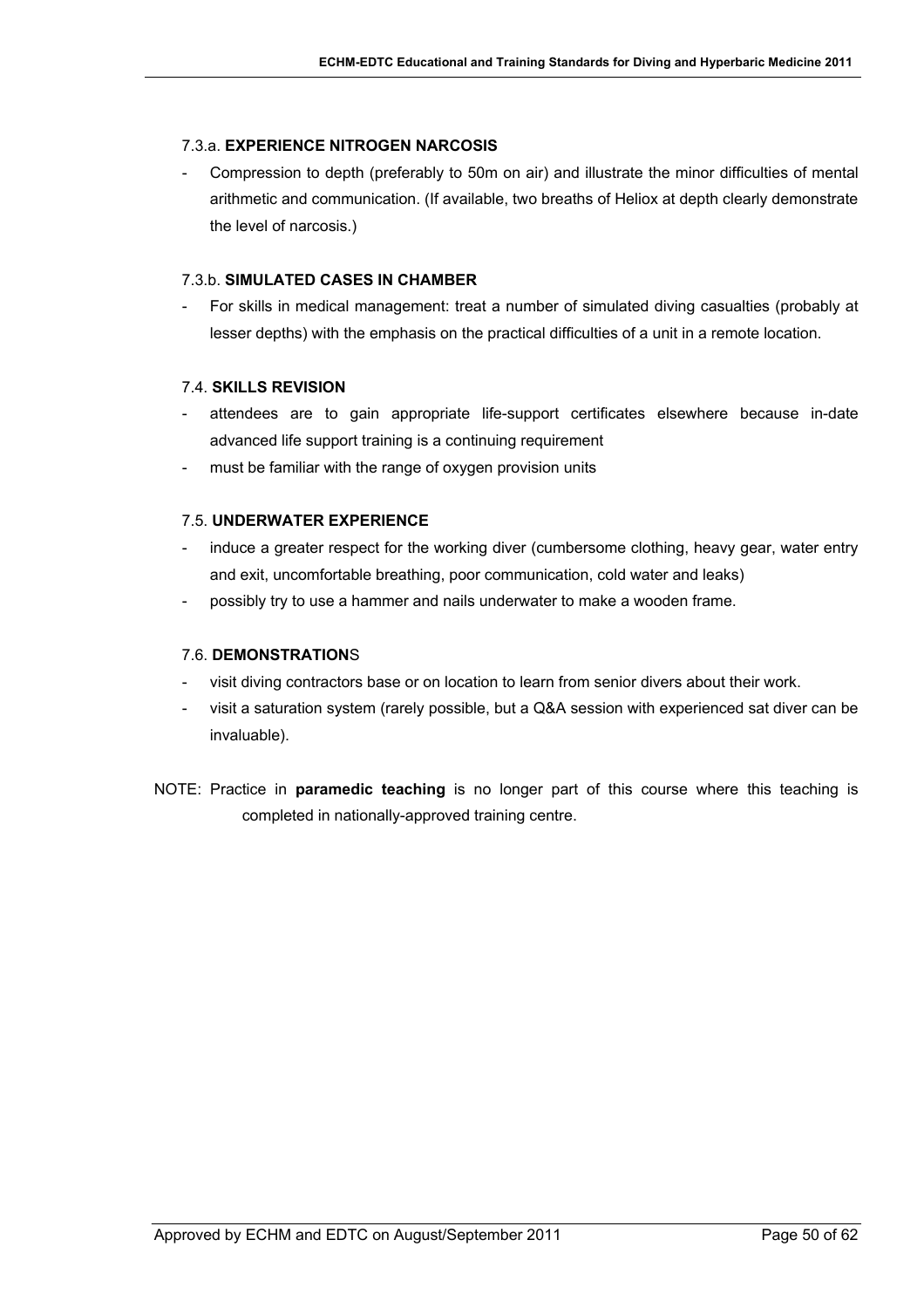7.3.a. **EXPERIENCE NITROGEN NARCOSIS**

- Compression to depth (preferably to 50m on air) and illustrate the minor difficulties of mental arithmetic and communication. (If available, two breaths of Heliox at depth clearly demonstrate the level of narcosis.)

7.3.b. **SIMULATED CASES IN CHAMBER**

- For skills in medical management: treat a number of simulated diving casualties (probably at lesser depths) with the emphasis on the practical difficulties of a unit in a remote location.

7.4. **SKILLS REVISION**

- attendees are to gain appropriate life-support certificates elsewhere because in-date advanced life support training is a continuing requirement
- must be familiar with the range of oxygen provision units

7.5. **UNDERWATER EXPERIENCE**

- induce a greater respect for the working diver (cumbersome clothing, heavy gear, water entry and exit, uncomfortable breathing, poor communication, cold water and leaks)
- possibly try to use a hammer and nails underwater to make a wooden frame.

7.6. **DEMONSTRATION**S

- visit diving contractors base or on location to learn from senior divers about their work.
- visit a saturation system (rarely possible, but a Q&A session with experienced sat diver can be invaluable).

NOTE: Practice in **paramedic teaching** is no longer part of this course where this teaching is completed in nationally-approved training centre.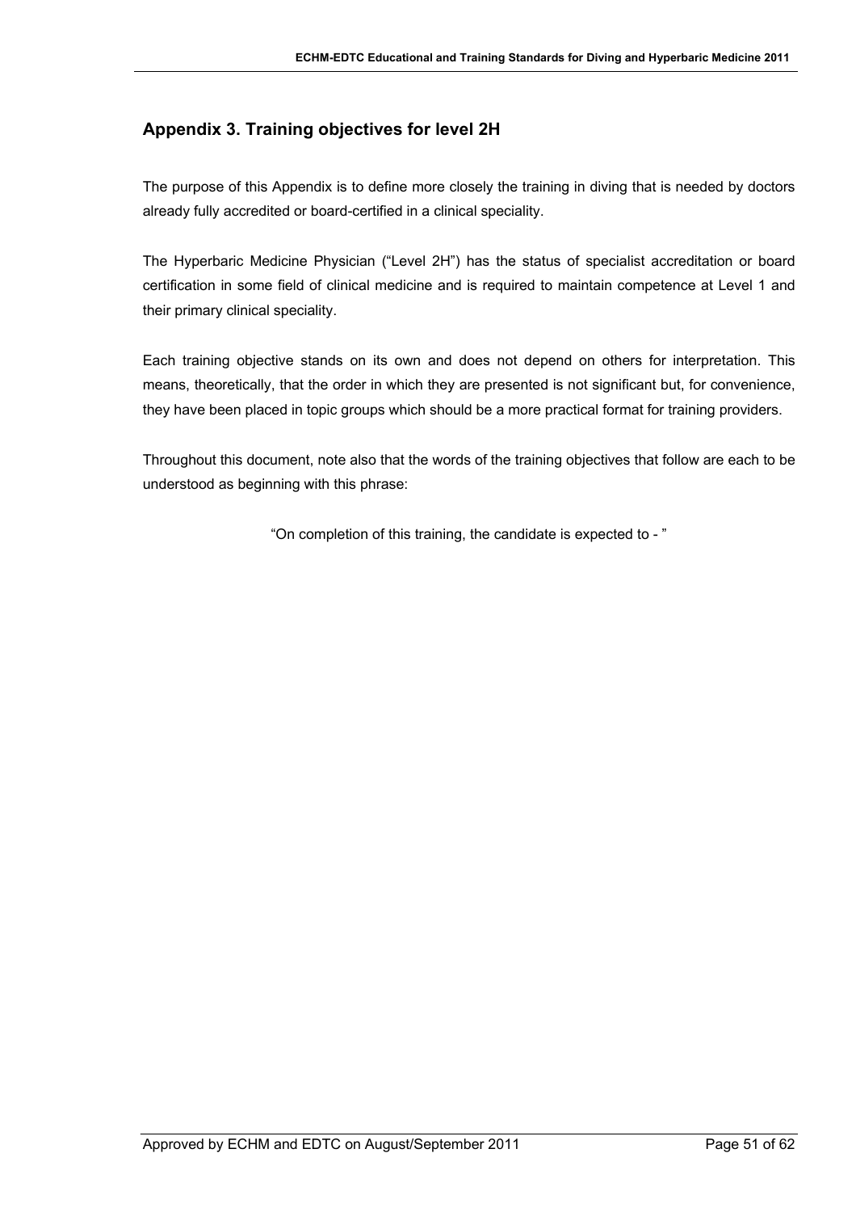## Appendix 3. Training objectives for level 2H

The purpose of this Appendix is to define more closely the training in diving that is needed by doctors already fully accredited or board-certified in a clinical speciality.

The Hyperbaric Medicine Physician ("Level 2H") has the status of specialist accreditation or board certification in some field of clinical medicine and is required to maintain competence at Level 1 and their primary clinical speciality.

Each training objective stands on its own and does not depend on others for interpretation. This means, theoretically, that the order in which they are presented is not significant but, for convenience, they have been placed in topic groups which should be a more practical format for training providers.

Throughout this document, note also that the words of the training objectives that follow are each to be understood as beginning with this phrase:

"On completion of this training, the candidate is expected to - "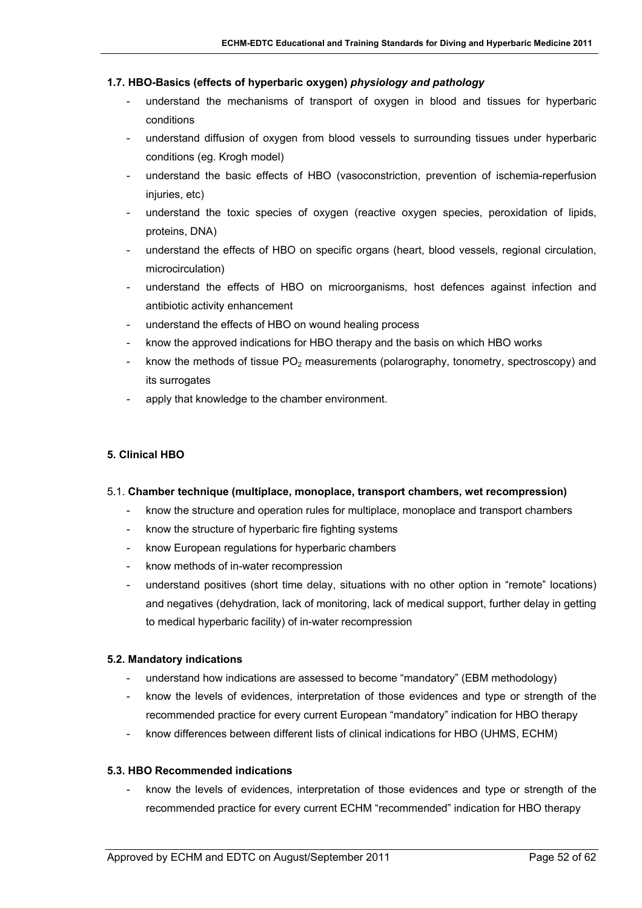### 1.7. HBO-Basics (effects of hyperbaric oxygen) *physiology and pathology*

- understand the mechanisms of transport of oxygen in blood and tissues for hyperbaric conditions
- understand diffusion of oxygen from blood vessels to surrounding tissues under hyperbaric conditions (eg. Krogh model)
- understand the basic effects of HBO (vasoconstriction, prevention of ischemia-reperfusion injuries, etc)
- understand the toxic species of oxygen (reactive oxygen species, peroxidation of lipids, proteins, DNA)
- understand the effects of HBO on specific organs (heart, blood vessels, regional circulation, microcirculation)
- understand the effects of HBO on microorganisms, host defences against infection and antibiotic activity enhancement
- understand the effects of HBO on wound healing process
- know the approved indications for HBO therapy and the basis on which HBO works
- know the methods of tissue $PO_2$ measurements (polarography, tonometry, spectroscopy) and its surrogates
- apply that knowledge to the chamber environment.

## 5. Clinical HBO

### 5.1. Chamber technique (multiplace, monoplace, transport chambers, wet recompression)

- know the structure and operation rules for multiplace, monoplace and transport chambers
- know the structure of hyperbaric fire fighting systems
- know European regulations for hyperbaric chambers
- know methods of in-water recompression
- understand positives (short time delay, situations with no other option in "remote" locations) and negatives (dehydration, lack of monitoring, lack of medical support, further delay in getting to medical hyperbaric facility) of in-water recompression

### 5.2. Mandatory indications

- understand how indications are assessed to become "mandatory" (EBM methodology)
- know the levels of evidences, interpretation of those evidences and type or strength of the recommended practice for every current European "mandatory" indication for HBO therapy
- know differences between different lists of clinical indications for HBO (UHMS, ECHM)

### 5.3. HBO Recommended indications

- know the levels of evidences, interpretation of those evidences and type or strength of the recommended practice for every current ECHM "recommended" indication for HBO therapy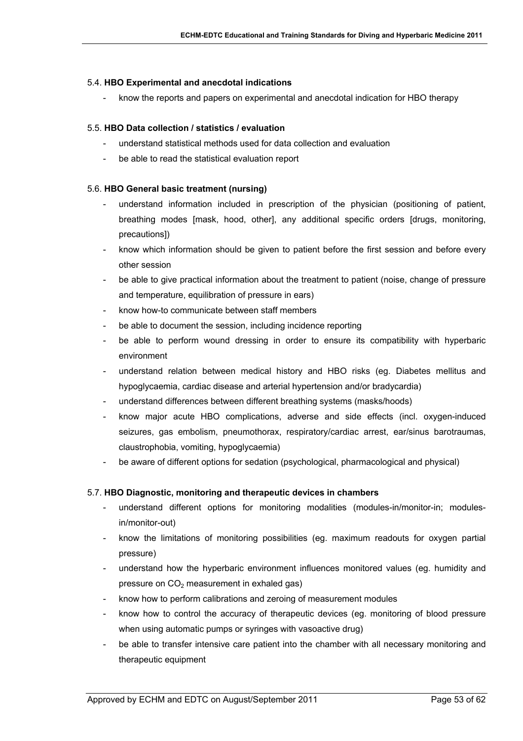### 5.4. **HBO Experimental and anecdotal indications**

- know the reports and papers on experimental and anecdotal indication for HBO therapy

### 5.5. **HBO Data collection / statistics / evaluation**

- understand statistical methods used for data collection and evaluation
- be able to read the statistical evaluation report

### 5.6. **HBO General basic treatment (nursing)**

- understand information included in prescription of the physician (positioning of patient, breathing modes [mask, hood, other], any additional specific orders [drugs, monitoring, precautions])
- know which information should be given to patient before the first session and before every other session
- be able to give practical information about the treatment to patient (noise, change of pressure and temperature, equilibration of pressure in ears)
- know how-to communicate between staff members
- be able to document the session, including incidence reporting
- be able to perform wound dressing in order to ensure its compatibility with hyperbaric environment
- understand relation between medical history and HBO risks (eg. Diabetes mellitus and hypoglycaemia, cardiac disease and arterial hypertension and/or bradycardia)
- understand differences between different breathing systems (masks/hoods)
- know major acute HBO complications, adverse and side effects (incl. oxygen-induced seizures, gas embolism, pneumothorax, respiratory/cardiac arrest, ear/sinus barotraumas, claustrophobia, vomiting, hypoglycaemia)
- be aware of different options for sedation (psychological, pharmacological and physical)

### 5.7. **HBO Diagnostic, monitoring and therapeutic devices in chambers**

- understand different options for monitoring modalities (modules-in/monitor-in; modules-in/monitor-out)
- know the limitations of monitoring possibilities (eg. maximum readouts for oxygen partial pressure)
- understand how the hyperbaric environment influences monitored values (eg. humidity and pressure on $CO_2$ measurement in exhaled gas)
- know how to perform calibrations and zeroing of measurement modules
- know how to control the accuracy of therapeutic devices (eg. monitoring of blood pressure when using automatic pumps or syringes with vasoactive drug)
- be able to transfer intensive care patient into the chamber with all necessary monitoring and therapeutic equipment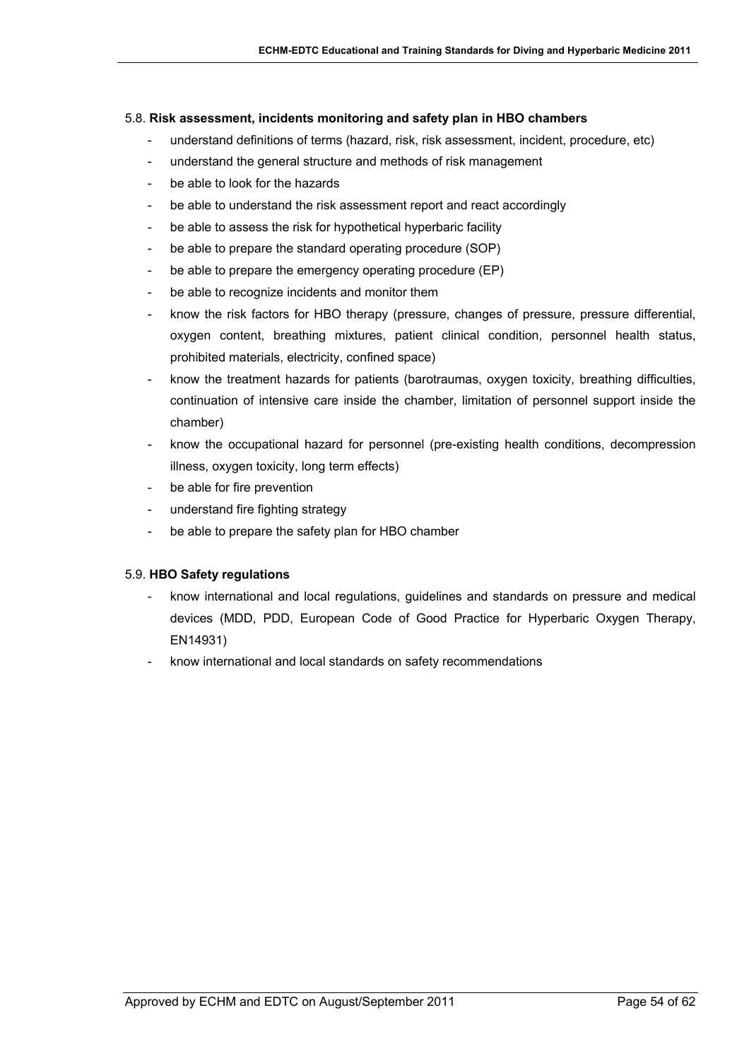### 5.8. **Risk assessment, incidents monitoring and safety plan in HBO chambers**

- understand definitions of terms (hazard, risk, risk assessment, incident, procedure, etc)
- understand the general structure and methods of risk management
- be able to look for the hazards
- be able to understand the risk assessment report and react accordingly
- be able to assess the risk for hypothetical hyperbaric facility
- be able to prepare the standard operating procedure (SOP)
- be able to prepare the emergency operating procedure (EP)
- be able to recognize incidents and monitor them
- know the risk factors for HBO therapy (pressure, changes of pressure, pressure differential, oxygen content, breathing mixtures, patient clinical condition, personnel health status, prohibited materials, electricity, confined space)
- know the treatment hazards for patients (barotraumas, oxygen toxicity, breathing difficulties, continuation of intensive care inside the chamber, limitation of personnel support inside the chamber)
- know the occupational hazard for personnel (pre-existing health conditions, decompression illness, oxygen toxicity, long term effects)
- be able for fire prevention
- understand fire fighting strategy
- be able to prepare the safety plan for HBO chamber

### 5.9. **HBO Safety regulations**

- know international and local regulations, guidelines and standards on pressure and medical devices (MDD, PDD, European Code of Good Practice for Hyperbaric Oxygen Therapy, EN14931)
- know international and local standards on safety recommendations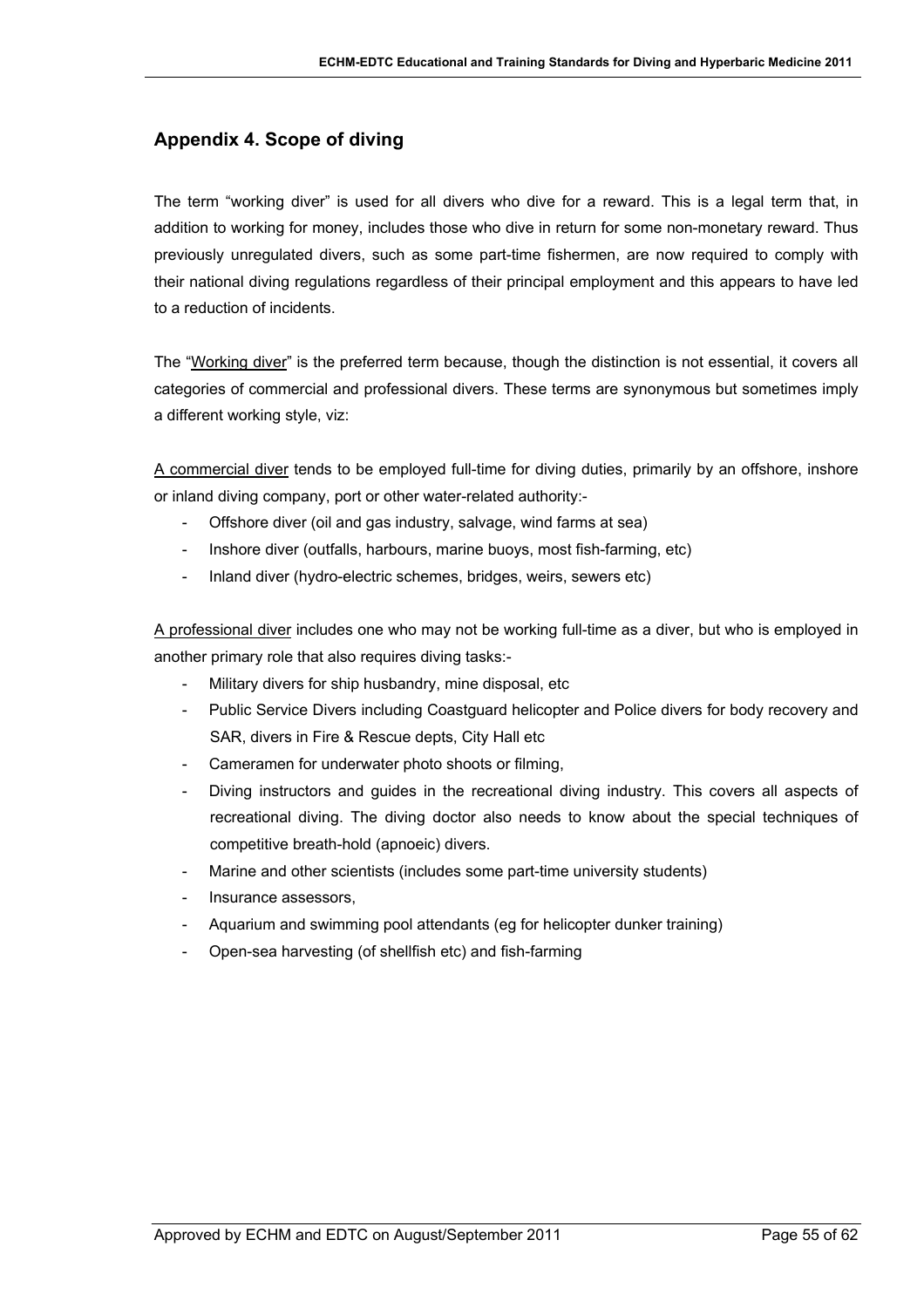## Appendix 4. Scope of diving

The term "working diver" is used for all divers who dive for a reward. This is a legal term that, in addition to working for money, includes those who dive in return for some non-monetary reward. Thus previously unregulated divers, such as some part-time fishermen, are now required to comply with their national diving regulations regardless of their principal employment and this appears to have led to a reduction of incidents.

The "Working diver" is the preferred term because, though the distinction is not essential, it covers all categories of commercial and professional divers. These terms are synonymous but sometimes imply a different working style, viz:

A commercial diver tends to be employed full-time for diving duties, primarily by an offshore, inshore or inland diving company, port or other water-related authority:-

- Offshore diver (oil and gas industry, salvage, wind farms at sea)
- Inshore diver (outfalls, harbours, marine buoys, most fish-farming, etc)
- Inland diver (hydro-electric schemes, bridges, weirs, sewers etc)

A professional diver includes one who may not be working full-time as a diver, but who is employed in another primary role that also requires diving tasks:-

- Military divers for ship husbandry, mine disposal, etc
- Public Service Divers including Coastguard helicopter and Police divers for body recovery and SAR, divers in Fire & Rescue depts, City Hall etc
- Cameramen for underwater photo shoots or filming,
- Diving instructors and guides in the recreational diving industry. This covers all aspects of recreational diving. The diving doctor also needs to know about the special techniques of competitive breath-hold (apnoeic) divers.
- Marine and other scientists (includes some part-time university students)
- Insurance assessors,
- Aquarium and swimming pool attendants (eg for helicopter dunker training)
- Open-sea harvesting (of shellfish etc) and fish-farming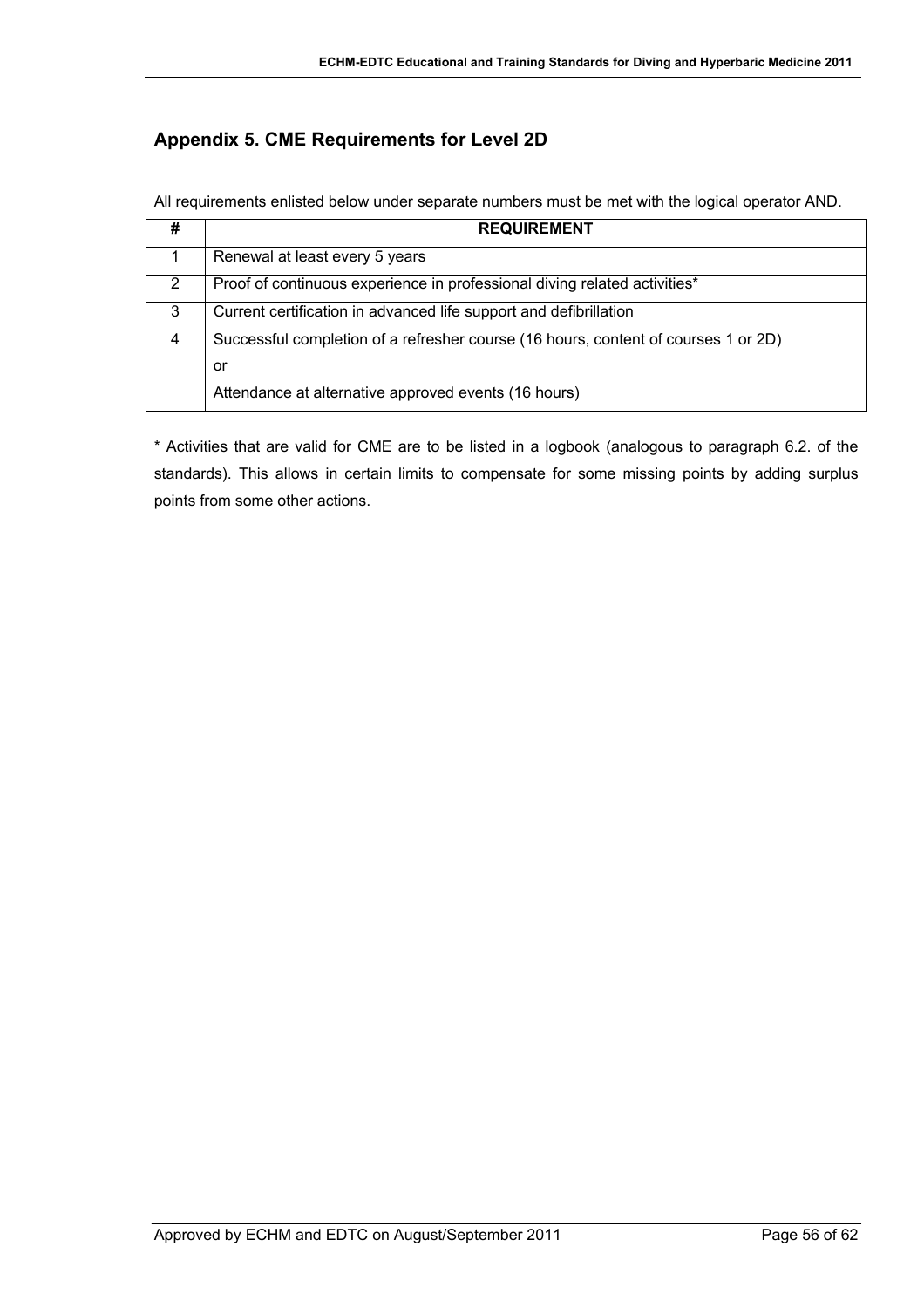## Appendix 5. CME Requirements for Level 2D

All requirements enlisted below under separate numbers must be met with the logical operator AND.

| # | REQUIREMENT |
|---|---|
| 1 | Renewal at least every 5 years |
| 2 | Proof of continuous experience in professional diving related activities* |
| 3 | Current certification in advanced life support and defibrillation |
| 4 | Successful completion of a refresher course (16 hours, content of courses 1 or 2D)<br>or<br>Attendance at alternative approved events (16 hours) |

* Activities that are valid for CME are to be listed in a logbook (analogous to paragraph 6.2. of the standards). This allows in certain limits to compensate for some missing points by adding surplus points from some other actions.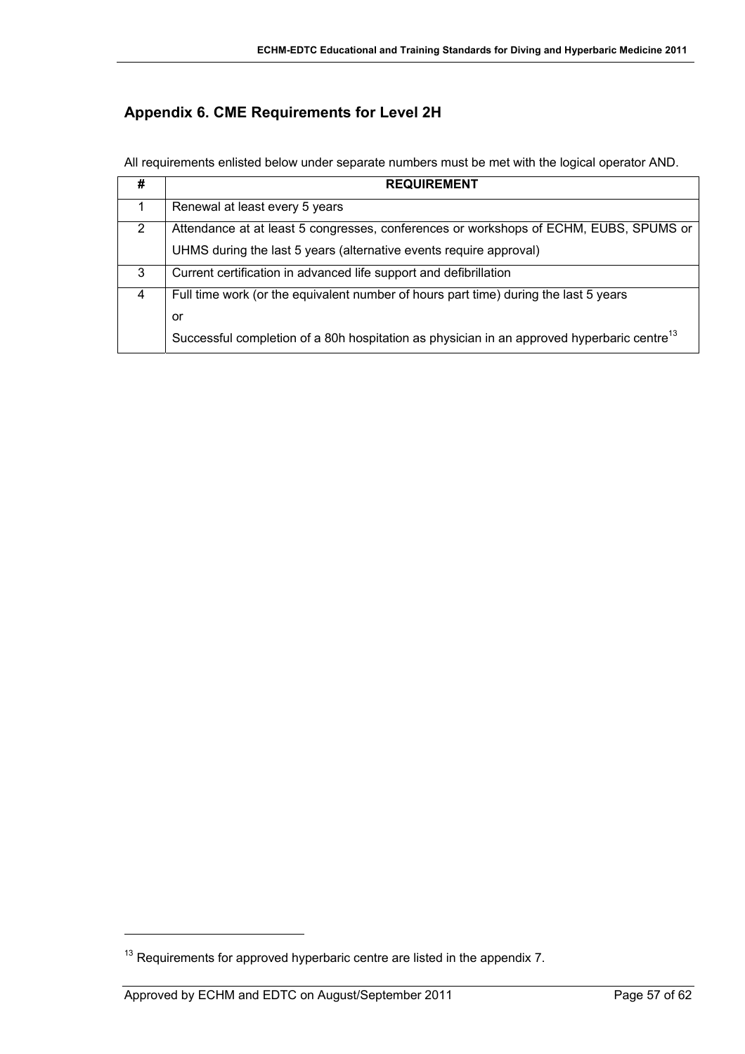## Appendix 6. CME Requirements for Level 2H

All requirements enlisted below under separate numbers must be met with the logical operator AND.

| # | REQUIREMENT |
|---|---|
| 1 | Renewal at least every 5 years |
| 2 | Attendance at at least 5 congresses, conferences or workshops of ECHM, EUBS, SPUMS or UHMS during the last 5 years (alternative events require approval) |
| 3 | Current certification in advanced life support and defibrillation |
| 4 | Full time work (or the equivalent number of hours part time) during the last 5 years<br>or<br>Successful completion of a 80h hospitation as physician in an approved hyperbaric centre[13] |

[13] Requirements for approved hyperbaric centre are listed in the appendix 7.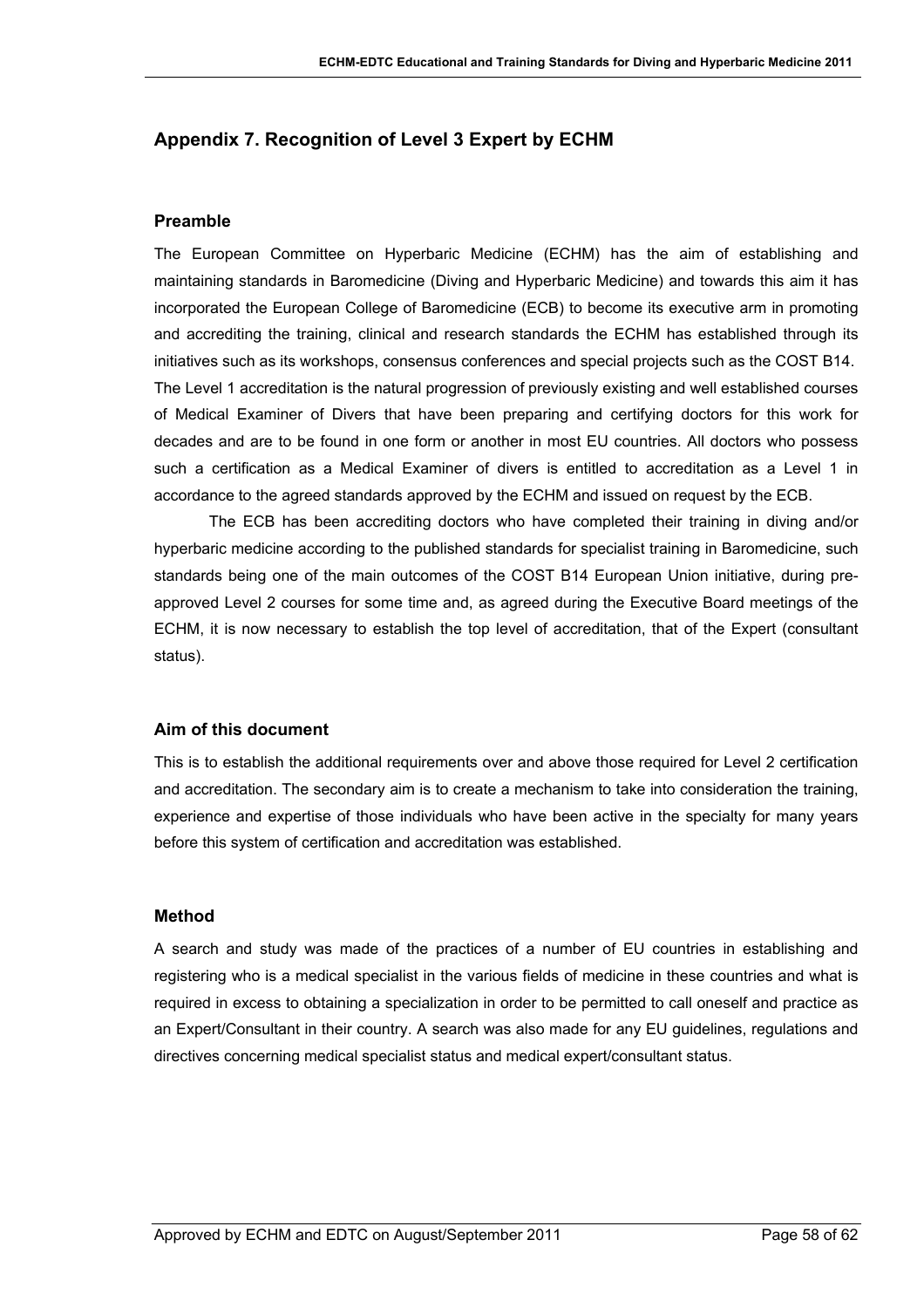## Appendix 7. Recognition of Level 3 Expert by ECHM

### Preamble

The European Committee on Hyperbaric Medicine (ECHM) has the aim of establishing and maintaining standards in Baromedicine (Diving and Hyperbaric Medicine) and towards this aim it has incorporated the European College of Baromedicine (ECB) to become its executive arm in promoting and accrediting the training, clinical and research standards the ECHM has established through its initiatives such as its workshops, consensus conferences and special projects such as the COST B14. The Level 1 accreditation is the natural progression of previously existing and well established courses of Medical Examiner of Divers that have been preparing and certifying doctors for this work for decades and are to be found in one form or another in most EU countries. All doctors who possess such a certification as a Medical Examiner of divers is entitled to accreditation as a Level 1 in accordance to the agreed standards approved by the ECHM and issued on request by the ECB.

The ECB has been accrediting doctors who have completed their training in diving and/or hyperbaric medicine according to the published standards for specialist training in Baromedicine, such standards being one of the main outcomes of the COST B14 European Union initiative, during pre-approved Level 2 courses for some time and, as agreed during the Executive Board meetings of the ECHM, it is now necessary to establish the top level of accreditation, that of the Expert (consultant status).

### Aim of this document

This is to establish the additional requirements over and above those required for Level 2 certification and accreditation. The secondary aim is to create a mechanism to take into consideration the training, experience and expertise of those individuals who have been active in the specialty for many years before this system of certification and accreditation was established.

### Method

A search and study was made of the practices of a number of EU countries in establishing and registering who is a medical specialist in the various fields of medicine in these countries and what is required in excess to obtaining a specialization in order to be permitted to call oneself and practice as an Expert/Consultant in their country. A search was also made for any EU guidelines, regulations and directives concerning medical specialist status and medical expert/consultant status.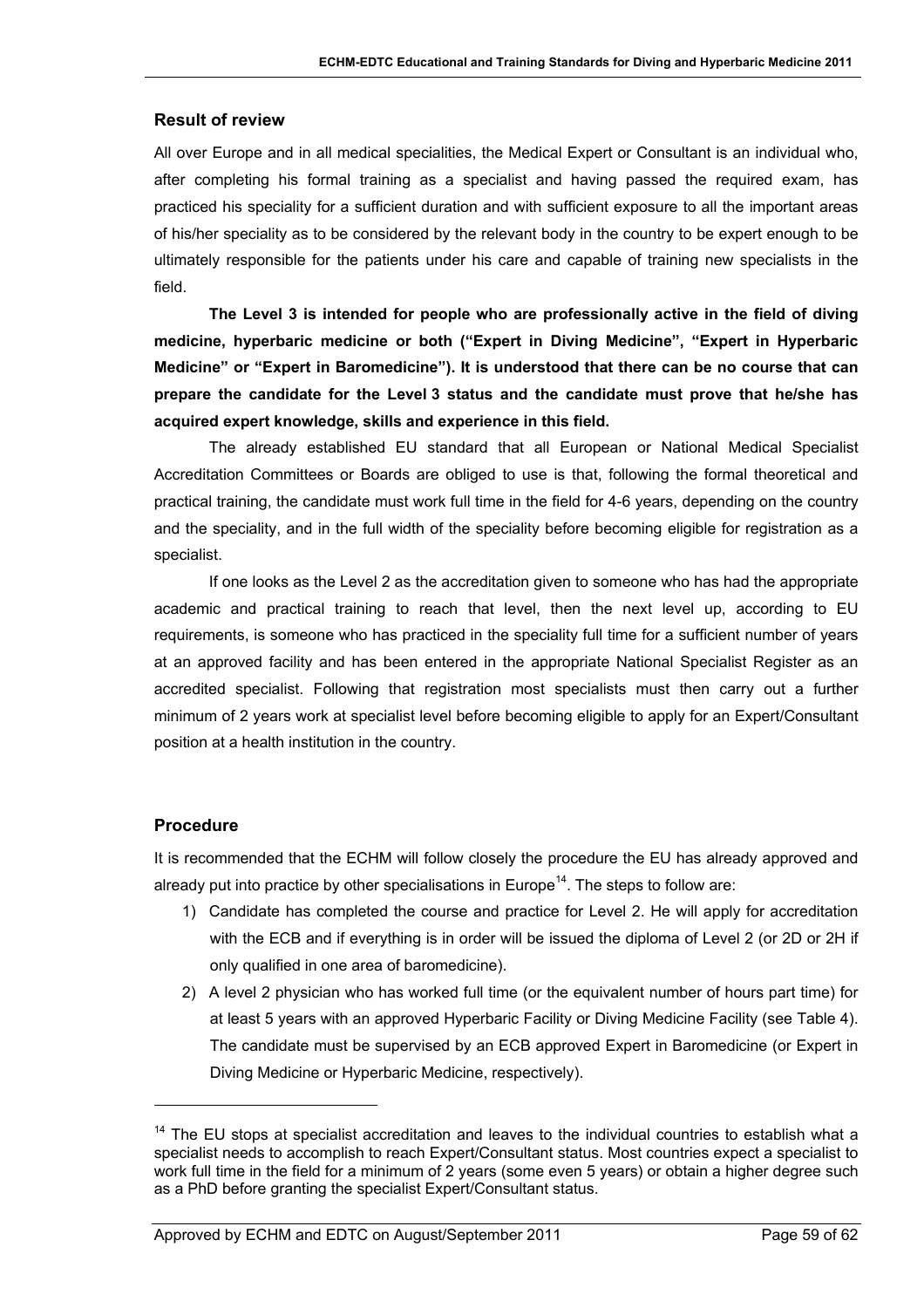## Result of review

All over Europe and in all medical specialities, the Medical Expert or Consultant is an individual who, after completing his formal training as a specialist and having passed the required exam, has practiced his speciality for a sufficient duration and with sufficient exposure to all the important areas of his/her speciality as to be considered by the relevant body in the country to be expert enough to be ultimately responsible for the patients under his care and capable of training new specialists in the field.

**The Level 3 is intended for people who are professionally active in the field of diving medicine, hyperbaric medicine or both ("Expert in Diving Medicine", "Expert in Hyperbaric Medicine" or "Expert in Baromedicine"). It is understood that there can be no course that can prepare the candidate for the Level 3 status and the candidate must prove that he/she has acquired expert knowledge, skills and experience in this field.**

The already established EU standard that all European or National Medical Specialist Accreditation Committees or Boards are obliged to use is that, following the formal theoretical and practical training, the candidate must work full time in the field for 4-6 years, depending on the country and the speciality, and in the full width of the speciality before becoming eligible for registration as a specialist.

If one looks as the Level 2 as the accreditation given to someone who has had the appropriate academic and practical training to reach that level, then the next level up, according to EU requirements, is someone who has practiced in the speciality full time for a sufficient number of years at an approved facility and has been entered in the appropriate National Specialist Register as an accredited specialist. Following that registration most specialists must then carry out a further minimum of 2 years work at specialist level before becoming eligible to apply for an Expert/Consultant position at a health institution in the country.

## Procedure

It is recommended that the ECHM will follow closely the procedure the EU has already approved and already put into practice by other specialisations in Europe[14]. The steps to follow are:

1) Candidate has completed the course and practice for Level 2. He will apply for accreditation with the ECB and if everything is in order will be issued the diploma of Level 2 (or 2D or 2H if only qualified in one area of baromedicine).
2) A level 2 physician who has worked full time (or the equivalent number of hours part time) for at least 5 years with an approved Hyperbaric Facility or Diving Medicine Facility (see Table 4). The candidate must be supervised by an ECB approved Expert in Baromedicine (or Expert in Diving Medicine or Hyperbaric Medicine, respectively).

[14] The EU stops at specialist accreditation and leaves to the individual countries to establish what a specialist needs to accomplish to reach Expert/Consultant status. Most countries expect a specialist to work full time in the field for a minimum of 2 years (some even 5 years) or obtain a higher degree such as a PhD before granting the specialist Expert/Consultant status.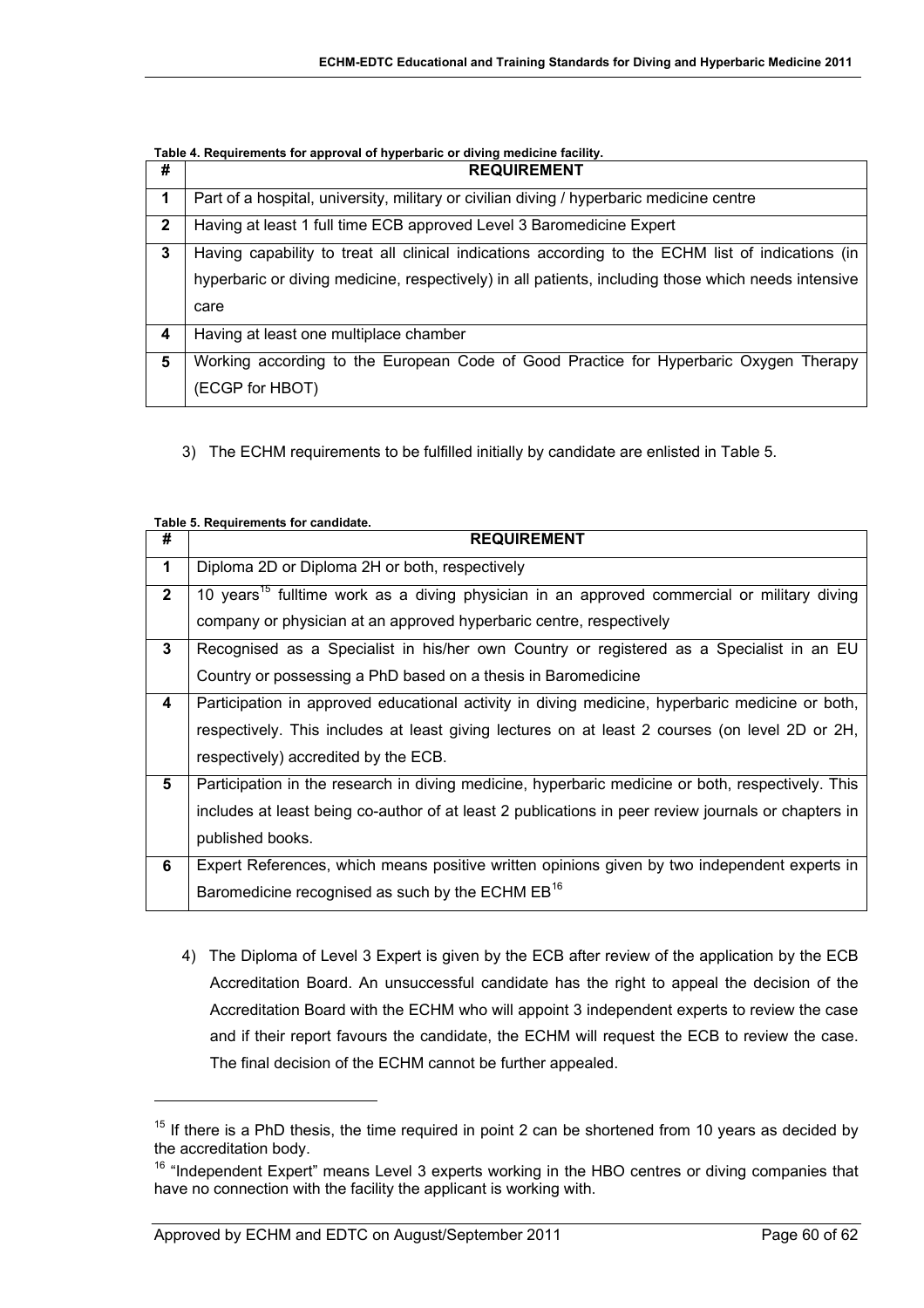**Table 4. Requirements for approval of hyperbaric or diving medicine facility.**

| # | REQUIREMENT |
|---|---|
| 1 | Part of a hospital, university, military or civilian diving / hyperbaric medicine centre |
| 2 | Having at least 1 full time ECB approved Level 3 Baromedicine Expert |
| 3 | Having capability to treat all clinical indications according to the ECHM list of indications (in hyperbaric or diving medicine, respectively) in all patients, including those which needs intensive care |
| 4 | Having at least one multiplace chamber |
| 5 | Working according to the European Code of Good Practice for Hyperbaric Oxygen Therapy (ECGP for HBOT) |

3) The ECHM requirements to be fulfilled initially by candidate are enlisted in Table 5.

**Table 5. Requirements for candidate.**

| # | REQUIREMENT |
|---|---|
| 1 | Diploma 2D or Diploma 2H or both, respectively |
| 2 | 10 years[15] fulltime work as a diving physician in an approved commercial or military diving company or physician at an approved hyperbaric centre, respectively |
| 3 | Recognised as a Specialist in his/her own Country or registered as a Specialist in an EU Country or possessing a PhD based on a thesis in Baromedicine |
| 4 | Participation in approved educational activity in diving medicine, hyperbaric medicine or both, respectively. This includes at least giving lectures on at least 2 courses (on level 2D or 2H, respectively) accredited by the ECB. |
| 5 | Participation in the research in diving medicine, hyperbaric medicine or both, respectively. This includes at least being co-author of at least 2 publications in peer review journals or chapters in published books. |
| 6 | Expert References, which means positive written opinions given by two independent experts in Baromedicine recognised as such by the ECHM EB[16] |

4) The Diploma of Level 3 Expert is given by the ECB after review of the application by the ECB Accreditation Board. An unsuccessful candidate has the right to appeal the decision of the Accreditation Board with the ECHM who will appoint 3 independent experts to review the case and if their report favours the candidate, the ECHM will request the ECB to review the case. The final decision of the ECHM cannot be further appealed.

---

[15] If there is a PhD thesis, the time required in point 2 can be shortened from 10 years as decided by the accreditation body.

[16] "Independent Expert" means Level 3 experts working in the HBO centres or diving companies that have no connection with the facility the applicant is working with.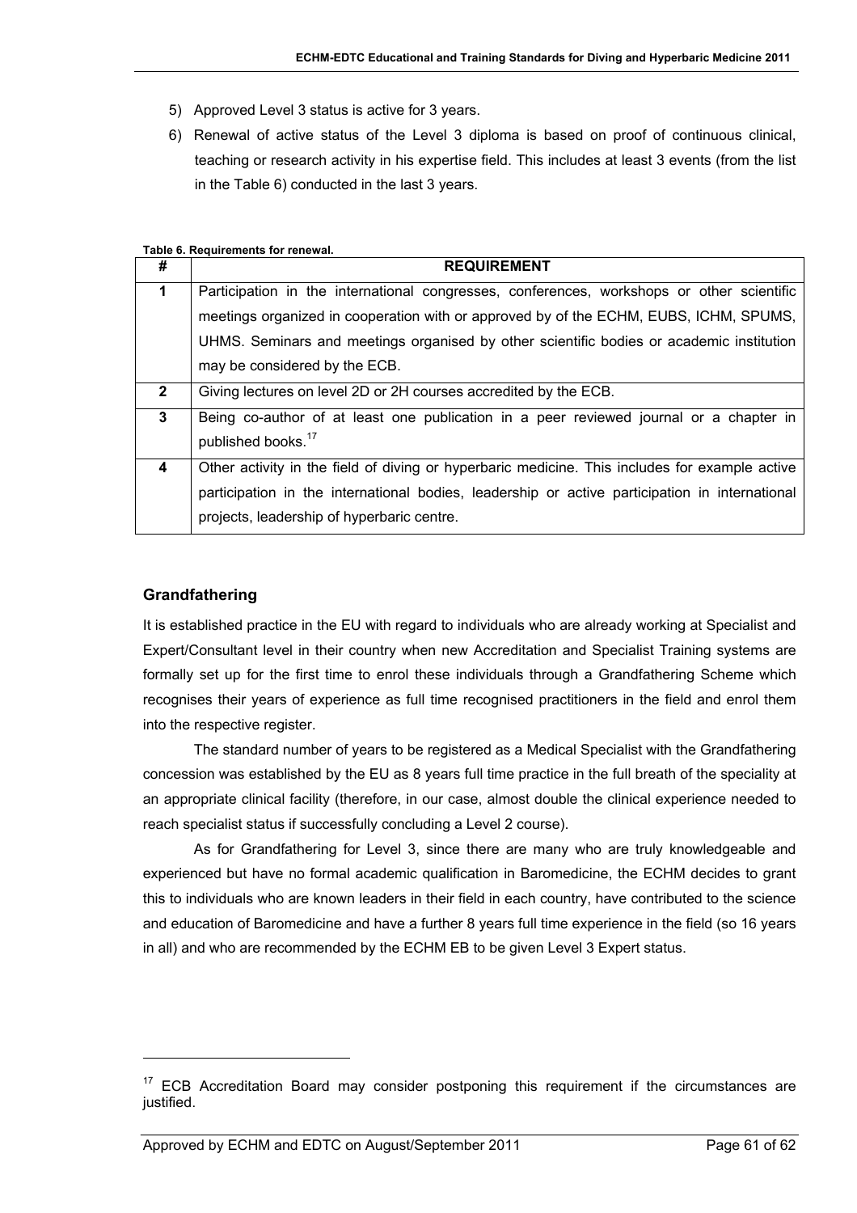5) Approved Level 3 status is active for 3 years.
6) Renewal of active status of the Level 3 diploma is based on proof of continuous clinical, teaching or research activity in his expertise field. This includes at least 3 events (from the list in the Table 6) conducted in the last 3 years.

**Table 6. Requirements for renewal.**

| # | REQUIREMENT |
|---|---|
| **1** | Participation in the international congresses, conferences, workshops or other scientific meetings organized in cooperation with or approved by of the ECHM, EUBS, ICHM, SPUMS, UHMS. Seminars and meetings organised by other scientific bodies or academic institution may be considered by the ECB. |
| **2** | Giving lectures on level 2D or 2H courses accredited by the ECB. |
| **3** | Being co-author of at least one publication in a peer reviewed journal or a chapter in published books.[17] |
| **4** | Other activity in the field of diving or hyperbaric medicine. This includes for example active participation in the international bodies, leadership or active participation in international projects, leadership of hyperbaric centre. |

## Grandfathering

It is established practice in the EU with regard to individuals who are already working at Specialist and Expert/Consultant level in their country when new Accreditation and Specialist Training systems are formally set up for the first time to enrol these individuals through a Grandfathering Scheme which recognises their years of experience as full time recognised practitioners in the field and enrol them into the respective register.

The standard number of years to be registered as a Medical Specialist with the Grandfathering concession was established by the EU as 8 years full time practice in the full breath of the speciality at an appropriate clinical facility (therefore, in our case, almost double the clinical experience needed to reach specialist status if successfully concluding a Level 2 course).

As for Grandfathering for Level 3, since there are many who are truly knowledgeable and experienced but have no formal academic qualification in Baromedicine, the ECHM decides to grant this to individuals who are known leaders in their field in each country, have contributed to the science and education of Baromedicine and have a further 8 years full time experience in the field (so 16 years in all) and who are recommended by the ECHM EB to be given Level 3 Expert status.

---

[17] ECB Accreditation Board may consider postponing this requirement if the circumstances are justified.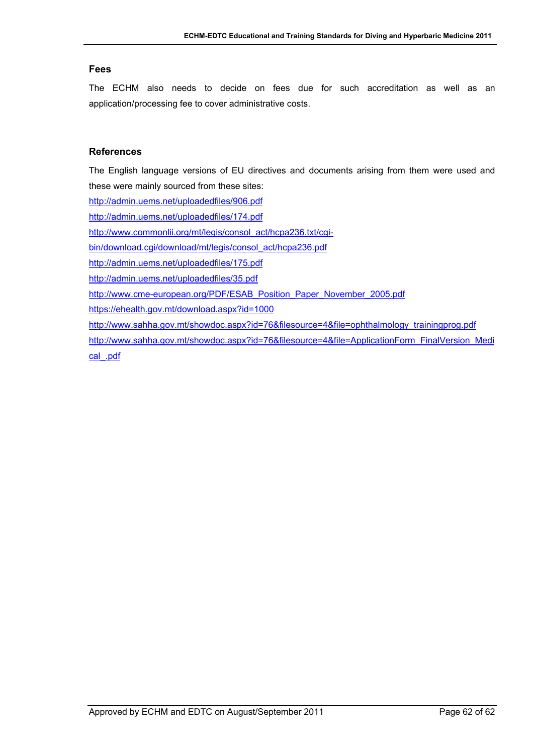### Fees

The ECHM also needs to decide on fees due for such accreditation as well as an application/processing fee to cover administrative costs.

### References

The English language versions of EU directives and documents arising from them were used and these were mainly sourced from these sites:

http://admin.uems.net/uploadedfiles/906.pdf

http://admin.uems.net/uploadedfiles/174.pdf

http://www.commonlii.org/mt/legis/consol_act/hcpa236.txt/cgi-bin/download.cgi/download/mt/legis/consol_act/hcpa236.pdf

http://admin.uems.net/uploadedfiles/175.pdf

http://admin.uems.net/uploadedfiles/35.pdf

http://www.cme-european.org/PDF/ESAB_Position_Paper_November_2005.pdf

https://ehealth.gov.mt/download.aspx?id=1000

http://www.sahha.gov.mt/showdoc.aspx?id=76&filesource=4&file=ophthalmology_trainingprog.pdf

http://www.sahha.gov.mt/showdoc.aspx?id=76&filesource=4&file=ApplicationForm_FinalVersion_Medical_.pdf